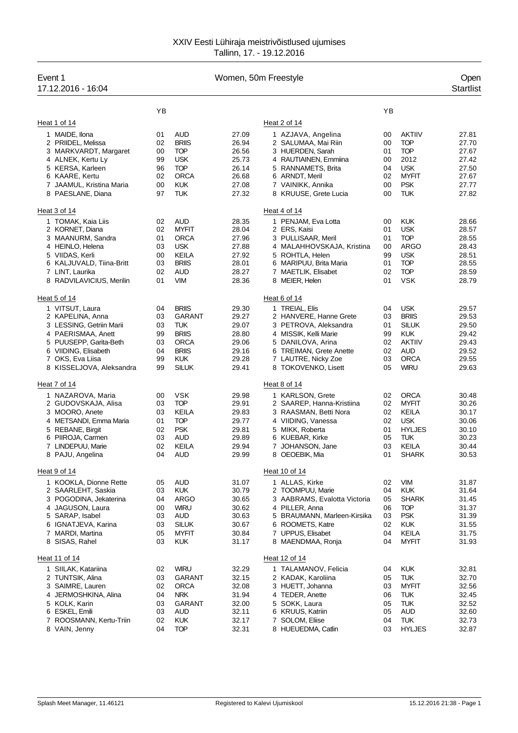# XXIV Eesti Lühiraja meistrivõistlused ujumises

Tallinn, 17. - 19.12.2016

**Event 1** — Women, 50m Freestyle — Open — Startlist

17.12.2016 - 16:04

### Heat 1 of 14

| | Name | YB | Club | Time |
|---|---|---|---|---|
| 1 | MAIDE, Ilona | 01 | AUD | 27.09 |
| 2 | PRIIDEL, Melissa | 02 | BRIIS | 26.94 |
| 3 | MARKVARDT, Margaret | 00 | TOP | 26.56 |
| 4 | ALNEK, Kertu Ly | 99 | USK | 25.73 |
| 5 | KERSA, Karleen | 96 | TOP | 26.14 |
| 6 | KAARE, Kertu | 02 | ORCA | 26.68 |
| 7 | JAAMUL, Kristina Maria | 00 | KUK | 27.08 |
| 8 | PAESLANE, Diana | 97 | TUK | 27.32 |

### Heat 2 of 14

| | Name | YB | Club | Time |
|---|---|---|---|---|
| 1 | AZJAVA, Angelina | 00 | AKTIIV | 27.81 |
| 2 | SALUMAA, Mai Riin | 00 | TOP | 27.70 |
| 3 | HUERDEN, Sarah | 01 | TOP | 27.67 |
| 4 | RAUTIAINEN, Emmiina | 00 | 2012 | 27.42 |
| 5 | RANNAMETS, Brita | 04 | USK | 27.50 |
| 6 | ARNDT, Meril | 02 | MYFIT | 27.67 |
| 7 | VAINIKK, Annika | 00 | PSK | 27.77 |
| 8 | KRUUSE, Grete Lucia | 00 | TUK | 27.82 |

### Heat 3 of 14

| | Name | YB | Club | Time |
|---|---|---|---|---|
| 1 | TOMAK, Kaia Liis | 02 | AUD | 28.35 |
| 2 | KORNET, Diana | 02 | MYFIT | 28.04 |
| 3 | MAANURM, Sandra | 01 | ORCA | 27.96 |
| 4 | HEINLO, Helena | 03 | USK | 27.88 |
| 5 | VIIDAS, Kerli | 00 | KEILA | 27.92 |
| 6 | KALJUVALD, Tiina-Britt | 03 | BRIIS | 28.01 |
| 7 | LINT, Laurika | 02 | AUD | 28.27 |
| 8 | RADVILAVICIUS, Merilin | 01 | VIM | 28.36 |

### Heat 4 of 14

| | Name | YB | Club | Time |
|---|---|---|---|---|
| 1 | PENJAM, Eva Lotta | 00 | KUK | 28.66 |
| 2 | ERS, Kaisi | 01 | USK | 28.57 |
| 3 | PULLISAAR, Meril | 01 | TOP | 28.55 |
| 4 | MALAHHOVSKAJA, Kristina | 00 | ARGO | 28.43 |
| 5 | ROHTLA, Helen | 99 | USK | 28.51 |
| 6 | MARIPUU, Brita Maria | 01 | TOP | 28.55 |
| 7 | MAETLIK, Elisabet | 02 | TOP | 28.59 |
| 8 | MEIER, Helen | 01 | VSK | 28.79 |

### Heat 5 of 14

| | Name | YB | Club | Time |
|---|---|---|---|---|
| 1 | VITSUT, Laura | 04 | BRIIS | 29.30 |
| 2 | KAPELINA, Anna | 03 | GARANT | 29.27 |
| 3 | LESSING, Getriin Marii | 03 | TUK | 29.07 |
| 4 | PAERISMAA, Anett | 99 | BRIIS | 28.80 |
| 5 | PUUSEPP, Garita-Beth | 03 | ORCA | 29.06 |
| 6 | VIIDING, Elisabeth | 04 | BRIIS | 29.16 |
| 7 | OKS, Eva Liisa | 99 | KUK | 29.28 |
| 8 | KISSELJOVA, Aleksandra | 99 | SILUK | 29.41 |

### Heat 6 of 14

| | Name | YB | Club | Time |
|---|---|---|---|---|
| 1 | TREIAL, Elis | 04 | USK | 29.57 |
| 2 | HANVERE, Hanne Grete | 03 | BRIIS | 29.53 |
| 3 | PETROVA, Aleksandra | 01 | SILUK | 29.50 |
| 4 | MISSIK, Kelli Marie | 99 | KUK | 29.42 |
| 5 | DANILOVA, Arina | 02 | AKTIIV | 29.43 |
| 6 | TREIMAN, Grete Anette | 02 | AUD | 29.52 |
| 7 | LAUTRE, Nicky Zoe | 03 | ORCA | 29.55 |
| 8 | TOKOVENKO, Lisett | 05 | WIRU | 29.63 |

### Heat 7 of 14

| | Name | YB | Club | Time |
|---|---|---|---|---|
| 1 | NAZAROVA, Maria | 00 | VSK | 29.98 |
| 2 | GUDOVSKAJA, Alisa | 03 | TOP | 29.91 |
| 3 | MOORO, Anete | 03 | KEILA | 29.83 |
| 4 | METSANDI, Emma Maria | 01 | TOP | 29.77 |
| 5 | REBANE, Birgit | 02 | PSK | 29.81 |
| 6 | PIIROJA, Carmen | 03 | AUD | 29.89 |
| 7 | LINDEPUU, Marie | 02 | KEILA | 29.94 |
| 8 | PAJU, Angelina | 04 | AUD | 29.99 |

### Heat 8 of 14

| | Name | YB | Club | Time |
|---|---|---|---|---|
| 1 | KARLSON, Grete | 02 | ORCA | 30.48 |
| 2 | SAAREP, Hanna-Kristiina | 02 | MYFIT | 30.26 |
| 3 | RAASMAN, Betti Nora | 02 | KEILA | 30.17 |
| 4 | VIIDING, Vanessa | 02 | USK | 30.06 |
| 5 | MIKK, Roberta | 01 | HYLJES | 30.10 |
| 6 | KUEBAR, Kirke | 05 | TUK | 30.23 |
| 7 | JOHANSON, Jane | 03 | KEILA | 30.44 |
| 8 | OEOEBIK, Mia | 01 | SHARK | 30.53 |

### Heat 9 of 14

| | Name | YB | Club | Time |
|---|---|---|---|---|
| 1 | KOOKLA, Dionne Rette | 05 | AUD | 31.07 |
| 2 | SAARLEHT, Saskia | 03 | KUK | 30.79 |
| 3 | POGODINA, Jekaterina | 04 | ARGO | 30.65 |
| 4 | JAGUSON, Laura | 00 | WIRU | 30.62 |
| 5 | SARAP, Isabel | 03 | AUD | 30.63 |
| 6 | IGNATJEVA, Karina | 03 | SILUK | 30.67 |
| 7 | MARDI, Martina | 05 | MYFIT | 30.84 |
| 8 | SISAS, Rahel | 03 | KUK | 31.17 |

### Heat 10 of 14

| | Name | YB | Club | Time |
|---|---|---|---|---|
| 1 | ALLAS, Kirke | 02 | VIM | 31.87 |
| 2 | TOOMPUU, Marie | 04 | KUK | 31.64 |
| 3 | AABRAMS, Evalotta Victoria | 05 | SHARK | 31.45 |
| 4 | PILLER, Anna | 06 | TOP | 31.37 |
| 5 | BRAUMANN, Marleen-Kirsika | 03 | PSK | 31.39 |
| 6 | ROOMETS, Katre | 02 | KUK | 31.55 |
| 7 | UPPUS, Elisabet | 04 | KEILA | 31.75 |
| 8 | MAENDMAA, Ronja | 04 | MYFIT | 31.93 |

### Heat 11 of 14

| | Name | YB | Club | Time |
|---|---|---|---|---|
| 1 | SIILAK, Katariina | 02 | WIRU | 32.29 |
| 2 | TUNTSIK, Alina | 03 | GARANT | 32.15 |
| 3 | SAIMRE, Lauren | 02 | ORCA | 32.08 |
| 4 | JERMOSHKINA, Alina | 04 | NRK | 31.94 |
| 5 | KOLK, Karin | 03 | GARANT | 32.00 |
| 6 | ESKEL, Emili | 03 | AUD | 32.11 |
| 7 | ROOSMANN, Kertu-Triin | 02 | KUK | 32.17 |
| 8 | VAIN, Jenny | 04 | TOP | 32.31 |

### Heat 12 of 14

| | Name | YB | Club | Time |
|---|---|---|---|---|
| 1 | TALAMANOV, Felicia | 04 | KUK | 32.81 |
| 2 | KADAK, Karoliina | 05 | TUK | 32.70 |
| 3 | HUETT, Johanna | 03 | MYFIT | 32.56 |
| 4 | TEDER, Anette | 06 | TUK | 32.45 |
| 5 | SOKK, Laura | 05 | TUK | 32.52 |
| 6 | KRUUS, Katriin | 05 | AUD | 32.60 |
| 7 | SOLOM, Eliise | 04 | TUK | 32.73 |
| 8 | HUEUEDMA, Catlin | 03 | HYLJES | 32.87 |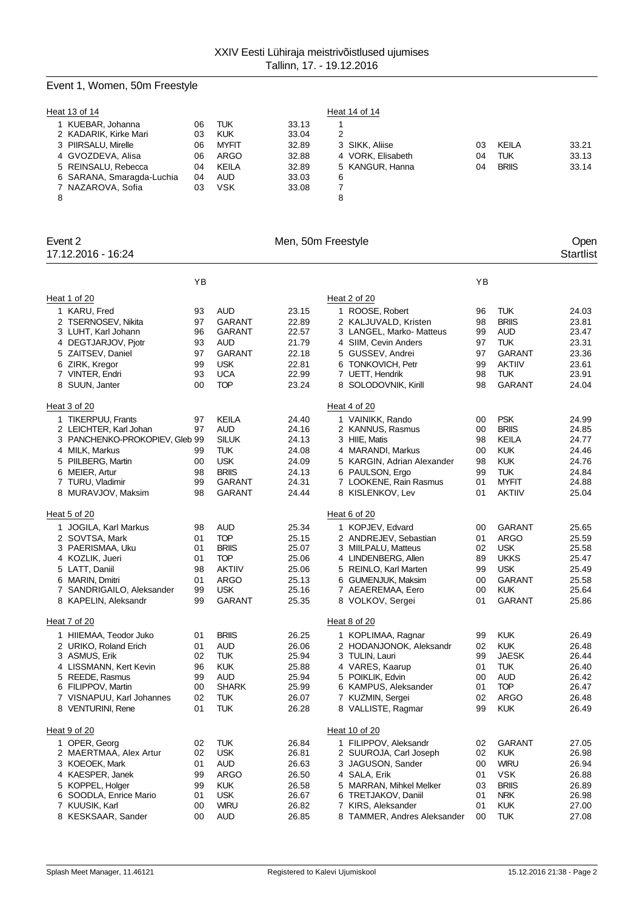XXIV Eesti Lühiraja meistrivõistlused ujumises
Tallinn, 17. - 19.12.2016

## Event 1, Women, 50m Freestyle

**Heat 13 of 14**

| | Name | YB | Club | Time |
|---|---|---|---|---|
| 1 | KUEBAR, Johanna | 06 | TUK | 33.13 |
| 2 | KADARIK, Kirke Mari | 03 | KUK | 33.04 |
| 3 | PIIRSALU, Mirelle | 06 | MYFIT | 32.89 |
| 4 | GVOZDEVA, Alisa | 06 | ARGO | 32.88 |
| 5 | REINSALU, Rebecca | 04 | KEILA | 32.89 |
| 6 | SARANA, Smaragda-Luchia | 04 | AUD | 33.03 |
| 7 | NAZAROVA, Sofia | 03 | VSK | 33.08 |
| 8 | | | | |

**Heat 14 of 14**

| | Name | YB | Club | Time |
|---|---|---|---|---|
| 1 | | | | |
| 2 | | | | |
| 3 | SIKK, Aliise | 03 | KEILA | 33.21 |
| 4 | VORK, Elisabeth | 04 | TUK | 33.13 |
| 5 | KANGUR, Hanna | 04 | BRIIS | 33.14 |
| 6 | | | | |
| 7 | | | | |
| 8 | | | | |

## Event 2 — Men, 50m Freestyle — Open

17.12.2016 - 16:24 — Startlist

**Heat 1 of 20**

| | Name | YB | Club | Time |
|---|---|---|---|---|
| 1 | KARU, Fred | 93 | AUD | 23.15 |
| 2 | TSERNOSEV, Nikita | 97 | GARANT | 22.89 |
| 3 | LUHT, Karl Johann | 96 | GARANT | 22.57 |
| 4 | DEGTJARJOV, Pjotr | 93 | AUD | 21.79 |
| 5 | ZAITSEV, Daniel | 97 | GARANT | 22.18 |
| 6 | ZIRK, Kregor | 99 | USK | 22.81 |
| 7 | VINTER, Endri | 93 | UCA | 22.99 |
| 8 | SUUN, Janter | 00 | TOP | 23.24 |

**Heat 2 of 20**

| | Name | YB | Club | Time |
|---|---|---|---|---|
| 1 | ROOSE, Robert | 96 | TUK | 24.03 |
| 2 | KALJUVALD, Kristen | 98 | BRIIS | 23.81 |
| 3 | LANGEL, Marko- Matteus | 99 | AUD | 23.47 |
| 4 | SIIM, Cevin Anders | 97 | TUK | 23.31 |
| 5 | GUSSEV, Andrei | 97 | GARANT | 23.36 |
| 6 | TONKOVICH, Petr | 99 | AKTIIV | 23.61 |
| 7 | UETT, Hendrik | 98 | TUK | 23.91 |
| 8 | SOLODOVNIK, Kirill | 98 | GARANT | 24.04 |

**Heat 3 of 20**

| | Name | YB | Club | Time |
|---|---|---|---|---|
| 1 | TIKERPUU, Frants | 97 | KEILA | 24.40 |
| 2 | LEICHTER, Karl Johan | 97 | AUD | 24.16 |
| 3 | PANCHENKO-PROKOPIEV, Gleb | 99 | SILUK | 24.13 |
| 4 | MILK, Markus | 99 | TUK | 24.08 |
| 5 | PIILBERG, Martin | 00 | USK | 24.09 |
| 6 | MEIER, Artur | 98 | BRIIS | 24.13 |
| 7 | TURU, Vladimir | 99 | GARANT | 24.31 |
| 8 | MURAVJOV, Maksim | 98 | GARANT | 24.44 |

**Heat 4 of 20**

| | Name | YB | Club | Time |
|---|---|---|---|---|
| 1 | VAINIKK, Rando | 00 | PSK | 24.99 |
| 2 | KANNUS, Rasmus | 00 | BRIIS | 24.85 |
| 3 | HIIE, Matis | 98 | KEILA | 24.77 |
| 4 | MARANDI, Markus | 00 | KUK | 24.46 |
| 5 | KARGIN, Adrian Alexander | 98 | KUK | 24.76 |
| 6 | PAULSON, Ergo | 99 | TUK | 24.84 |
| 7 | LOOKENE, Rain Rasmus | 01 | MYFIT | 24.88 |
| 8 | KISLENKOV, Lev | 01 | AKTIIV | 25.04 |

**Heat 5 of 20**

| | Name | YB | Club | Time |
|---|---|---|---|---|
| 1 | JOGILA, Karl Markus | 98 | AUD | 25.34 |
| 2 | SOVTSA, Mark | 01 | TOP | 25.15 |
| 3 | PAERISMAA, Uku | 01 | BRIIS | 25.07 |
| 4 | KOZLIK, Jueri | 01 | TOP | 25.06 |
| 5 | LATT, Daniil | 98 | AKTIIV | 25.06 |
| 6 | MARIN, Dmitri | 01 | ARGO | 25.13 |
| 7 | SANDRIGAILO, Aleksander | 99 | USK | 25.16 |
| 8 | KAPELIN, Aleksandr | 99 | GARANT | 25.35 |

**Heat 6 of 20**

| | Name | YB | Club | Time |
|---|---|---|---|---|
| 1 | KOPJEV, Edvard | 00 | GARANT | 25.65 |
| 2 | ANDREJEV, Sebastian | 01 | ARGO | 25.59 |
| 3 | MIILPALU, Matteus | 02 | USK | 25.58 |
| 4 | LINDENBERG, Allen | 89 | UKKS | 25.47 |
| 5 | REINLO, Karl Marten | 99 | USK | 25.49 |
| 6 | GUMENJUK, Maksim | 00 | GARANT | 25.58 |
| 7 | AEAEREMAA, Eero | 00 | KUK | 25.64 |
| 8 | VOLKOV, Sergei | 01 | GARANT | 25.86 |

**Heat 7 of 20**

| | Name | YB | Club | Time |
|---|---|---|---|---|
| 1 | HIIEMAA, Teodor Juko | 01 | BRIIS | 26.25 |
| 2 | URIKO, Roland Erich | 01 | AUD | 26.06 |
| 3 | ASMUS, Erik | 02 | TUK | 25.94 |
| 4 | LISSMANN, Kert Kevin | 96 | KUK | 25.88 |
| 5 | REEDE, Rasmus | 99 | AUD | 25.94 |
| 6 | FILIPPOV, Martin | 00 | SHARK | 25.99 |
| 7 | VISNAPUU, Karl Johannes | 02 | TUK | 26.07 |
| 8 | VENTURINI, Rene | 01 | TUK | 26.28 |

**Heat 8 of 20**

| | Name | YB | Club | Time |
|---|---|---|---|---|
| 1 | KOPLIMAA, Ragnar | 99 | KUK | 26.49 |
| 2 | HODANJONOK, Aleksandr | 02 | KUK | 26.48 |
| 3 | TULIN, Lauri | 99 | JAESK | 26.44 |
| 4 | VARES, Kaarup | 01 | TUK | 26.40 |
| 5 | POIKLIK, Edvin | 00 | AUD | 26.42 |
| 6 | KAMPUS, Aleksander | 01 | TOP | 26.47 |
| 7 | KUZMIN, Sergei | 02 | ARGO | 26.48 |
| 8 | VALLISTE, Ragmar | 99 | KUK | 26.49 |

**Heat 9 of 20**

| | Name | YB | Club | Time |
|---|---|---|---|---|
| 1 | OPER, Georg | 02 | TUK | 26.84 |
| 2 | MAERTMAA, Alex Artur | 02 | USK | 26.81 |
| 3 | KOEOEK, Mark | 01 | AUD | 26.63 |
| 4 | KAESPER, Janek | 99 | ARGO | 26.50 |
| 5 | KOPPEL, Holger | 99 | KUK | 26.58 |
| 6 | SOODLA, Enrice Mario | 01 | USK | 26.67 |
| 7 | KUUSIK, Karl | 00 | WIRU | 26.82 |
| 8 | KESKSAAR, Sander | 00 | AUD | 26.85 |

**Heat 10 of 20**

| | Name | YB | Club | Time |
|---|---|---|---|---|
| 1 | FILIPPOV, Aleksandr | 02 | GARANT | 27.05 |
| 2 | SUUROJA, Carl Joseph | 02 | KUK | 26.98 |
| 3 | JAGUSON, Sander | 00 | WIRU | 26.94 |
| 4 | SALA, Erik | 01 | VSK | 26.88 |
| 5 | MARRAN, Mihkel Melker | 03 | BRIIS | 26.89 |
| 6 | TRETJAKOV, Daniil | 01 | NRK | 26.98 |
| 7 | KIRS, Aleksander | 01 | KUK | 27.00 |
| 8 | TAMMER, Andres Aleksander | 00 | TUK | 27.08 |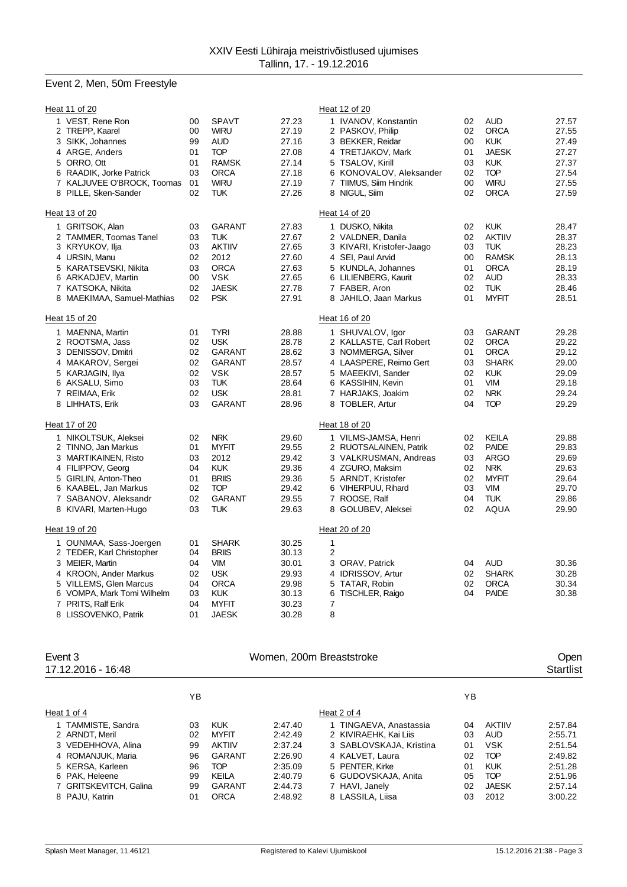XXIV Eesti Lühiraja meistrivõistlused ujumises
Tallinn, 17. - 19.12.2016

## Event 2, Men, 50m Freestyle

### Heat 11 of 20

| | Name | YB | Club | Time |
|---|---|---|---|---|
| 1 | VEST, Rene Ron | 00 | SPAVT | 27.23 |
| 2 | TREPP, Kaarel | 00 | WIRU | 27.19 |
| 3 | SIKK, Johannes | 99 | AUD | 27.16 |
| 4 | ARGE, Anders | 01 | TOP | 27.08 |
| 5 | ORRO, Ott | 01 | RAMSK | 27.14 |
| 6 | RAADIK, Jorke Patrick | 03 | ORCA | 27.18 |
| 7 | KALJUVEE O'BROCK, Toomas | 01 | WIRU | 27.19 |
| 8 | PILLE, Sken-Sander | 02 | TUK | 27.26 |

### Heat 12 of 20

| | Name | YB | Club | Time |
|---|---|---|---|---|
| 1 | IVANOV, Konstantin | 02 | AUD | 27.57 |
| 2 | PASKOV, Philip | 02 | ORCA | 27.55 |
| 3 | BEKKER, Reidar | 00 | KUK | 27.49 |
| 4 | TRETJAKOV, Mark | 01 | JAESK | 27.27 |
| 5 | TSALOV, Kirill | 03 | KUK | 27.37 |
| 6 | KONOVALOV, Aleksander | 02 | TOP | 27.54 |
| 7 | TIIMUS, Siim Hindrik | 00 | WIRU | 27.55 |
| 8 | NIGUL, Siim | 02 | ORCA | 27.59 |

### Heat 13 of 20

| | Name | YB | Club | Time |
|---|---|---|---|---|
| 1 | GRITSOK, Alan | 03 | GARANT | 27.83 |
| 2 | TAMMER, Toomas Tanel | 03 | TUK | 27.67 |
| 3 | KRYUKOV, Ilja | 03 | AKTIIV | 27.65 |
| 4 | URSIN, Manu | 02 | 2012 | 27.60 |
| 5 | KARATSEVSKI, Nikita | 03 | ORCA | 27.63 |
| 6 | ARKADJEV, Martin | 00 | VSK | 27.65 |
| 7 | KATSOKA, Nikita | 02 | JAESK | 27.78 |
| 8 | MAEKIMAA, Samuel-Mathias | 02 | PSK | 27.91 |

### Heat 14 of 20

| | Name | YB | Club | Time |
|---|---|---|---|---|
| 1 | DUSKO, Nikita | 02 | KUK | 28.47 |
| 2 | VALDNER, Danila | 02 | AKTIIV | 28.37 |
| 3 | KIVARI, Kristofer-Jaago | 03 | TUK | 28.23 |
| 4 | SEI, Paul Arvid | 00 | RAMSK | 28.13 |
| 5 | KUNDLA, Johannes | 01 | ORCA | 28.19 |
| 6 | LILIENBERG, Kaurit | 02 | AUD | 28.33 |
| 7 | FABER, Aron | 02 | TUK | 28.46 |
| 8 | JAHILO, Jaan Markus | 01 | MYFIT | 28.51 |

### Heat 15 of 20

| | Name | YB | Club | Time |
|---|---|---|---|---|
| 1 | MAENNA, Martin | 01 | TYRI | 28.88 |
| 2 | ROOTSMA, Jass | 02 | USK | 28.78 |
| 3 | DENISSOV, Dmitri | 02 | GARANT | 28.62 |
| 4 | MAKAROV, Sergei | 02 | GARANT | 28.57 |
| 5 | KARJAGIN, Ilya | 02 | VSK | 28.57 |
| 6 | AKSALU, Simo | 03 | TUK | 28.64 |
| 7 | REIMAA, Erik | 02 | USK | 28.81 |
| 8 | LIHHATS, Erik | 03 | GARANT | 28.96 |

### Heat 16 of 20

| | Name | YB | Club | Time |
|---|---|---|---|---|
| 1 | SHUVALOV, Igor | 03 | GARANT | 29.28 |
| 2 | KALLASTE, Carl Robert | 02 | ORCA | 29.22 |
| 3 | NOMMERGA, Silver | 01 | ORCA | 29.12 |
| 4 | LAASPERE, Reimo Gert | 03 | SHARK | 29.00 |
| 5 | MAEEKIVI, Sander | 02 | KUK | 29.09 |
| 6 | KASSIHIN, Kevin | 01 | VIM | 29.18 |
| 7 | HARJAKS, Joakim | 02 | NRK | 29.24 |
| 8 | TOBLER, Artur | 04 | TOP | 29.29 |

### Heat 17 of 20

| | Name | YB | Club | Time |
|---|---|---|---|---|
| 1 | NIKOLTSUK, Aleksei | 02 | NRK | 29.60 |
| 2 | TINNO, Jan Markus | 01 | MYFIT | 29.55 |
| 3 | MARTIKAINEN, Risto | 03 | 2012 | 29.42 |
| 4 | FILIPPOV, Georg | 04 | KUK | 29.36 |
| 5 | GIRLIN, Anton-Theo | 01 | BRIIS | 29.36 |
| 6 | KAABEL, Jan Markus | 02 | TOP | 29.42 |
| 7 | SABANOV, Aleksandr | 02 | GARANT | 29.55 |
| 8 | KIVARI, Marten-Hugo | 03 | TUK | 29.63 |

### Heat 18 of 20

| | Name | YB | Club | Time |
|---|---|---|---|---|
| 1 | VILMS-JAMSA, Henri | 02 | KEILA | 29.88 |
| 2 | RUOTSALAINEN, Patrik | 02 | PAIDE | 29.83 |
| 3 | VALKRUSMAN, Andreas | 03 | ARGO | 29.69 |
| 4 | ZGURO, Maksim | 02 | NRK | 29.63 |
| 5 | ARNDT, Kristofer | 02 | MYFIT | 29.64 |
| 6 | VIHERPUU, Rihard | 03 | VIM | 29.70 |
| 7 | ROOSE, Ralf | 04 | TUK | 29.86 |
| 8 | GOLUBEV, Aleksei | 02 | AQUA | 29.90 |

### Heat 19 of 20

| | Name | YB | Club | Time |
|---|---|---|---|---|
| 1 | OUNMAA, Sass-Joergen | 01 | SHARK | 30.25 |
| 2 | TEDER, Karl Christopher | 04 | BRIIS | 30.13 |
| 3 | MEIER, Martin | 04 | VIM | 30.01 |
| 4 | KROON, Ander Markus | 02 | USK | 29.93 |
| 5 | VILLEMS, Glen Marcus | 04 | ORCA | 29.98 |
| 6 | VOMPA, Mark Tomi Wilhelm | 03 | KUK | 30.13 |
| 7 | PRITS, Ralf Erik | 04 | MYFIT | 30.23 |
| 8 | LISSOVENKO, Patrik | 01 | JAESK | 30.28 |

### Heat 20 of 20

| | Name | YB | Club | Time |
|---|---|---|---|---|
| 1 | | | | |
| 2 | | | | |
| 3 | ORAV, Patrick | 04 | AUD | 30.36 |
| 4 | IDRISSOV, Artur | 02 | SHARK | 30.28 |
| 5 | TATAR, Robin | 02 | ORCA | 30.34 |
| 6 | TISCHLER, Raigo | 04 | PAIDE | 30.38 |
| 7 | | | | |
| 8 | | | | |

## Event 3 — Women, 200m Breaststroke — Open

17.12.2016 - 16:48 — Startlist

### Heat 1 of 4

| | Name | YB | Club | Time |
|---|---|---|---|---|
| 1 | TAMMISTE, Sandra | 03 | KUK | 2:47.40 |
| 2 | ARNDT, Meril | 02 | MYFIT | 2:42.49 |
| 3 | VEDEHHOVA, Alina | 99 | AKTIIV | 2:37.24 |
| 4 | ROMANJUK, Maria | 96 | GARANT | 2:26.90 |
| 5 | KERSA, Karleen | 96 | TOP | 2:35.09 |
| 6 | PAK, Heleene | 99 | KEILA | 2:40.79 |
| 7 | GRITSKEVITCH, Galina | 99 | GARANT | 2:44.73 |
| 8 | PAJU, Katrin | 01 | ORCA | 2:48.92 |

### Heat 2 of 4

| | Name | YB | Club | Time |
|---|---|---|---|---|
| 1 | TINGAEVA, Anastassia | 04 | AKTIIV | 2:57.84 |
| 2 | KIVIRAEHK, Kai Liis | 03 | AUD | 2:55.71 |
| 3 | SABLOVSKAJA, Kristina | 01 | VSK | 2:51.54 |
| 4 | KALVET, Laura | 02 | TOP | 2:49.82 |
| 5 | PENTER, Kirke | 01 | KUK | 2:51.28 |
| 6 | GUDOVSKAJA, Anita | 05 | TOP | 2:51.96 |
| 7 | HAVI, Janely | 02 | JAESK | 2:57.14 |
| 8 | LASSILA, Liisa | 03 | 2012 | 3:00.22 |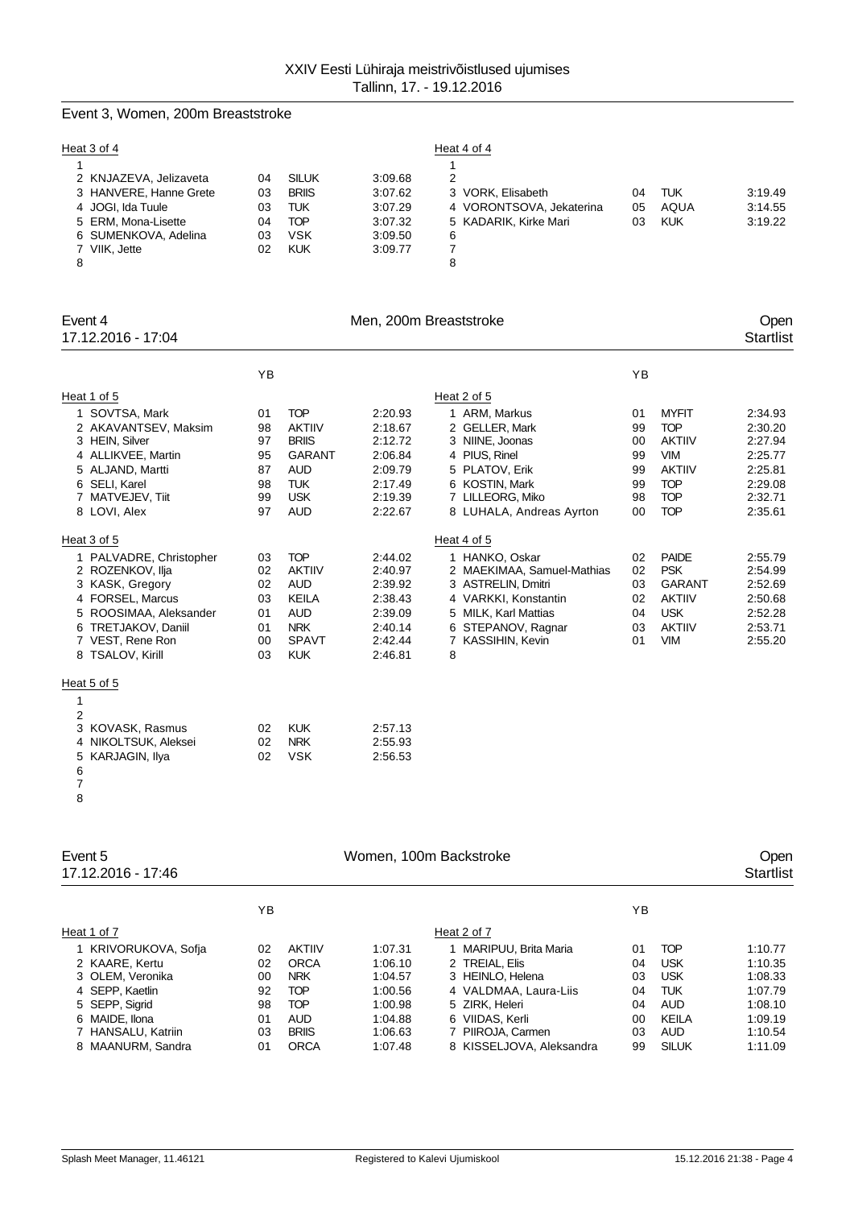## Event 3, Women, 200m Breaststroke

**Heat 3 of 4**

| Lane | Name | YB | Club | Time |
|---|---|---|---|---|
| 1 | | | | |
| 2 | KNJAZEVA, Jelizaveta | 04 | SILUK | 3:09.68 |
| 3 | HANVERE, Hanne Grete | 03 | BRIIS | 3:07.62 |
| 4 | JOGI, Ida Tuule | 03 | TUK | 3:07.29 |
| 5 | ERM, Mona-Lisette | 04 | TOP | 3:07.32 |
| 6 | SUMENKOVA, Adelina | 03 | VSK | 3:09.50 |
| 7 | VIIK, Jette | 02 | KUK | 3:09.77 |
| 8 | | | | |

**Heat 4 of 4**

| Lane | Name | YB | Club | Time |
|---|---|---|---|---|
| 1 | | | | |
| 2 | | | | |
| 3 | VORK, Elisabeth | 04 | TUK | 3:19.49 |
| 4 | VORONTSOVA, Jekaterina | 05 | AQUA | 3:14.55 |
| 5 | KADARIK, Kirke Mari | 03 | KUK | 3:19.22 |
| 6 | | | | |
| 7 | | | | |
| 8 | | | | |

## Event 4 — Men, 200m Breaststroke — Open

17.12.2016 - 17:04 — Startlist

**Heat 1 of 5**

| Lane | Name | YB | Club | Time |
|---|---|---|---|---|
| 1 | SOVTSA, Mark | 01 | TOP | 2:20.93 |
| 2 | AKAVANTSEV, Maksim | 98 | AKTIIV | 2:18.67 |
| 3 | HEIN, Silver | 97 | BRIIS | 2:12.72 |
| 4 | ALLIKVEE, Martin | 95 | GARANT | 2:06.84 |
| 5 | ALJAND, Martti | 87 | AUD | 2:09.79 |
| 6 | SELI, Karel | 98 | TUK | 2:17.49 |
| 7 | MATVEJEV, Tiit | 99 | USK | 2:19.39 |
| 8 | LOVI, Alex | 97 | AUD | 2:22.67 |

**Heat 2 of 5**

| Lane | Name | YB | Club | Time |
|---|---|---|---|---|
| 1 | ARM, Markus | 01 | MYFIT | 2:34.93 |
| 2 | GELLER, Mark | 99 | TOP | 2:30.20 |
| 3 | NIINE, Joonas | 00 | AKTIIV | 2:27.94 |
| 4 | PIUS, Rinel | 99 | VIM | 2:25.77 |
| 5 | PLATOV, Erik | 99 | AKTIIV | 2:25.81 |
| 6 | KOSTIN, Mark | 99 | TOP | 2:29.08 |
| 7 | LILLEORG, Miko | 98 | TOP | 2:32.71 |
| 8 | LUHALA, Andreas Ayrton | 00 | TOP | 2:35.61 |

**Heat 3 of 5**

| Lane | Name | YB | Club | Time |
|---|---|---|---|---|
| 1 | PALVADRE, Christopher | 03 | TOP | 2:44.02 |
| 2 | ROZENKOV, Ilja | 02 | AKTIIV | 2:40.97 |
| 3 | KASK, Gregory | 02 | AUD | 2:39.92 |
| 4 | FORSEL, Marcus | 03 | KEILA | 2:38.43 |
| 5 | ROOSIMAA, Aleksander | 01 | AUD | 2:39.09 |
| 6 | TRETJAKOV, Daniil | 01 | NRK | 2:40.14 |
| 7 | VEST, Rene Ron | 00 | SPAVT | 2:42.44 |
| 8 | TSALOV, Kirill | 03 | KUK | 2:46.81 |

**Heat 4 of 5**

| Lane | Name | YB | Club | Time |
|---|---|---|---|---|
| 1 | HANKO, Oskar | 02 | PAIDE | 2:55.79 |
| 2 | MAEKIMAA, Samuel-Mathias | 02 | PSK | 2:54.99 |
| 3 | ASTRELIN, Dmitri | 03 | GARANT | 2:52.69 |
| 4 | VARKKI, Konstantin | 02 | AKTIIV | 2:50.68 |
| 5 | MILK, Karl Mattias | 04 | USK | 2:52.28 |
| 6 | STEPANOV, Ragnar | 03 | AKTIIV | 2:53.71 |
| 7 | KASSIHIN, Kevin | 01 | VIM | 2:55.20 |
| 8 | | | | |

**Heat 5 of 5**

| Lane | Name | YB | Club | Time |
|---|---|---|---|---|
| 1 | | | | |
| 2 | | | | |
| 3 | KOVASK, Rasmus | 02 | KUK | 2:57.13 |
| 4 | NIKOLTSUK, Aleksei | 02 | NRK | 2:55.93 |
| 5 | KARJAGIN, Ilya | 02 | VSK | 2:56.53 |
| 6 | | | | |
| 7 | | | | |
| 8 | | | | |

## Event 5 — Women, 100m Backstroke — Open

17.12.2016 - 17:46 — Startlist

**Heat 1 of 7**

| Lane | Name | YB | Club | Time |
|---|---|---|---|---|
| 1 | KRIVORUKOVA, Sofja | 02 | AKTIIV | 1:07.31 |
| 2 | KAARE, Kertu | 02 | ORCA | 1:06.10 |
| 3 | OLEM, Veronika | 00 | NRK | 1:04.57 |
| 4 | SEPP, Kaetlin | 92 | TOP | 1:00.56 |
| 5 | SEPP, Sigrid | 98 | TOP | 1:00.98 |
| 6 | MAIDE, Ilona | 01 | AUD | 1:04.88 |
| 7 | HANSALU, Katriin | 03 | BRIIS | 1:06.63 |
| 8 | MAANURM, Sandra | 01 | ORCA | 1:07.48 |

**Heat 2 of 7**

| Lane | Name | YB | Club | Time |
|---|---|---|---|---|
| 1 | MARIPUU, Brita Maria | 01 | TOP | 1:10.77 |
| 2 | TREIAL, Elis | 04 | USK | 1:10.35 |
| 3 | HEINLO, Helena | 03 | USK | 1:08.33 |
| 4 | VALDMAA, Laura-Liis | 04 | TUK | 1:07.79 |
| 5 | ZIRK, Heleri | 04 | AUD | 1:08.10 |
| 6 | VIIDAS, Kerli | 00 | KEILA | 1:09.19 |
| 7 | PIIROJA, Carmen | 03 | AUD | 1:10.54 |
| 8 | KISSELJOVA, Aleksandra | 99 | SILUK | 1:11.09 |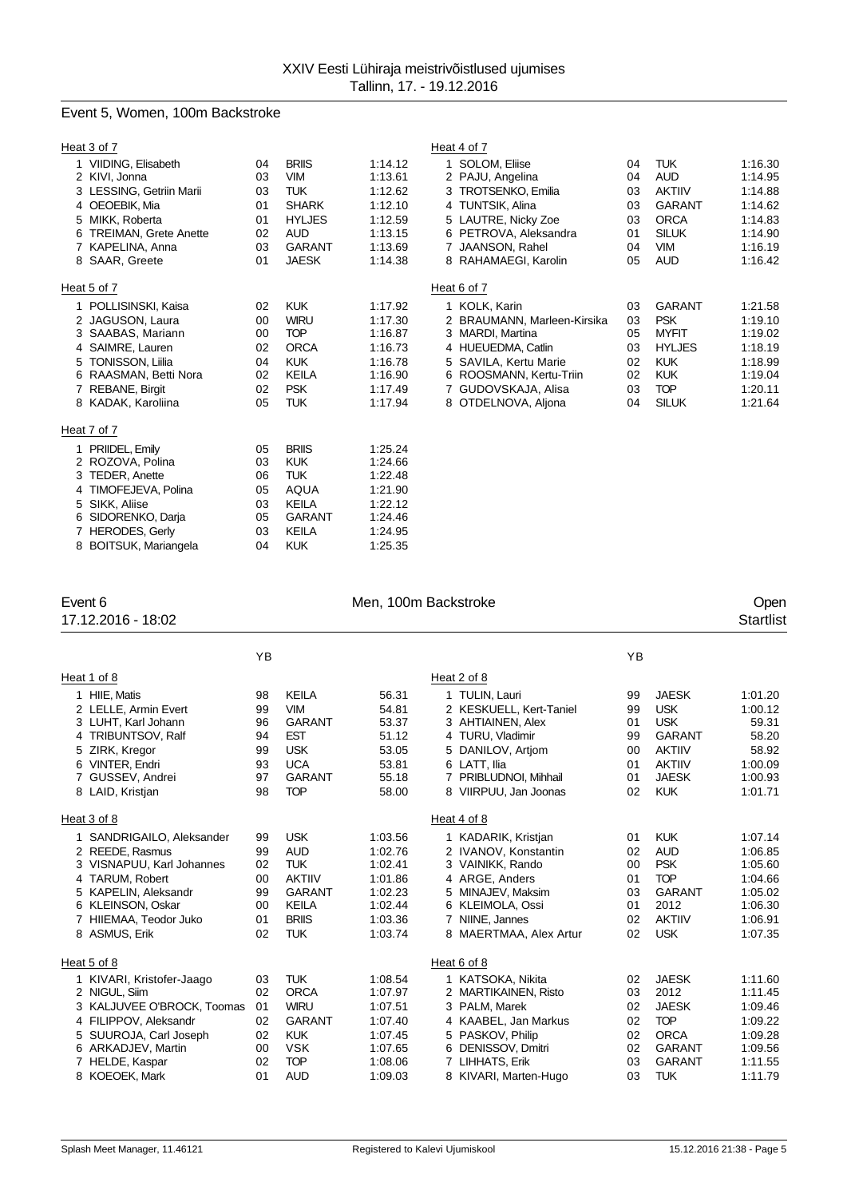XXIV Eesti Lühiraja meistrivõistlused ujumises
Tallinn, 17. - 19.12.2016

## Event 5, Women, 100m Backstroke

### Heat 3 of 7

| | Name | YB | Club | Time |
|---|---|---|---|---|
| 1 | VIIDING, Elisabeth | 04 | BRIIS | 1:14.12 |
| 2 | KIVI, Jonna | 03 | VIM | 1:13.61 |
| 3 | LESSING, Getriin Marii | 03 | TUK | 1:12.62 |
| 4 | OEOEBIK, Mia | 01 | SHARK | 1:12.10 |
| 5 | MIKK, Roberta | 01 | HYLJES | 1:12.59 |
| 6 | TREIMAN, Grete Anette | 02 | AUD | 1:13.15 |
| 7 | KAPELINA, Anna | 03 | GARANT | 1:13.69 |
| 8 | SAAR, Greete | 01 | JAESK | 1:14.38 |

### Heat 4 of 7

| | Name | YB | Club | Time |
|---|---|---|---|---|
| 1 | SOLOM, Eliise | 04 | TUK | 1:16.30 |
| 2 | PAJU, Angelina | 04 | AUD | 1:14.95 |
| 3 | TROTSENKO, Emilia | 03 | AKTIIV | 1:14.88 |
| 4 | TUNTSIK, Alina | 03 | GARANT | 1:14.62 |
| 5 | LAUTRE, Nicky Zoe | 03 | ORCA | 1:14.83 |
| 6 | PETROVA, Aleksandra | 01 | SILUK | 1:14.90 |
| 7 | JAANSON, Rahel | 04 | VIM | 1:16.19 |
| 8 | RAHAMAEGI, Karolin | 05 | AUD | 1:16.42 |

### Heat 5 of 7

| | Name | YB | Club | Time |
|---|---|---|---|---|
| 1 | POLLISINSKI, Kaisa | 02 | KUK | 1:17.92 |
| 2 | JAGUSON, Laura | 00 | WIRU | 1:17.30 |
| 3 | SAABAS, Mariann | 00 | TOP | 1:16.87 |
| 4 | SAIMRE, Lauren | 02 | ORCA | 1:16.73 |
| 5 | TONISSON, Liilia | 04 | KUK | 1:16.78 |
| 6 | RAASMAN, Betti Nora | 02 | KEILA | 1:16.90 |
| 7 | REBANE, Birgit | 02 | PSK | 1:17.49 |
| 8 | KADAK, Karoliina | 05 | TUK | 1:17.94 |

### Heat 6 of 7

| | Name | YB | Club | Time |
|---|---|---|---|---|
| 1 | KOLK, Karin | 03 | GARANT | 1:21.58 |
| 2 | BRAUMANN, Marleen-Kirsika | 03 | PSK | 1:19.10 |
| 3 | MARDI, Martina | 05 | MYFIT | 1:19.02 |
| 4 | HUEUEDMA, Catlin | 03 | HYLJES | 1:18.19 |
| 5 | SAVILA, Kertu Marie | 02 | KUK | 1:18.99 |
| 6 | ROOSMANN, Kertu-Triin | 02 | KUK | 1:19.04 |
| 7 | GUDOVSKAJA, Alisa | 03 | TOP | 1:20.11 |
| 8 | OTDELNOVA, Aljona | 04 | SILUK | 1:21.64 |

### Heat 7 of 7

| | Name | YB | Club | Time |
|---|---|---|---|---|
| 1 | PRIIDEL, Emily | 05 | BRIIS | 1:25.24 |
| 2 | ROZOVA, Polina | 03 | KUK | 1:24.66 |
| 3 | TEDER, Anette | 06 | TUK | 1:22.48 |
| 4 | TIMOFEJEVA, Polina | 05 | AQUA | 1:21.90 |
| 5 | SIKK, Aliise | 03 | KEILA | 1:22.12 |
| 6 | SIDORENKO, Darja | 05 | GARANT | 1:24.46 |
| 7 | HERODES, Gerly | 03 | KEILA | 1:24.95 |
| 8 | BOITSUK, Mariangela | 04 | KUK | 1:25.35 |

## Event 6 — Men, 100m Backstroke — Open

17.12.2016 - 18:02 — Startlist

### Heat 1 of 8

| | Name | YB | Club | Time |
|---|---|---|---|---|
| 1 | HIIE, Matis | 98 | KEILA | 56.31 |
| 2 | LELLE, Armin Evert | 99 | VIM | 54.81 |
| 3 | LUHT, Karl Johann | 96 | GARANT | 53.37 |
| 4 | TRIBUNTSOV, Ralf | 94 | EST | 51.12 |
| 5 | ZIRK, Kregor | 99 | USK | 53.05 |
| 6 | VINTER, Endri | 93 | UCA | 53.81 |
| 7 | GUSSEV, Andrei | 97 | GARANT | 55.18 |
| 8 | LAID, Kristjan | 98 | TOP | 58.00 |

### Heat 2 of 8

| | Name | YB | Club | Time |
|---|---|---|---|---|
| 1 | TULIN, Lauri | 99 | JAESK | 1:01.20 |
| 2 | KESKUELL, Kert-Taniel | 99 | USK | 1:00.12 |
| 3 | AHTIAINEN, Alex | 01 | USK | 59.31 |
| 4 | TURU, Vladimir | 99 | GARANT | 58.20 |
| 5 | DANILOV, Artjom | 00 | AKTIIV | 58.92 |
| 6 | LATT, Ilia | 01 | AKTIIV | 1:00.09 |
| 7 | PRIBLUDNOI, Mihhail | 01 | JAESK | 1:00.93 |
| 8 | VIIRPUU, Jan Joonas | 02 | KUK | 1:01.71 |

### Heat 3 of 8

| | Name | YB | Club | Time |
|---|---|---|---|---|
| 1 | SANDRIGAILO, Aleksander | 99 | USK | 1:03.56 |
| 2 | REEDE, Rasmus | 99 | AUD | 1:02.76 |
| 3 | VISNAPUU, Karl Johannes | 02 | TUK | 1:02.41 |
| 4 | TARUM, Robert | 00 | AKTIIV | 1:01.86 |
| 5 | KAPELIN, Aleksandr | 99 | GARANT | 1:02.23 |
| 6 | KLEINSON, Oskar | 00 | KEILA | 1:02.44 |
| 7 | HIIEMAA, Teodor Juko | 01 | BRIIS | 1:03.36 |
| 8 | ASMUS, Erik | 02 | TUK | 1:03.74 |

### Heat 4 of 8

| | Name | YB | Club | Time |
|---|---|---|---|---|
| 1 | KADARIK, Kristjan | 01 | KUK | 1:07.14 |
| 2 | IVANOV, Konstantin | 02 | AUD | 1:06.85 |
| 3 | VAINIKK, Rando | 00 | PSK | 1:05.60 |
| 4 | ARGE, Anders | 01 | TOP | 1:04.66 |
| 5 | MINAJEV, Maksim | 03 | GARANT | 1:05.02 |
| 6 | KLEIMOLA, Ossi | 01 | 2012 | 1:06.30 |
| 7 | NIINE, Jannes | 02 | AKTIIV | 1:06.91 |
| 8 | MAERTMAA, Alex Artur | 02 | USK | 1:07.35 |

### Heat 5 of 8

| | Name | YB | Club | Time |
|---|---|---|---|---|
| 1 | KIVARI, Kristofer-Jaago | 03 | TUK | 1:08.54 |
| 2 | NIGUL, Siim | 02 | ORCA | 1:07.97 |
| 3 | KALJUVEE O'BROCK, Toomas | 01 | WIRU | 1:07.51 |
| 4 | FILIPPOV, Aleksandr | 02 | GARANT | 1:07.40 |
| 5 | SUUROJA, Carl Joseph | 02 | KUK | 1:07.45 |
| 6 | ARKADJEV, Martin | 00 | VSK | 1:07.65 |
| 7 | HELDE, Kaspar | 02 | TOP | 1:08.06 |
| 8 | KOEOEK, Mark | 01 | AUD | 1:09.03 |

### Heat 6 of 8

| | Name | YB | Club | Time |
|---|---|---|---|---|
| 1 | KATSOKA, Nikita | 02 | JAESK | 1:11.60 |
| 2 | MARTIKAINEN, Risto | 03 | 2012 | 1:11.45 |
| 3 | PALM, Marek | 02 | JAESK | 1:09.46 |
| 4 | KAABEL, Jan Markus | 02 | TOP | 1:09.22 |
| 5 | PASKOV, Philip | 02 | ORCA | 1:09.28 |
| 6 | DENISSOV, Dmitri | 02 | GARANT | 1:09.56 |
| 7 | LIHHATS, Erik | 03 | GARANT | 1:11.55 |
| 8 | KIVARI, Marten-Hugo | 03 | TUK | 1:11.79 |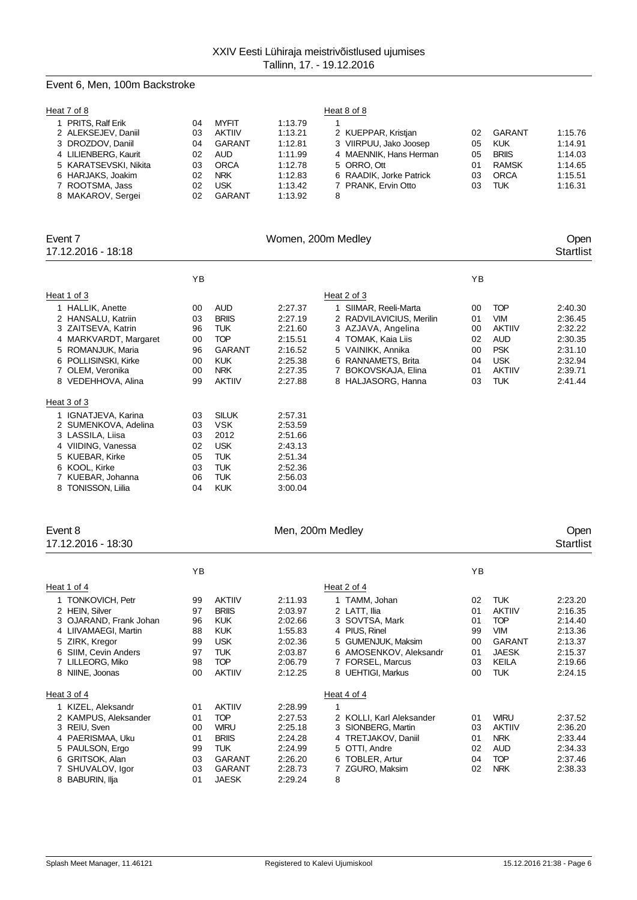XXIV Eesti Lühiraja meistrivõistlused ujumises
Tallinn, 17. - 19.12.2016

## Event 6, Men, 100m Backstroke

| Heat 7 of 8 | | | | Heat 8 of 8 | | | |
|---|---|---|---|---|---|---|---|
| 1 PRITS, Ralf Erik | 04 | MYFIT | 1:13.79 | 1 | | | |
| 2 ALEKSEJEV, Daniil | 03 | AKTIIV | 1:13.21 | 2 KUEPPAR, Kristjan | 02 | GARANT | 1:15.76 |
| 3 DROZDOV, Daniil | 04 | GARANT | 1:12.81 | 3 VIIRPUU, Jako Joosep | 05 | KUK | 1:14.91 |
| 4 LILIENBERG, Kaurit | 02 | AUD | 1:11.99 | 4 MAENNIK, Hans Herman | 05 | BRIIS | 1:14.03 |
| 5 KARATSEVSKI, Nikita | 03 | ORCA | 1:12.78 | 5 ORRO, Ott | 01 | RAMSK | 1:14.65 |
| 6 HARJAKS, Joakim | 02 | NRK | 1:12.83 | 6 RAADIK, Jorke Patrick | 03 | ORCA | 1:15.51 |
| 7 ROOTSMA, Jass | 02 | USK | 1:13.42 | 7 PRANK, Ervin Otto | 03 | TUK | 1:16.31 |
| 8 MAKAROV, Sergei | 02 | GARANT | 1:13.92 | 8 | | | |

## Event 7 — Women, 200m Medley — Open
17.12.2016 - 18:18 — Startlist

| Heat 1 of 3 | YB | | | Heat 2 of 3 | YB | | |
|---|---|---|---|---|---|---|---|
| 1 HALLIK, Anette | 00 | AUD | 2:27.37 | 1 SIIMAR, Reeli-Marta | 00 | TOP | 2:40.30 |
| 2 HANSALU, Katriin | 03 | BRIIS | 2:27.19 | 2 RADVILAVICIUS, Merilin | 01 | VIM | 2:36.45 |
| 3 ZAITSEVA, Katrin | 96 | TUK | 2:21.60 | 3 AZJAVA, Angelina | 00 | AKTIIV | 2:32.22 |
| 4 MARKVARDT, Margaret | 00 | TOP | 2:15.51 | 4 TOMAK, Kaia Liis | 02 | AUD | 2:30.35 |
| 5 ROMANJUK, Maria | 96 | GARANT | 2:16.52 | 5 VAINIKK, Annika | 00 | PSK | 2:31.10 |
| 6 POLLISINSKI, Kirke | 00 | KUK | 2:25.38 | 6 RANNAMETS, Brita | 04 | USK | 2:32.94 |
| 7 OLEM, Veronika | 00 | NRK | 2:27.35 | 7 BOKOVSKAJA, Elina | 01 | AKTIIV | 2:39.71 |
| 8 VEDEHHOVA, Alina | 99 | AKTIIV | 2:27.88 | 8 HALJASORG, Hanna | 03 | TUK | 2:41.44 |

| Heat 3 of 3 | YB | | |
|---|---|---|---|
| 1 IGNATJEVA, Karina | 03 | SILUK | 2:57.31 |
| 2 SUMENKOVA, Adelina | 03 | VSK | 2:53.59 |
| 3 LASSILA, Liisa | 03 | 2012 | 2:51.66 |
| 4 VIIDING, Vanessa | 02 | USK | 2:43.13 |
| 5 KUEBAR, Kirke | 05 | TUK | 2:51.34 |
| 6 KOOL, Kirke | 03 | TUK | 2:52.36 |
| 7 KUEBAR, Johanna | 06 | TUK | 2:56.03 |
| 8 TONISSON, Liilia | 04 | KUK | 3:00.04 |

## Event 8 — Men, 200m Medley — Open
17.12.2016 - 18:30 — Startlist

| Heat 1 of 4 | YB | | | Heat 2 of 4 | YB | | |
|---|---|---|---|---|---|---|---|
| 1 TONKOVICH, Petr | 99 | AKTIIV | 2:11.93 | 1 TAMM, Johan | 02 | TUK | 2:23.20 |
| 2 HEIN, Silver | 97 | BRIIS | 2:03.97 | 2 LATT, Ilia | 01 | AKTIIV | 2:16.35 |
| 3 OJARAND, Frank Johan | 96 | KUK | 2:02.66 | 3 SOVTSA, Mark | 01 | TOP | 2:14.40 |
| 4 LIIVAMAEGI, Martin | 88 | KUK | 1:55.83 | 4 PIUS, Rinel | 99 | VIM | 2:13.36 |
| 5 ZIRK, Kregor | 99 | USK | 2:02.36 | 5 GUMENJUK, Maksim | 00 | GARANT | 2:13.37 |
| 6 SIIM, Cevin Anders | 97 | TUK | 2:03.87 | 6 AMOSENKOV, Aleksandr | 01 | JAESK | 2:15.37 |
| 7 LILLEORG, Miko | 98 | TOP | 2:06.79 | 7 FORSEL, Marcus | 03 | KEILA | 2:19.66 |
| 8 NIINE, Joonas | 00 | AKTIIV | 2:12.25 | 8 UEHTIGI, Markus | 00 | TUK | 2:24.15 |

| Heat 3 of 4 | | | | Heat 4 of 4 | | | |
|---|---|---|---|---|---|---|---|
| 1 KIZEL, Aleksandr | 01 | AKTIIV | 2:28.99 | 1 | | | |
| 2 KAMPUS, Aleksander | 01 | TOP | 2:27.53 | 2 KOLLI, Karl Aleksander | 01 | WIRU | 2:37.52 |
| 3 REIU, Sven | 00 | WIRU | 2:25.18 | 3 SIONBERG, Martin | 03 | AKTIIV | 2:36.20 |
| 4 PAERISMAA, Uku | 01 | BRIIS | 2:24.28 | 4 TRETJAKOV, Daniil | 01 | NRK | 2:33.44 |
| 5 PAULSON, Ergo | 99 | TUK | 2:24.99 | 5 OTTI, Andre | 02 | AUD | 2:34.33 |
| 6 GRITSOK, Alan | 03 | GARANT | 2:26.20 | 6 TOBLER, Artur | 04 | TOP | 2:37.46 |
| 7 SHUVALOV, Igor | 03 | GARANT | 2:28.73 | 7 ZGURO, Maksim | 02 | NRK | 2:38.33 |
| 8 BABURIN, Ilja | 01 | JAESK | 2:29.24 | 8 | | | |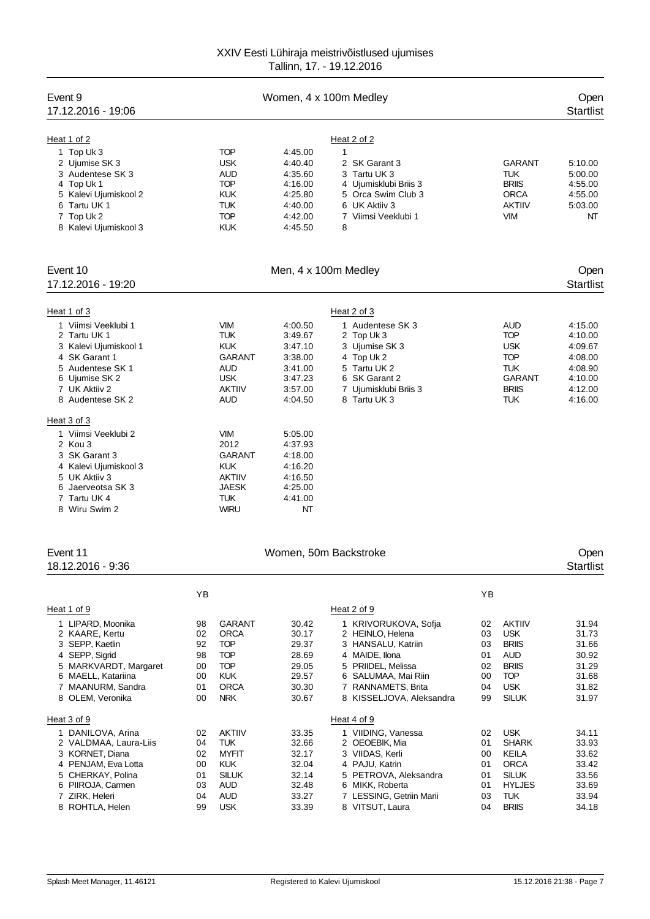# XXIV Eesti Lühiraja meistrivõistlused ujumises

Tallinn, 17. - 19.12.2016

## Event 9 — Women, 4 x 100m Medley — Open

17.12.2016 - 19:06 — Startlist

**Heat 1 of 2**

| Lane | Team | Code | Time |
|---|---|---|---|
| 1 | Top Uk 3 | TOP | 4:45.00 |
| 2 | Ujumise SK 3 | USK | 4:40.40 |
| 3 | Audentese SK 3 | AUD | 4:35.60 |
| 4 | Top Uk 1 | TOP | 4:16.00 |
| 5 | Kalevi Ujumiskool 2 | KUK | 4:25.80 |
| 6 | Tartu UK 1 | TUK | 4:40.00 |
| 7 | Top Uk 2 | TOP | 4:42.00 |
| 8 | Kalevi Ujumiskool 3 | KUK | 4:45.50 |

**Heat 2 of 2**

| Lane | Team | Code | Time |
|---|---|---|---|
| 1 | | | |
| 2 | SK Garant 3 | GARANT | 5:10.00 |
| 3 | Tartu UK 3 | TUK | 5:00.00 |
| 4 | Ujumisklubi Briis 3 | BRIIS | 4:55.00 |
| 5 | Orca Swim Club 3 | ORCA | 4:55.00 |
| 6 | UK Aktiiv 3 | AKTIIV | 5:03.00 |
| 7 | Viimsi Veeklubi 1 | VIM | NT |
| 8 | | | |

## Event 10 — Men, 4 x 100m Medley — Open

17.12.2016 - 19:20 — Startlist

**Heat 1 of 3**

| Lane | Team | Code | Time |
|---|---|---|---|
| 1 | Viimsi Veeklubi 1 | VIM | 4:00.50 |
| 2 | Tartu UK 1 | TUK | 3:49.67 |
| 3 | Kalevi Ujumiskool 1 | KUK | 3:47.10 |
| 4 | SK Garant 1 | GARANT | 3:38.00 |
| 5 | Audentese SK 1 | AUD | 3:41.00 |
| 6 | Ujumise SK 2 | USK | 3:47.23 |
| 7 | UK Aktiiv 2 | AKTIIV | 3:57.00 |
| 8 | Audentese SK 2 | AUD | 4:04.50 |

**Heat 2 of 3**

| Lane | Team | Code | Time |
|---|---|---|---|
| 1 | Audentese SK 3 | AUD | 4:15.00 |
| 2 | Top Uk 3 | TOP | 4:10.00 |
| 3 | Ujumise SK 3 | USK | 4:09.67 |
| 4 | Top Uk 2 | TOP | 4:08.00 |
| 5 | Tartu UK 2 | TUK | 4:08.90 |
| 6 | SK Garant 2 | GARANT | 4:10.00 |
| 7 | Ujumisklubi Briis 3 | BRIIS | 4:12.00 |
| 8 | Tartu UK 3 | TUK | 4:16.00 |

**Heat 3 of 3**

| Lane | Team | Code | Time |
|---|---|---|---|
| 1 | Viimsi Veeklubi 2 | VIM | 5:05.00 |
| 2 | Kou 3 | 2012 | 4:37.93 |
| 3 | SK Garant 3 | GARANT | 4:18.00 |
| 4 | Kalevi Ujumiskool 3 | KUK | 4:16.20 |
| 5 | UK Aktiiv 3 | AKTIIV | 4:16.50 |
| 6 | Jaerveotsa SK 3 | JAESK | 4:25.00 |
| 7 | Tartu UK 4 | TUK | 4:41.00 |
| 8 | Wiru Swim 2 | WIRU | NT |

## Event 11 — Women, 50m Backstroke — Open

18.12.2016 - 9:36 — Startlist

**Heat 1 of 9**

| Lane | Name | YB | Club | Time |
|---|---|---|---|---|
| 1 | LIPARD, Moonika | 98 | GARANT | 30.42 |
| 2 | KAARE, Kertu | 02 | ORCA | 30.17 |
| 3 | SEPP, Kaetlin | 92 | TOP | 29.37 |
| 4 | SEPP, Sigrid | 98 | TOP | 28.69 |
| 5 | MARKVARDT, Margaret | 00 | TOP | 29.05 |
| 6 | MAELL, Katariina | 00 | KUK | 29.57 |
| 7 | MAANURM, Sandra | 01 | ORCA | 30.30 |
| 8 | OLEM, Veronika | 00 | NRK | 30.67 |

**Heat 2 of 9**

| Lane | Name | YB | Club | Time |
|---|---|---|---|---|
| 1 | KRIVORUKOVA, Sofja | 02 | AKTIIV | 31.94 |
| 2 | HEINLO, Helena | 03 | USK | 31.73 |
| 3 | HANSALU, Katriin | 03 | BRIIS | 31.66 |
| 4 | MAIDE, Ilona | 01 | AUD | 30.92 |
| 5 | PRIIDEL, Melissa | 02 | BRIIS | 31.29 |
| 6 | SALUMAA, Mai Riin | 00 | TOP | 31.68 |
| 7 | RANNAMETS, Brita | 04 | USK | 31.82 |
| 8 | KISSELJOVA, Aleksandra | 99 | SILUK | 31.97 |

**Heat 3 of 9**

| Lane | Name | YB | Club | Time |
|---|---|---|---|---|
| 1 | DANILOVA, Arina | 02 | AKTIIV | 33.35 |
| 2 | VALDMAA, Laura-Liis | 04 | TUK | 32.66 |
| 3 | KORNET, Diana | 02 | MYFIT | 32.17 |
| 4 | PENJAM, Eva Lotta | 00 | KUK | 32.04 |
| 5 | CHERKAY, Polina | 01 | SILUK | 32.14 |
| 6 | PIIROJA, Carmen | 03 | AUD | 32.48 |
| 7 | ZIRK, Heleri | 04 | AUD | 33.27 |
| 8 | ROHTLA, Helen | 99 | USK | 33.39 |

**Heat 4 of 9**

| Lane | Name | YB | Club | Time |
|---|---|---|---|---|
| 1 | VIIDING, Vanessa | 02 | USK | 34.11 |
| 2 | OEOEBIK, Mia | 01 | SHARK | 33.93 |
| 3 | VIIDAS, Kerli | 00 | KEILA | 33.62 |
| 4 | PAJU, Katrin | 01 | ORCA | 33.42 |
| 5 | PETROVA, Aleksandra | 01 | SILUK | 33.56 |
| 6 | MIKK, Roberta | 01 | HYLJES | 33.69 |
| 7 | LESSING, Getriin Marii | 03 | TUK | 33.94 |
| 8 | VITSUT, Laura | 04 | BRIIS | 34.18 |

Splash Meet Manager, 11.46121 — Registered to Kalevi Ujumiskool — 15.12.2016 21:38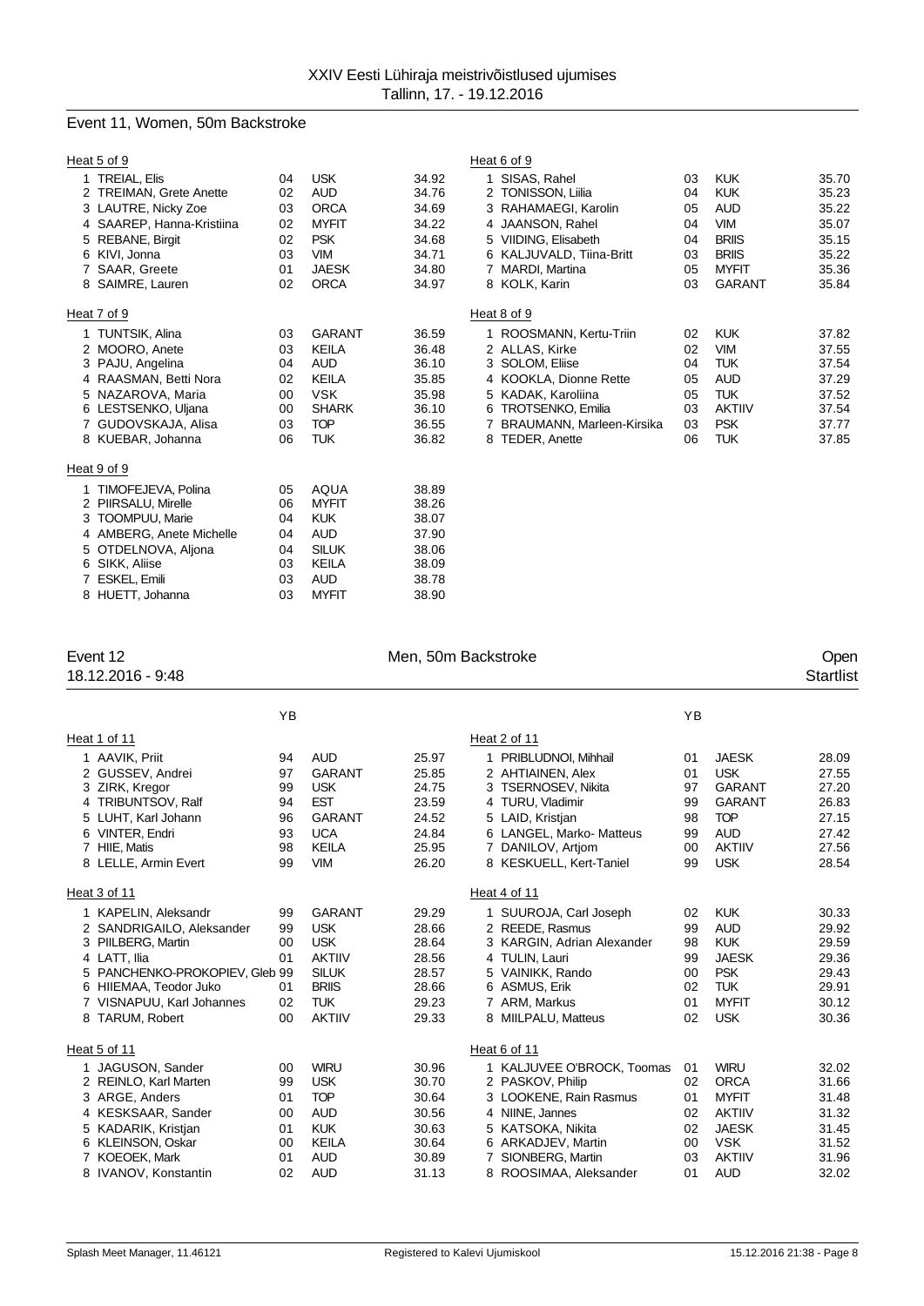## Event 11, Women, 50m Backstroke

**Heat 5 of 9**

| # | Name | YB | Club | Time |
|---|---|---|---|---|
| 1 | TREIAL, Elis | 04 | USK | 34.92 |
| 2 | TREIMAN, Grete Anette | 02 | AUD | 34.76 |
| 3 | LAUTRE, Nicky Zoe | 03 | ORCA | 34.69 |
| 4 | SAAREP, Hanna-Kristiina | 02 | MYFIT | 34.22 |
| 5 | REBANE, Birgit | 02 | PSK | 34.68 |
| 6 | KIVI, Jonna | 03 | VIM | 34.71 |
| 7 | SAAR, Greete | 01 | JAESK | 34.80 |
| 8 | SAIMRE, Lauren | 02 | ORCA | 34.97 |

**Heat 6 of 9**

| # | Name | YB | Club | Time |
|---|---|---|---|---|
| 1 | SISAS, Rahel | 03 | KUK | 35.70 |
| 2 | TONISSON, Liilia | 04 | KUK | 35.23 |
| 3 | RAHAMAEGI, Karolin | 05 | AUD | 35.22 |
| 4 | JAANSON, Rahel | 04 | VIM | 35.07 |
| 5 | VIIDING, Elisabeth | 04 | BRIIS | 35.15 |
| 6 | KALJUVALD, Tiina-Britt | 03 | BRIIS | 35.22 |
| 7 | MARDI, Martina | 05 | MYFIT | 35.36 |
| 8 | KOLK, Karin | 03 | GARANT | 35.84 |

**Heat 7 of 9**

| # | Name | YB | Club | Time |
|---|---|---|---|---|
| 1 | TUNTSIK, Alina | 03 | GARANT | 36.59 |
| 2 | MOORO, Anete | 03 | KEILA | 36.48 |
| 3 | PAJU, Angelina | 04 | AUD | 36.10 |
| 4 | RAASMAN, Betti Nora | 02 | KEILA | 35.85 |
| 5 | NAZAROVA, Maria | 00 | VSK | 35.98 |
| 6 | LESTSENKO, Uljana | 00 | SHARK | 36.10 |
| 7 | GUDOVSKAJA, Alisa | 03 | TOP | 36.55 |
| 8 | KUEBAR, Johanna | 06 | TUK | 36.82 |

**Heat 8 of 9**

| # | Name | YB | Club | Time |
|---|---|---|---|---|
| 1 | ROOSMANN, Kertu-Triin | 02 | KUK | 37.82 |
| 2 | ALLAS, Kirke | 02 | VIM | 37.55 |
| 3 | SOLOM, Eliise | 04 | TUK | 37.54 |
| 4 | KOOKLA, Dionne Rette | 05 | AUD | 37.29 |
| 5 | KADAK, Karoliina | 05 | TUK | 37.52 |
| 6 | TROTSENKO, Emilia | 03 | AKTIIV | 37.54 |
| 7 | BRAUMANN, Marleen-Kirsika | 03 | PSK | 37.77 |
| 8 | TEDER, Anette | 06 | TUK | 37.85 |

**Heat 9 of 9**

| # | Name | YB | Club | Time |
|---|---|---|---|---|
| 1 | TIMOFEJEVA, Polina | 05 | AQUA | 38.89 |
| 2 | PIIRSALU, Mirelle | 06 | MYFIT | 38.26 |
| 3 | TOOMPUU, Marie | 04 | KUK | 38.07 |
| 4 | AMBERG, Anete Michelle | 04 | AUD | 37.90 |
| 5 | OTDELNOVA, Aljona | 04 | SILUK | 38.06 |
| 6 | SIKK, Aliise | 03 | KEILA | 38.09 |
| 7 | ESKEL, Emili | 03 | AUD | 38.78 |
| 8 | HUETT, Johanna | 03 | MYFIT | 38.90 |

## Event 12 — Men, 50m Backstroke — Open

18.12.2016 - 9:48 — Startlist

**Heat 1 of 11**

| # | Name | YB | Club | Time |
|---|---|---|---|---|
| 1 | AAVIK, Priit | 94 | AUD | 25.97 |
| 2 | GUSSEV, Andrei | 97 | GARANT | 25.85 |
| 3 | ZIRK, Kregor | 99 | USK | 24.75 |
| 4 | TRIBUNTSOV, Ralf | 94 | EST | 23.59 |
| 5 | LUHT, Karl Johann | 96 | GARANT | 24.52 |
| 6 | VINTER, Endri | 93 | UCA | 24.84 |
| 7 | HIIE, Matis | 98 | KEILA | 25.95 |
| 8 | LELLE, Armin Evert | 99 | VIM | 26.20 |

**Heat 2 of 11**

| # | Name | YB | Club | Time |
|---|---|---|---|---|
| 1 | PRIBLUDNOI, Mihhail | 01 | JAESK | 28.09 |
| 2 | AHTIAINEN, Alex | 01 | USK | 27.55 |
| 3 | TSERNOSEV, Nikita | 97 | GARANT | 27.20 |
| 4 | TURU, Vladimir | 99 | GARANT | 26.83 |
| 5 | LAID, Kristjan | 98 | TOP | 27.15 |
| 6 | LANGEL, Marko- Matteus | 99 | AUD | 27.42 |
| 7 | DANILOV, Artjom | 00 | AKTIIV | 27.56 |
| 8 | KESKUELL, Kert-Taniel | 99 | USK | 28.54 |

**Heat 3 of 11**

| # | Name | YB | Club | Time |
|---|---|---|---|---|
| 1 | KAPELIN, Aleksandr | 99 | GARANT | 29.29 |
| 2 | SANDRIGAILO, Aleksander | 99 | USK | 28.66 |
| 3 | PIILBERG, Martin | 00 | USK | 28.64 |
| 4 | LATT, Ilia | 01 | AKTIIV | 28.56 |
| 5 | PANCHENKO-PROKOPIEV, Gleb | 99 | SILUK | 28.57 |
| 6 | HIIEMAA, Teodor Juko | 01 | BRIIS | 28.66 |
| 7 | VISNAPUU, Karl Johannes | 02 | TUK | 29.23 |
| 8 | TARUM, Robert | 00 | AKTIIV | 29.33 |

**Heat 4 of 11**

| # | Name | YB | Club | Time |
|---|---|---|---|---|
| 1 | SUUROJA, Carl Joseph | 02 | KUK | 30.33 |
| 2 | REEDE, Rasmus | 99 | AUD | 29.92 |
| 3 | KARGIN, Adrian Alexander | 98 | KUK | 29.59 |
| 4 | TULIN, Lauri | 99 | JAESK | 29.36 |
| 5 | VAINIKK, Rando | 00 | PSK | 29.43 |
| 6 | ASMUS, Erik | 02 | TUK | 29.91 |
| 7 | ARM, Markus | 01 | MYFIT | 30.12 |
| 8 | MIILPALU, Matteus | 02 | USK | 30.36 |

**Heat 5 of 11**

| # | Name | YB | Club | Time |
|---|---|---|---|---|
| 1 | JAGUSON, Sander | 00 | WIRU | 30.96 |
| 2 | REINLO, Karl Marten | 99 | USK | 30.70 |
| 3 | ARGE, Anders | 01 | TOP | 30.64 |
| 4 | KESKSAAR, Sander | 00 | AUD | 30.56 |
| 5 | KADARIK, Kristjan | 01 | KUK | 30.63 |
| 6 | KLEINSON, Oskar | 00 | KEILA | 30.64 |
| 7 | KOEOEK, Mark | 01 | AUD | 30.89 |
| 8 | IVANOV, Konstantin | 02 | AUD | 31.13 |

**Heat 6 of 11**

| # | Name | YB | Club | Time |
|---|---|---|---|---|
| 1 | KALJUVEE O'BROCK, Toomas | 01 | WIRU | 32.02 |
| 2 | PASKOV, Philip | 02 | ORCA | 31.66 |
| 3 | LOOKENE, Rain Rasmus | 01 | MYFIT | 31.48 |
| 4 | NIINE, Jannes | 02 | AKTIIV | 31.32 |
| 5 | KATSOKA, Nikita | 02 | JAESK | 31.45 |
| 6 | ARKADJEV, Martin | 00 | VSK | 31.52 |
| 7 | SIONBERG, Martin | 03 | AKTIIV | 31.96 |
| 8 | ROOSIMAA, Aleksander | 01 | AUD | 32.02 |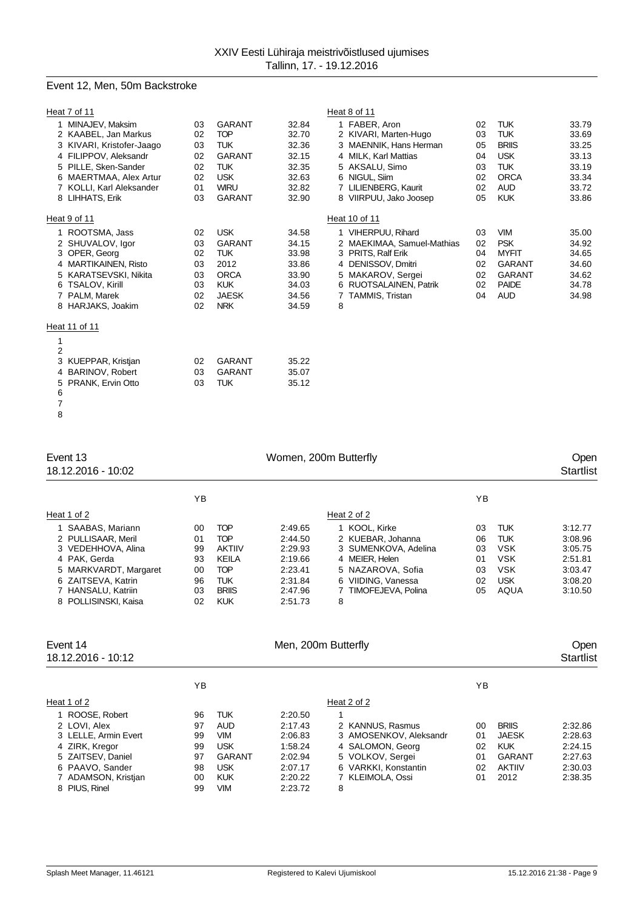XXIV Eesti Lühiraja meistrivõistlused ujumises
Tallinn, 17. - 19.12.2016

## Event 12, Men, 50m Backstroke

### Heat 7 of 11

| | Name | YB | Club | Time |
|---|---|---|---|---|
| 1 | MINAJEV, Maksim | 03 | GARANT | 32.84 |
| 2 | KAABEL, Jan Markus | 02 | TOP | 32.70 |
| 3 | KIVARI, Kristofer-Jaago | 03 | TUK | 32.36 |
| 4 | FILIPPOV, Aleksandr | 02 | GARANT | 32.15 |
| 5 | PILLE, Sken-Sander | 02 | TUK | 32.35 |
| 6 | MAERTMAA, Alex Artur | 02 | USK | 32.63 |
| 7 | KOLLI, Karl Aleksander | 01 | WIRU | 32.82 |
| 8 | LIHHATS, Erik | 03 | GARANT | 32.90 |

### Heat 8 of 11

| | Name | YB | Club | Time |
|---|---|---|---|---|
| 1 | FABER, Aron | 02 | TUK | 33.79 |
| 2 | KIVARI, Marten-Hugo | 03 | TUK | 33.69 |
| 3 | MAENNIK, Hans Herman | 05 | BRIIS | 33.25 |
| 4 | MILK, Karl Mattias | 04 | USK | 33.13 |
| 5 | AKSALU, Simo | 03 | TUK | 33.19 |
| 6 | NIGUL, Siim | 02 | ORCA | 33.34 |
| 7 | LILIENBERG, Kaurit | 02 | AUD | 33.72 |
| 8 | VIIRPUU, Jako Joosep | 05 | KUK | 33.86 |

### Heat 9 of 11

| | Name | YB | Club | Time |
|---|---|---|---|---|
| 1 | ROOTSMA, Jass | 02 | USK | 34.58 |
| 2 | SHUVALOV, Igor | 03 | GARANT | 34.15 |
| 3 | OPER, Georg | 02 | TUK | 33.98 |
| 4 | MARTIKAINEN, Risto | 03 | 2012 | 33.86 |
| 5 | KARATSEVSKI, Nikita | 03 | ORCA | 33.90 |
| 6 | TSALOV, Kirill | 03 | KUK | 34.03 |
| 7 | PALM, Marek | 02 | JAESK | 34.56 |
| 8 | HARJAKS, Joakim | 02 | NRK | 34.59 |

### Heat 10 of 11

| | Name | YB | Club | Time |
|---|---|---|---|---|
| 1 | VIHERPUU, Rihard | 03 | VIM | 35.00 |
| 2 | MAEKIMAA, Samuel-Mathias | 02 | PSK | 34.92 |
| 3 | PRITS, Ralf Erik | 04 | MYFIT | 34.65 |
| 4 | DENISSOV, Dmitri | 02 | GARANT | 34.60 |
| 5 | MAKAROV, Sergei | 02 | GARANT | 34.62 |
| 6 | RUOTSALAINEN, Patrik | 02 | PAIDE | 34.78 |
| 7 | TAMMIS, Tristan | 04 | AUD | 34.98 |
| 8 | | | | |

### Heat 11 of 11

| | Name | YB | Club | Time |
|---|---|---|---|---|
| 1 | | | | |
| 2 | | | | |
| 3 | KUEPPAR, Kristjan | 02 | GARANT | 35.22 |
| 4 | BARINOV, Robert | 03 | GARANT | 35.07 |
| 5 | PRANK, Ervin Otto | 03 | TUK | 35.12 |
| 6 | | | | |
| 7 | | | | |
| 8 | | | | |

## Event 13 — Women, 200m Butterfly — Open

18.12.2016 - 10:02 — Startlist

### Heat 1 of 2

| | Name | YB | Club | Time |
|---|---|---|---|---|
| 1 | SAABAS, Mariann | 00 | TOP | 2:49.65 |
| 2 | PULLISAAR, Meril | 01 | TOP | 2:44.50 |
| 3 | VEDEHHOVA, Alina | 99 | AKTIIV | 2:29.93 |
| 4 | PAK, Gerda | 93 | KEILA | 2:19.66 |
| 5 | MARKVARDT, Margaret | 00 | TOP | 2:23.41 |
| 6 | ZAITSEVA, Katrin | 96 | TUK | 2:31.84 |
| 7 | HANSALU, Katriin | 03 | BRIIS | 2:47.96 |
| 8 | POLLISINSKI, Kaisa | 02 | KUK | 2:51.73 |

### Heat 2 of 2

| | Name | YB | Club | Time |
|---|---|---|---|---|
| 1 | KOOL, Kirke | 03 | TUK | 3:12.77 |
| 2 | KUEBAR, Johanna | 06 | TUK | 3:08.96 |
| 3 | SUMENKOVA, Adelina | 03 | VSK | 3:05.75 |
| 4 | MEIER, Helen | 01 | VSK | 2:51.81 |
| 5 | NAZAROVA, Sofia | 03 | VSK | 3:03.47 |
| 6 | VIIDING, Vanessa | 02 | USK | 3:08.20 |
| 7 | TIMOFEJEVA, Polina | 05 | AQUA | 3:10.50 |
| 8 | | | | |

## Event 14 — Men, 200m Butterfly — Open

18.12.2016 - 10:12 — Startlist

### Heat 1 of 2

| | Name | YB | Club | Time |
|---|---|---|---|---|
| 1 | ROOSE, Robert | 96 | TUK | 2:20.50 |
| 2 | LOVI, Alex | 97 | AUD | 2:17.43 |
| 3 | LELLE, Armin Evert | 99 | VIM | 2:06.83 |
| 4 | ZIRK, Kregor | 99 | USK | 1:58.24 |
| 5 | ZAITSEV, Daniel | 97 | GARANT | 2:02.94 |
| 6 | PAAVO, Sander | 98 | USK | 2:07.17 |
| 7 | ADAMSON, Kristjan | 00 | KUK | 2:20.22 |
| 8 | PIUS, Rinel | 99 | VIM | 2:23.72 |

### Heat 2 of 2

| | Name | YB | Club | Time |
|---|---|---|---|---|
| 1 | | | | |
| 2 | KANNUS, Rasmus | 00 | BRIIS | 2:32.86 |
| 3 | AMOSENKOV, Aleksandr | 01 | JAESK | 2:28.63 |
| 4 | SALOMON, Georg | 02 | KUK | 2:24.15 |
| 5 | VOLKOV, Sergei | 01 | GARANT | 2:27.63 |
| 6 | VARKKI, Konstantin | 02 | AKTIIV | 2:30.03 |
| 7 | KLEIMOLA, Ossi | 01 | 2012 | 2:38.35 |
| 8 | | | | |

Splash Meet Manager, 11.46121 — Registered to Kalevi Ujumiskool — 15.12.2016 21:38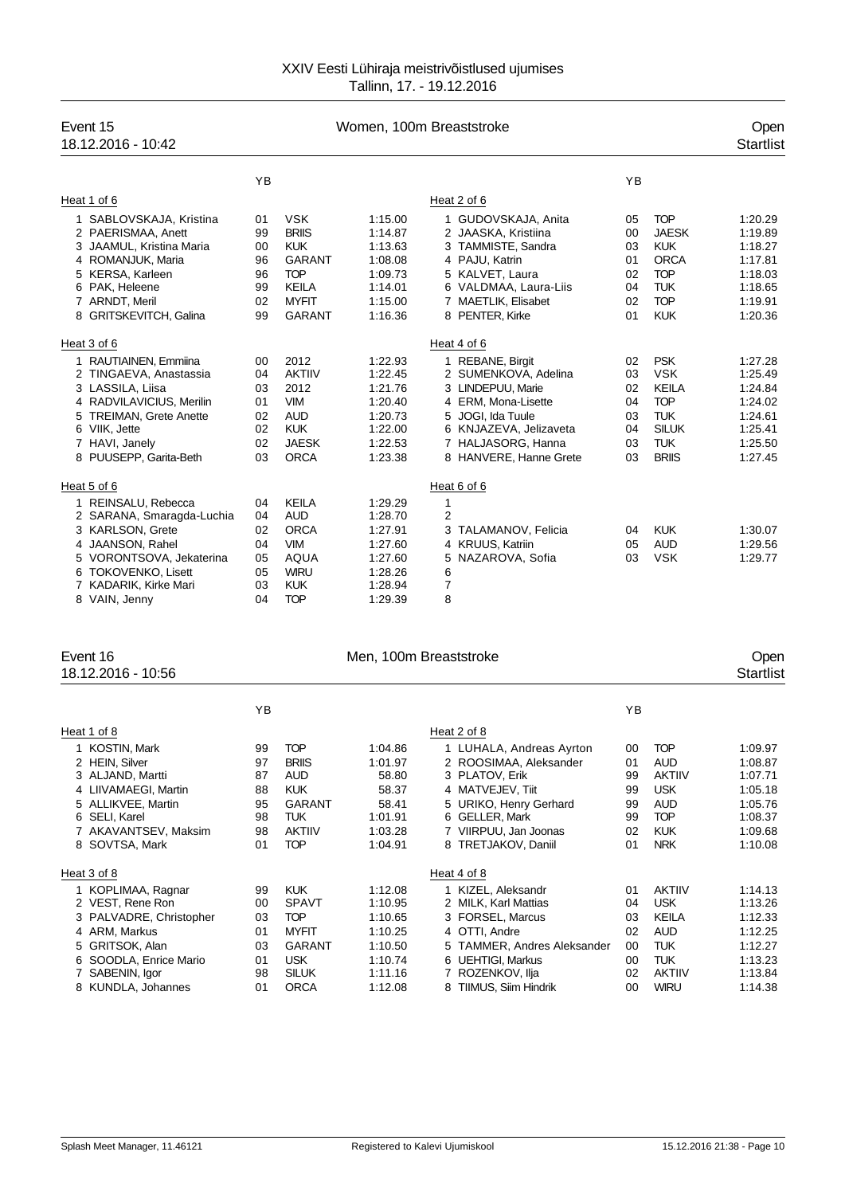# XXIV Eesti Lühiraja meistrivõistlused ujumises
Tallinn, 17. - 19.12.2016

## Event 15 — Women, 100m Breaststroke — Open
18.12.2016 - 10:42 — Startlist

### Heat 1 of 6

| | Name | YB | Club | Time |
|---|---|---|---|---|
| 1 | SABLOVSKAJA, Kristina | 01 | VSK | 1:15.00 |
| 2 | PAERISMAA, Anett | 99 | BRIIS | 1:14.87 |
| 3 | JAAMUL, Kristina Maria | 00 | KUK | 1:13.63 |
| 4 | ROMANJUK, Maria | 96 | GARANT | 1:08.08 |
| 5 | KERSA, Karleen | 96 | TOP | 1:09.73 |
| 6 | PAK, Heleene | 99 | KEILA | 1:14.01 |
| 7 | ARNDT, Meril | 02 | MYFIT | 1:15.00 |
| 8 | GRITSKEVITCH, Galina | 99 | GARANT | 1:16.36 |

### Heat 2 of 6

| | Name | YB | Club | Time |
|---|---|---|---|---|
| 1 | GUDOVSKAJA, Anita | 05 | TOP | 1:20.29 |
| 2 | JAASKA, Kristiina | 00 | JAESK | 1:19.89 |
| 3 | TAMMISTE, Sandra | 03 | KUK | 1:18.27 |
| 4 | PAJU, Katrin | 01 | ORCA | 1:17.81 |
| 5 | KALVET, Laura | 02 | TOP | 1:18.03 |
| 6 | VALDMAA, Laura-Liis | 04 | TUK | 1:18.65 |
| 7 | MAETLIK, Elisabet | 02 | TOP | 1:19.91 |
| 8 | PENTER, Kirke | 01 | KUK | 1:20.36 |

### Heat 3 of 6

| | Name | YB | Club | Time |
|---|---|---|---|---|
| 1 | RAUTIAINEN, Emmiina | 00 | 2012 | 1:22.93 |
| 2 | TINGAEVA, Anastassia | 04 | AKTIIV | 1:22.45 |
| 3 | LASSILA, Liisa | 03 | 2012 | 1:21.76 |
| 4 | RADVILAVICIUS, Merilin | 01 | VIM | 1:20.40 |
| 5 | TREIMAN, Grete Anette | 02 | AUD | 1:20.73 |
| 6 | VIIK, Jette | 02 | KUK | 1:22.00 |
| 7 | HAVI, Janely | 02 | JAESK | 1:22.53 |
| 8 | PUUSEPP, Garita-Beth | 03 | ORCA | 1:23.38 |

### Heat 4 of 6

| | Name | YB | Club | Time |
|---|---|---|---|---|
| 1 | REBANE, Birgit | 02 | PSK | 1:27.28 |
| 2 | SUMENKOVA, Adelina | 03 | VSK | 1:25.49 |
| 3 | LINDEPUU, Marie | 02 | KEILA | 1:24.84 |
| 4 | ERM, Mona-Lisette | 04 | TOP | 1:24.02 |
| 5 | JOGI, Ida Tuule | 03 | TUK | 1:24.61 |
| 6 | KNJAZEVA, Jelizaveta | 04 | SILUK | 1:25.41 |
| 7 | HALJASORG, Hanna | 03 | TUK | 1:25.50 |
| 8 | HANVERE, Hanne Grete | 03 | BRIIS | 1:27.45 |

### Heat 5 of 6

| | Name | YB | Club | Time |
|---|---|---|---|---|
| 1 | REINSALU, Rebecca | 04 | KEILA | 1:29.29 |
| 2 | SARANA, Smaragda-Luchia | 04 | AUD | 1:28.70 |
| 3 | KARLSON, Grete | 02 | ORCA | 1:27.91 |
| 4 | JAANSON, Rahel | 04 | VIM | 1:27.60 |
| 5 | VORONTSOVA, Jekaterina | 05 | AQUA | 1:27.60 |
| 6 | TOKOVENKO, Lisett | 05 | WIRU | 1:28.26 |
| 7 | KADARIK, Kirke Mari | 03 | KUK | 1:28.94 |
| 8 | VAIN, Jenny | 04 | TOP | 1:29.39 |

### Heat 6 of 6

| | Name | YB | Club | Time |
|---|---|---|---|---|
| 1 | | | | |
| 2 | | | | |
| 3 | TALAMANOV, Felicia | 04 | KUK | 1:30.07 |
| 4 | KRUUS, Katriin | 05 | AUD | 1:29.56 |
| 5 | NAZAROVA, Sofia | 03 | VSK | 1:29.77 |
| 6 | | | | |
| 7 | | | | |
| 8 | | | | |

## Event 16 — Men, 100m Breaststroke — Open
18.12.2016 - 10:56 — Startlist

### Heat 1 of 8

| | Name | YB | Club | Time |
|---|---|---|---|---|
| 1 | KOSTIN, Mark | 99 | TOP | 1:04.86 |
| 2 | HEIN, Silver | 97 | BRIIS | 1:01.97 |
| 3 | ALJAND, Martti | 87 | AUD | 58.80 |
| 4 | LIIVAMAEGI, Martin | 88 | KUK | 58.37 |
| 5 | ALLIKVEE, Martin | 95 | GARANT | 58.41 |
| 6 | SELI, Karel | 98 | TUK | 1:01.91 |
| 7 | AKAVANTSEV, Maksim | 98 | AKTIIV | 1:03.28 |
| 8 | SOVTSA, Mark | 01 | TOP | 1:04.91 |

### Heat 2 of 8

| | Name | YB | Club | Time |
|---|---|---|---|---|
| 1 | LUHALA, Andreas Ayrton | 00 | TOP | 1:09.97 |
| 2 | ROOSIMAA, Aleksander | 01 | AUD | 1:08.87 |
| 3 | PLATOV, Erik | 99 | AKTIIV | 1:07.71 |
| 4 | MATVEJEV, Tiit | 99 | USK | 1:05.18 |
| 5 | URIKO, Henry Gerhard | 99 | AUD | 1:05.76 |
| 6 | GELLER, Mark | 99 | TOP | 1:08.37 |
| 7 | VIIRPUU, Jan Joonas | 02 | KUK | 1:09.68 |
| 8 | TRETJAKOV, Daniil | 01 | NRK | 1:10.08 |

### Heat 3 of 8

| | Name | YB | Club | Time |
|---|---|---|---|---|
| 1 | KOPLIMAA, Ragnar | 99 | KUK | 1:12.08 |
| 2 | VEST, Rene Ron | 00 | SPAVT | 1:10.95 |
| 3 | PALVADRE, Christopher | 03 | TOP | 1:10.65 |
| 4 | ARM, Markus | 01 | MYFIT | 1:10.25 |
| 5 | GRITSOK, Alan | 03 | GARANT | 1:10.50 |
| 6 | SOODLA, Enrice Mario | 01 | USK | 1:10.74 |
| 7 | SABENIN, Igor | 98 | SILUK | 1:11.16 |
| 8 | KUNDLA, Johannes | 01 | ORCA | 1:12.08 |

### Heat 4 of 8

| | Name | YB | Club | Time |
|---|---|---|---|---|
| 1 | KIZEL, Aleksandr | 01 | AKTIIV | 1:14.13 |
| 2 | MILK, Karl Mattias | 04 | USK | 1:13.26 |
| 3 | FORSEL, Marcus | 03 | KEILA | 1:12.33 |
| 4 | OTTI, Andre | 02 | AUD | 1:12.25 |
| 5 | TAMMER, Andres Aleksander | 00 | TUK | 1:12.27 |
| 6 | UEHTIGI, Markus | 00 | TUK | 1:13.23 |
| 7 | ROZENKOV, Ilja | 02 | AKTIIV | 1:13.84 |
| 8 | TIIMUS, Siim Hindrik | 00 | WIRU | 1:14.38 |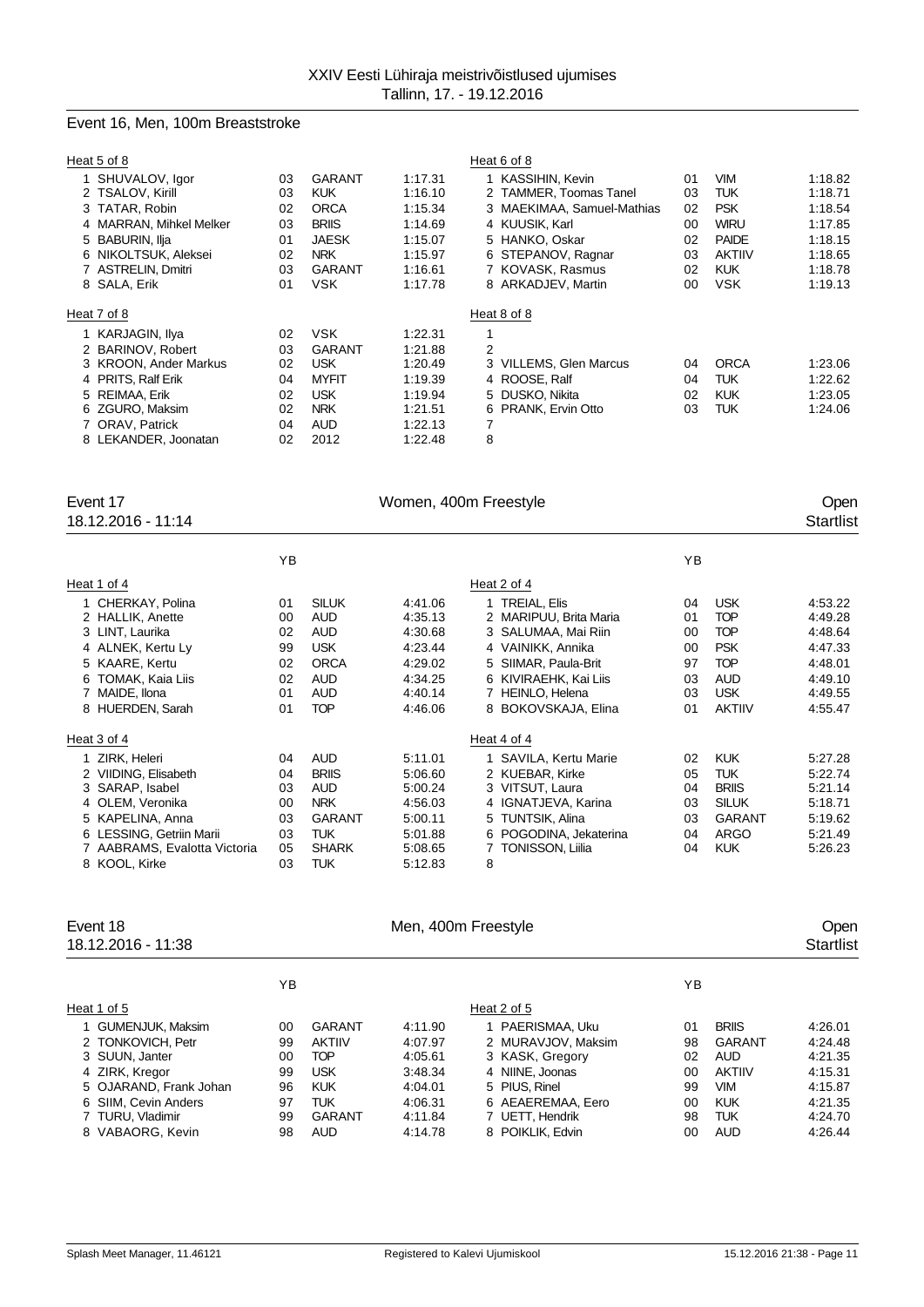## Event 16, Men, 100m Breaststroke

| Heat 5 of 8 | | | | Heat 6 of 8 | | | |
|---|---|---|---|---|---|---|---|
| 1 SHUVALOV, Igor | 03 | GARANT | 1:17.31 | 1 KASSIHIN, Kevin | 01 | VIM | 1:18.82 |
| 2 TSALOV, Kirill | 03 | KUK | 1:16.10 | 2 TAMMER, Toomas Tanel | 03 | TUK | 1:18.71 |
| 3 TATAR, Robin | 02 | ORCA | 1:15.34 | 3 MAEKIMAA, Samuel-Mathias | 02 | PSK | 1:18.54 |
| 4 MARRAN, Mihkel Melker | 03 | BRIIS | 1:14.69 | 4 KUUSIK, Karl | 00 | WIRU | 1:17.85 |
| 5 BABURIN, Ilja | 01 | JAESK | 1:15.07 | 5 HANKO, Oskar | 02 | PAIDE | 1:18.15 |
| 6 NIKOLTSUK, Aleksei | 02 | NRK | 1:15.97 | 6 STEPANOV, Ragnar | 03 | AKTIIV | 1:18.65 |
| 7 ASTRELIN, Dmitri | 03 | GARANT | 1:16.61 | 7 KOVASK, Rasmus | 02 | KUK | 1:18.78 |
| 8 SALA, Erik | 01 | VSK | 1:17.78 | 8 ARKADJEV, Martin | 00 | VSK | 1:19.13 |

| Heat 7 of 8 | | | | Heat 8 of 8 | | | |
|---|---|---|---|---|---|---|---|
| 1 KARJAGIN, Ilya | 02 | VSK | 1:22.31 | 1 | | | |
| 2 BARINOV, Robert | 03 | GARANT | 1:21.88 | 2 | | | |
| 3 KROON, Ander Markus | 02 | USK | 1:20.49 | 3 VILLEMS, Glen Marcus | 04 | ORCA | 1:23.06 |
| 4 PRITS, Ralf Erik | 04 | MYFIT | 1:19.39 | 4 ROOSE, Ralf | 04 | TUK | 1:22.62 |
| 5 REIMAA, Erik | 02 | USK | 1:19.94 | 5 DUSKO, Nikita | 02 | KUK | 1:23.05 |
| 6 ZGURO, Maksim | 02 | NRK | 1:21.51 | 6 PRANK, Ervin Otto | 03 | TUK | 1:24.06 |
| 7 ORAV, Patrick | 04 | AUD | 1:22.13 | 7 | | | |
| 8 LEKANDER, Joonatan | 02 | 2012 | 1:22.48 | 8 | | | |

## Event 17 — Women, 400m Freestyle — Open

18.12.2016 - 11:14 — Startlist

| Heat 1 of 4 | YB | | | Heat 2 of 4 | YB | | |
|---|---|---|---|---|---|---|---|
| 1 CHERKAY, Polina | 01 | SILUK | 4:41.06 | 1 TREIAL, Elis | 04 | USK | 4:53.22 |
| 2 HALLIK, Anette | 00 | AUD | 4:35.13 | 2 MARIPUU, Brita Maria | 01 | TOP | 4:49.28 |
| 3 LINT, Laurika | 02 | AUD | 4:30.68 | 3 SALUMAA, Mai Riin | 00 | TOP | 4:48.64 |
| 4 ALNEK, Kertu Ly | 99 | USK | 4:23.44 | 4 VAINIKK, Annika | 00 | PSK | 4:47.33 |
| 5 KAARE, Kertu | 02 | ORCA | 4:29.02 | 5 SIIMAR, Paula-Brit | 97 | TOP | 4:48.01 |
| 6 TOMAK, Kaia Liis | 02 | AUD | 4:34.25 | 6 KIVIRAEHK, Kai Liis | 03 | AUD | 4:49.10 |
| 7 MAIDE, Ilona | 01 | AUD | 4:40.14 | 7 HEINLO, Helena | 03 | USK | 4:49.55 |
| 8 HUERDEN, Sarah | 01 | TOP | 4:46.06 | 8 BOKOVSKAJA, Elina | 01 | AKTIIV | 4:55.47 |

| Heat 3 of 4 | | | | Heat 4 of 4 | | | |
|---|---|---|---|---|---|---|---|
| 1 ZIRK, Heleri | 04 | AUD | 5:11.01 | 1 SAVILA, Kertu Marie | 02 | KUK | 5:27.28 |
| 2 VIIDING, Elisabeth | 04 | BRIIS | 5:06.60 | 2 KUEBAR, Kirke | 05 | TUK | 5:22.74 |
| 3 SARAP, Isabel | 03 | AUD | 5:00.24 | 3 VITSUT, Laura | 04 | BRIIS | 5:21.14 |
| 4 OLEM, Veronika | 00 | NRK | 4:56.03 | 4 IGNATJEVA, Karina | 03 | SILUK | 5:18.71 |
| 5 KAPELINA, Anna | 03 | GARANT | 5:00.11 | 5 TUNTSIK, Alina | 03 | GARANT | 5:19.62 |
| 6 LESSING, Getriin Marii | 03 | TUK | 5:01.88 | 6 POGODINA, Jekaterina | 04 | ARGO | 5:21.49 |
| 7 AABRAMS, Evalotta Victoria | 05 | SHARK | 5:08.65 | 7 TONISSON, Liilia | 04 | KUK | 5:26.23 |
| 8 KOOL, Kirke | 03 | TUK | 5:12.83 | 8 | | | |

## Event 18 — Men, 400m Freestyle — Open

18.12.2016 - 11:38 — Startlist

| Heat 1 of 5 | YB | | | Heat 2 of 5 | YB | | |
|---|---|---|---|---|---|---|---|
| 1 GUMENJUK, Maksim | 00 | GARANT | 4:11.90 | 1 PAERISMAA, Uku | 01 | BRIIS | 4:26.01 |
| 2 TONKOVICH, Petr | 99 | AKTIIV | 4:07.97 | 2 MURAVJOV, Maksim | 98 | GARANT | 4:24.48 |
| 3 SUUN, Janter | 00 | TOP | 4:05.61 | 3 KASK, Gregory | 02 | AUD | 4:21.35 |
| 4 ZIRK, Kregor | 99 | USK | 3:48.34 | 4 NIINE, Joonas | 00 | AKTIIV | 4:15.31 |
| 5 OJARAND, Frank Johan | 96 | KUK | 4:04.01 | 5 PIUS, Rinel | 99 | VIM | 4:15.87 |
| 6 SIIM, Cevin Anders | 97 | TUK | 4:06.31 | 6 AEAEREMAA, Eero | 00 | KUK | 4:21.35 |
| 7 TURU, Vladimir | 99 | GARANT | 4:11.84 | 7 UETT, Hendrik | 98 | TUK | 4:24.70 |
| 8 VABAORG, Kevin | 98 | AUD | 4:14.78 | 8 POIKLIK, Edvin | 00 | AUD | 4:26.44 |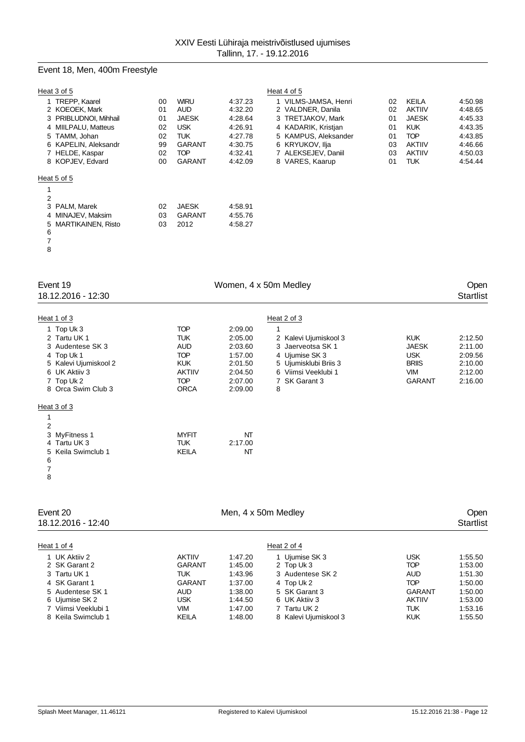## Event 18, Men, 400m Freestyle

Heat 3 of 5

| Lane | Name | YOB | Club | Time |
|---|---|---|---|---|
| 1 | TREPP, Kaarel | 00 | WIRU | 4:37.23 |
| 2 | KOEOEK, Mark | 01 | AUD | 4:32.20 |
| 3 | PRIBLUDNOI, Mihhail | 01 | JAESK | 4:28.64 |
| 4 | MIILPALU, Matteus | 02 | USK | 4:26.91 |
| 5 | TAMM, Johan | 02 | TUK | 4:27.78 |
| 6 | KAPELIN, Aleksandr | 99 | GARANT | 4:30.75 |
| 7 | HELDE, Kaspar | 02 | TOP | 4:32.41 |
| 8 | KOPJEV, Edvard | 00 | GARANT | 4:42.09 |

Heat 4 of 5

| Lane | Name | YOB | Club | Time |
|---|---|---|---|---|
| 1 | VILMS-JAMSA, Henri | 02 | KEILA | 4:50.98 |
| 2 | VALDNER, Danila | 02 | AKTIIV | 4:48.65 |
| 3 | TRETJAKOV, Mark | 01 | JAESK | 4:45.33 |
| 4 | KADARIK, Kristjan | 01 | KUK | 4:43.35 |
| 5 | KAMPUS, Aleksander | 01 | TOP | 4:43.85 |
| 6 | KRYUKOV, Ilja | 03 | AKTIIV | 4:46.66 |
| 7 | ALEKSEJEV, Daniil | 03 | AKTIIV | 4:50.03 |
| 8 | VARES, Kaarup | 01 | TUK | 4:54.44 |

Heat 5 of 5

| Lane | Name | YOB | Club | Time |
|---|---|---|---|---|
| 1 | | | | |
| 2 | | | | |
| 3 | PALM, Marek | 02 | JAESK | 4:58.91 |
| 4 | MINAJEV, Maksim | 03 | GARANT | 4:55.76 |
| 5 | MARTIKAINEN, Risto | 03 | 2012 | 4:58.27 |
| 6 | | | | |
| 7 | | | | |
| 8 | | | | |

## Event 19 — Women, 4 x 50m Medley — Open

18.12.2016 - 12:30 — Startlist

Heat 1 of 3

| Lane | Team | Club | Time |
|---|---|---|---|
| 1 | Top Uk 3 | TOP | 2:09.00 |
| 2 | Tartu UK 1 | TUK | 2:05.00 |
| 3 | Audentese SK 3 | AUD | 2:03.60 |
| 4 | Top Uk 1 | TOP | 1:57.00 |
| 5 | Kalevi Ujumiskool 2 | KUK | 2:01.50 |
| 6 | UK Aktiiv 3 | AKTIIV | 2:04.50 |
| 7 | Top Uk 2 | TOP | 2:07.00 |
| 8 | Orca Swim Club 3 | ORCA | 2:09.00 |

Heat 2 of 3

| Lane | Team | Club | Time |
|---|---|---|---|
| 1 | | | |
| 2 | Kalevi Ujumiskool 3 | KUK | 2:12.50 |
| 3 | Jaerveotsa SK 1 | JAESK | 2:11.00 |
| 4 | Ujumise SK 3 | USK | 2:09.56 |
| 5 | Ujumisklubi Briis 3 | BRIIS | 2:10.00 |
| 6 | Viimsi Veeklubi 1 | VIM | 2:12.00 |
| 7 | SK Garant 3 | GARANT | 2:16.00 |
| 8 | | | |

Heat 3 of 3

| Lane | Team | Club | Time |
|---|---|---|---|
| 1 | | | |
| 2 | | | |
| 3 | MyFitness 1 | MYFIT | NT |
| 4 | Tartu UK 3 | TUK | 2:17.00 |
| 5 | Keila Swimclub 1 | KEILA | NT |
| 6 | | | |
| 7 | | | |
| 8 | | | |

## Event 20 — Men, 4 x 50m Medley — Open

18.12.2016 - 12:40 — Startlist

Heat 1 of 4

| Lane | Team | Club | Time |
|---|---|---|---|
| 1 | UK Aktiiv 2 | AKTIIV | 1:47.20 |
| 2 | SK Garant 2 | GARANT | 1:45.00 |
| 3 | Tartu UK 1 | TUK | 1:43.96 |
| 4 | SK Garant 1 | GARANT | 1:37.00 |
| 5 | Audentese SK 1 | AUD | 1:38.00 |
| 6 | Ujumise SK 2 | USK | 1:44.50 |
| 7 | Viimsi Veeklubi 1 | VIM | 1:47.00 |
| 8 | Keila Swimclub 1 | KEILA | 1:48.00 |

Heat 2 of 4

| Lane | Team | Club | Time |
|---|---|---|---|
| 1 | Ujumise SK 3 | USK | 1:55.50 |
| 2 | Top Uk 3 | TOP | 1:53.00 |
| 3 | Audentese SK 2 | AUD | 1:51.30 |
| 4 | Top Uk 2 | TOP | 1:50.00 |
| 5 | SK Garant 3 | GARANT | 1:50.00 |
| 6 | UK Aktiiv 3 | AKTIIV | 1:53.00 |
| 7 | Tartu UK 2 | TUK | 1:53.16 |
| 8 | Kalevi Ujumiskool 3 | KUK | 1:55.50 |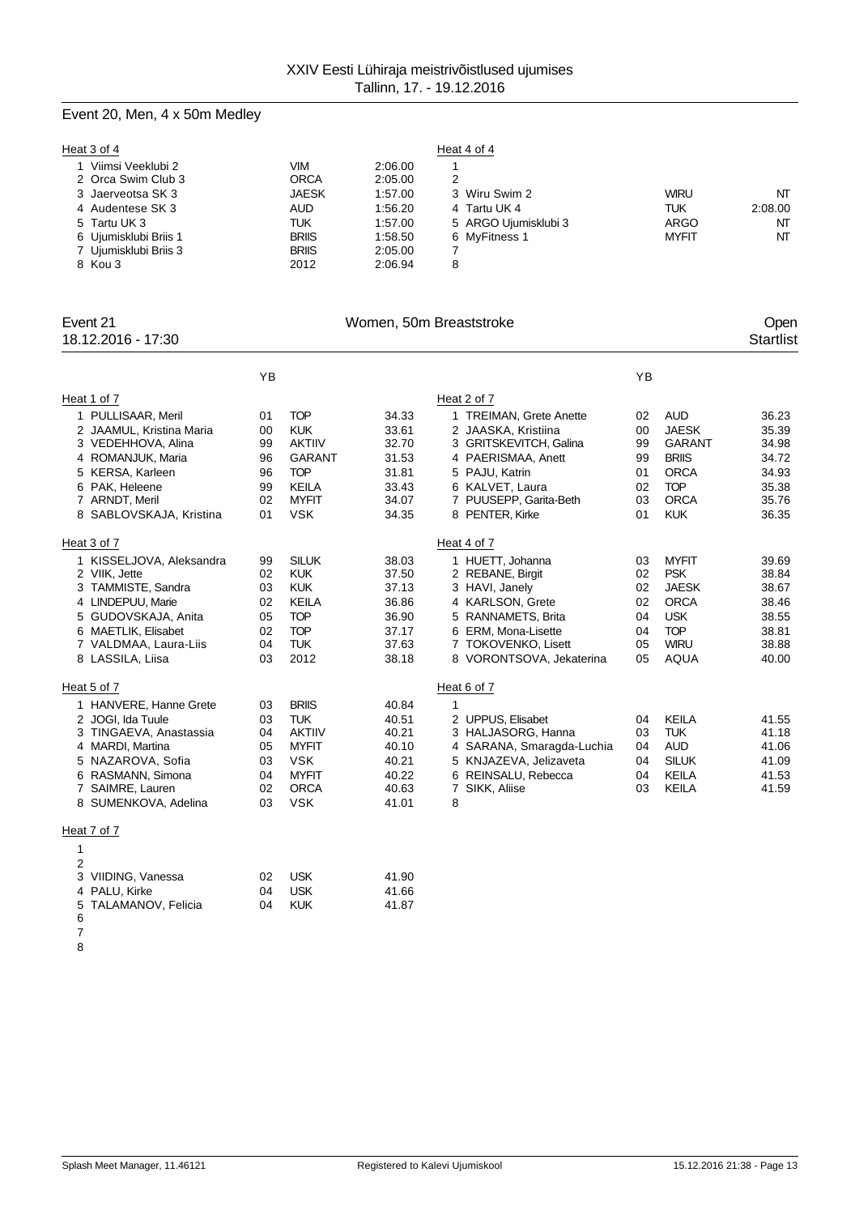XXIV Eesti Lühiraja meistrivõistlused ujumises
Tallinn, 17. - 19.12.2016

## Event 20, Men, 4 x 50m Medley

Heat 3 of 4

| Lane | Team | Club | Time |
|---|---|---|---|
| 1 | Viimsi Veeklubi 2 | VIM | 2:06.00 |
| 2 | Orca Swim Club 3 | ORCA | 2:05.00 |
| 3 | Jaerveotsa SK 3 | JAESK | 1:57.00 |
| 4 | Audentese SK 3 | AUD | 1:56.20 |
| 5 | Tartu UK 3 | TUK | 1:57.00 |
| 6 | Ujumisklubi Briis 1 | BRIIS | 1:58.50 |
| 7 | Ujumisklubi Briis 3 | BRIIS | 2:05.00 |
| 8 | Kou 3 | 2012 | 2:06.94 |

Heat 4 of 4

| Lane | Team | Club | Time |
|---|---|---|---|
| 1 | | | |
| 2 | | | |
| 3 | Wiru Swim 2 | WIRU | NT |
| 4 | Tartu UK 4 | TUK | 2:08.00 |
| 5 | ARGO Ujumisklubi 3 | ARGO | NT |
| 6 | MyFitness 1 | MYFIT | NT |
| 7 | | | |
| 8 | | | |

## Event 21 — Women, 50m Breaststroke — Open

18.12.2016 - 17:30 — Startlist

Heat 1 of 7

| Lane | Name | YB | Club | Time |
|---|---|---|---|---|
| 1 | PULLISAAR, Meril | 01 | TOP | 34.33 |
| 2 | JAAMUL, Kristina Maria | 00 | KUK | 33.61 |
| 3 | VEDEHHOVA, Alina | 99 | AKTIIV | 32.70 |
| 4 | ROMANJUK, Maria | 96 | GARANT | 31.53 |
| 5 | KERSA, Karleen | 96 | TOP | 31.81 |
| 6 | PAK, Heleene | 99 | KEILA | 33.43 |
| 7 | ARNDT, Meril | 02 | MYFIT | 34.07 |
| 8 | SABLOVSKAJA, Kristina | 01 | VSK | 34.35 |

Heat 2 of 7

| Lane | Name | YB | Club | Time |
|---|---|---|---|---|
| 1 | TREIMAN, Grete Anette | 02 | AUD | 36.23 |
| 2 | JAASKA, Kristiina | 00 | JAESK | 35.39 |
| 3 | GRITSKEVITCH, Galina | 99 | GARANT | 34.98 |
| 4 | PAERISMAA, Anett | 99 | BRIIS | 34.72 |
| 5 | PAJU, Katrin | 01 | ORCA | 34.93 |
| 6 | KALVET, Laura | 02 | TOP | 35.38 |
| 7 | PUUSEPP, Garita-Beth | 03 | ORCA | 35.76 |
| 8 | PENTER, Kirke | 01 | KUK | 36.35 |

Heat 3 of 7

| Lane | Name | YB | Club | Time |
|---|---|---|---|---|
| 1 | KISSELJOVA, Aleksandra | 99 | SILUK | 38.03 |
| 2 | VIIK, Jette | 02 | KUK | 37.50 |
| 3 | TAMMISTE, Sandra | 03 | KUK | 37.13 |
| 4 | LINDEPUU, Marie | 02 | KEILA | 36.86 |
| 5 | GUDOVSKAJA, Anita | 05 | TOP | 36.90 |
| 6 | MAETLIK, Elisabet | 02 | TOP | 37.17 |
| 7 | VALDMAA, Laura-Liis | 04 | TUK | 37.63 |
| 8 | LASSILA, Liisa | 03 | 2012 | 38.18 |

Heat 4 of 7

| Lane | Name | YB | Club | Time |
|---|---|---|---|---|
| 1 | HUETT, Johanna | 03 | MYFIT | 39.69 |
| 2 | REBANE, Birgit | 02 | PSK | 38.84 |
| 3 | HAVI, Janely | 02 | JAESK | 38.67 |
| 4 | KARLSON, Grete | 02 | ORCA | 38.46 |
| 5 | RANNAMETS, Brita | 04 | USK | 38.55 |
| 6 | ERM, Mona-Lisette | 04 | TOP | 38.81 |
| 7 | TOKOVENKO, Lisett | 05 | WIRU | 38.88 |
| 8 | VORONTSOVA, Jekaterina | 05 | AQUA | 40.00 |

Heat 5 of 7

| Lane | Name | YB | Club | Time |
|---|---|---|---|---|
| 1 | HANVERE, Hanne Grete | 03 | BRIIS | 40.84 |
| 2 | JOGI, Ida Tuule | 03 | TUK | 40.51 |
| 3 | TINGAEVA, Anastassia | 04 | AKTIIV | 40.21 |
| 4 | MARDI, Martina | 05 | MYFIT | 40.10 |
| 5 | NAZAROVA, Sofia | 03 | VSK | 40.21 |
| 6 | RASMANN, Simona | 04 | MYFIT | 40.22 |
| 7 | SAIMRE, Lauren | 02 | ORCA | 40.63 |
| 8 | SUMENKOVA, Adelina | 03 | VSK | 41.01 |

Heat 6 of 7

| Lane | Name | YB | Club | Time |
|---|---|---|---|---|
| 1 | | | | |
| 2 | UPPUS, Elisabet | 04 | KEILA | 41.55 |
| 3 | HALJASORG, Hanna | 03 | TUK | 41.18 |
| 4 | SARANA, Smaragda-Luchia | 04 | AUD | 41.06 |
| 5 | KNJAZEVA, Jelizaveta | 04 | SILUK | 41.09 |
| 6 | REINSALU, Rebecca | 04 | KEILA | 41.53 |
| 7 | SIKK, Aliise | 03 | KEILA | 41.59 |
| 8 | | | | |

Heat 7 of 7

| Lane | Name | YB | Club | Time |
|---|---|---|---|---|
| 1 | | | | |
| 2 | | | | |
| 3 | VIIDING, Vanessa | 02 | USK | 41.90 |
| 4 | PALU, Kirke | 04 | USK | 41.66 |
| 5 | TALAMANOV, Felicia | 04 | KUK | 41.87 |
| 6 | | | | |
| 7 | | | | |
| 8 | | | | |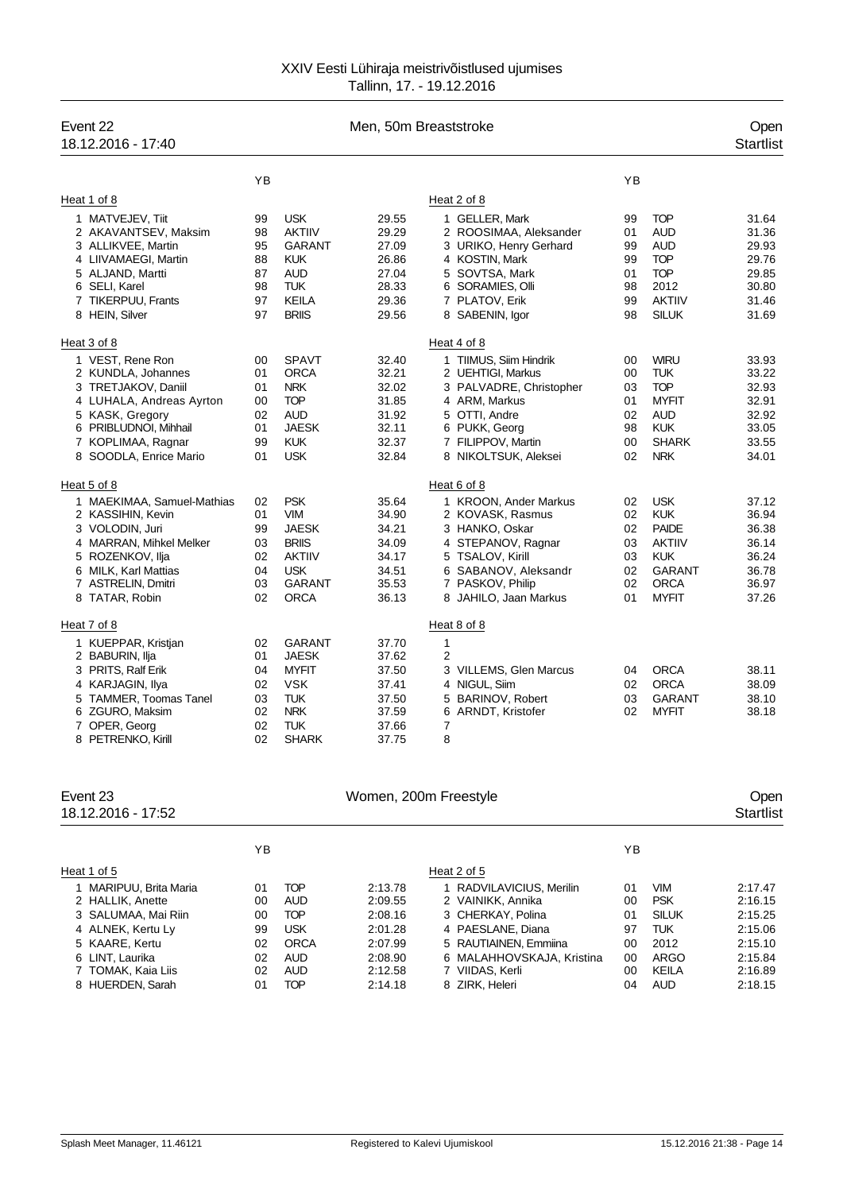XXIV Eesti Lühiraja meistrivõistlused ujumises
Tallinn, 17. - 19.12.2016

## Event 22 — Men, 50m Breaststroke — Open — Startlist
18.12.2016 - 17:40

### Heat 1 of 8

| Lane | Name | YB | Club | Time |
|---|---|---|---|---|
| 1 | MATVEJEV, Tiit | 99 | USK | 29.55 |
| 2 | AKAVANTSEV, Maksim | 98 | AKTIIV | 29.29 |
| 3 | ALLIKVEE, Martin | 95 | GARANT | 27.09 |
| 4 | LIIVAMAEGI, Martin | 88 | KUK | 26.86 |
| 5 | ALJAND, Martti | 87 | AUD | 27.04 |
| 6 | SELI, Karel | 98 | TUK | 28.33 |
| 7 | TIKERPUU, Frants | 97 | KEILA | 29.36 |
| 8 | HEIN, Silver | 97 | BRIIS | 29.56 |

### Heat 2 of 8

| Lane | Name | YB | Club | Time |
|---|---|---|---|---|
| 1 | GELLER, Mark | 99 | TOP | 31.64 |
| 2 | ROOSIMAA, Aleksander | 01 | AUD | 31.36 |
| 3 | URIKO, Henry Gerhard | 99 | AUD | 29.93 |
| 4 | KOSTIN, Mark | 99 | TOP | 29.76 |
| 5 | SOVTSA, Mark | 01 | TOP | 29.85 |
| 6 | SORAMIES, Olli | 98 | 2012 | 30.80 |
| 7 | PLATOV, Erik | 99 | AKTIIV | 31.46 |
| 8 | SABENIN, Igor | 98 | SILUK | 31.69 |

### Heat 3 of 8

| Lane | Name | YB | Club | Time |
|---|---|---|---|---|
| 1 | VEST, Rene Ron | 00 | SPAVT | 32.40 |
| 2 | KUNDLA, Johannes | 01 | ORCA | 32.21 |
| 3 | TRETJAKOV, Daniil | 01 | NRK | 32.02 |
| 4 | LUHALA, Andreas Ayrton | 00 | TOP | 31.85 |
| 5 | KASK, Gregory | 02 | AUD | 31.92 |
| 6 | PRIBLUDNOI, Mihhail | 01 | JAESK | 32.11 |
| 7 | KOPLIMAA, Ragnar | 99 | KUK | 32.37 |
| 8 | SOODLA, Enrice Mario | 01 | USK | 32.84 |

### Heat 4 of 8

| Lane | Name | YB | Club | Time |
|---|---|---|---|---|
| 1 | TIIMUS, Siim Hindrik | 00 | WIRU | 33.93 |
| 2 | UEHTIGI, Markus | 00 | TUK | 33.22 |
| 3 | PALVADRE, Christopher | 03 | TOP | 32.93 |
| 4 | ARM, Markus | 01 | MYFIT | 32.91 |
| 5 | OTTI, Andre | 02 | AUD | 32.92 |
| 6 | PUKK, Georg | 98 | KUK | 33.05 |
| 7 | FILIPPOV, Martin | 00 | SHARK | 33.55 |
| 8 | NIKOLTSUK, Aleksei | 02 | NRK | 34.01 |

### Heat 5 of 8

| Lane | Name | YB | Club | Time |
|---|---|---|---|---|
| 1 | MAEKIMAA, Samuel-Mathias | 02 | PSK | 35.64 |
| 2 | KASSIHIN, Kevin | 01 | VIM | 34.90 |
| 3 | VOLODIN, Juri | 99 | JAESK | 34.21 |
| 4 | MARRAN, Mihkel Melker | 03 | BRIIS | 34.09 |
| 5 | ROZENKOV, Ilja | 02 | AKTIIV | 34.17 |
| 6 | MILK, Karl Mattias | 04 | USK | 34.51 |
| 7 | ASTRELIN, Dmitri | 03 | GARANT | 35.53 |
| 8 | TATAR, Robin | 02 | ORCA | 36.13 |

### Heat 6 of 8

| Lane | Name | YB | Club | Time |
|---|---|---|---|---|
| 1 | KROON, Ander Markus | 02 | USK | 37.12 |
| 2 | KOVASK, Rasmus | 02 | KUK | 36.94 |
| 3 | HANKO, Oskar | 02 | PAIDE | 36.38 |
| 4 | STEPANOV, Ragnar | 03 | AKTIIV | 36.14 |
| 5 | TSALOV, Kirill | 03 | KUK | 36.24 |
| 6 | SABANOV, Aleksandr | 02 | GARANT | 36.78 |
| 7 | PASKOV, Philip | 02 | ORCA | 36.97 |
| 8 | JAHILO, Jaan Markus | 01 | MYFIT | 37.26 |

### Heat 7 of 8

| Lane | Name | YB | Club | Time |
|---|---|---|---|---|
| 1 | KUEPPAR, Kristjan | 02 | GARANT | 37.70 |
| 2 | BABURIN, Ilja | 01 | JAESK | 37.62 |
| 3 | PRITS, Ralf Erik | 04 | MYFIT | 37.50 |
| 4 | KARJAGIN, Ilya | 02 | VSK | 37.41 |
| 5 | TAMMER, Toomas Tanel | 03 | TUK | 37.50 |
| 6 | ZGURO, Maksim | 02 | NRK | 37.59 |
| 7 | OPER, Georg | 02 | TUK | 37.66 |
| 8 | PETRENKO, Kirill | 02 | SHARK | 37.75 |

### Heat 8 of 8

| Lane | Name | YB | Club | Time |
|---|---|---|---|---|
| 1 | | | | |
| 2 | | | | |
| 3 | VILLEMS, Glen Marcus | 04 | ORCA | 38.11 |
| 4 | NIGUL, Siim | 02 | ORCA | 38.09 |
| 5 | BARINOV, Robert | 03 | GARANT | 38.10 |
| 6 | ARNDT, Kristofer | 02 | MYFIT | 38.18 |
| 7 | | | | |
| 8 | | | | |

## Event 23 — Women, 200m Freestyle — Open — Startlist
18.12.2016 - 17:52

### Heat 1 of 5

| Lane | Name | YB | Club | Time |
|---|---|---|---|---|
| 1 | MARIPUU, Brita Maria | 01 | TOP | 2:13.78 |
| 2 | HALLIK, Anette | 00 | AUD | 2:09.55 |
| 3 | SALUMAA, Mai Riin | 00 | TOP | 2:08.16 |
| 4 | ALNEK, Kertu Ly | 99 | USK | 2:01.28 |
| 5 | KAARE, Kertu | 02 | ORCA | 2:07.99 |
| 6 | LINT, Laurika | 02 | AUD | 2:08.90 |
| 7 | TOMAK, Kaia Liis | 02 | AUD | 2:12.58 |
| 8 | HUERDEN, Sarah | 01 | TOP | 2:14.18 |

### Heat 2 of 5

| Lane | Name | YB | Club | Time |
|---|---|---|---|---|
| 1 | RADVILAVICIUS, Merilin | 01 | VIM | 2:17.47 |
| 2 | VAINIKK, Annika | 00 | PSK | 2:16.15 |
| 3 | CHERKAY, Polina | 01 | SILUK | 2:15.25 |
| 4 | PAESLANE, Diana | 97 | TUK | 2:15.06 |
| 5 | RAUTIAINEN, Emmiina | 00 | 2012 | 2:15.10 |
| 6 | MALAHHOVSKAJA, Kristina | 00 | ARGO | 2:15.84 |
| 7 | VIIDAS, Kerli | 00 | KEILA | 2:16.89 |
| 8 | ZIRK, Heleri | 04 | AUD | 2:18.15 |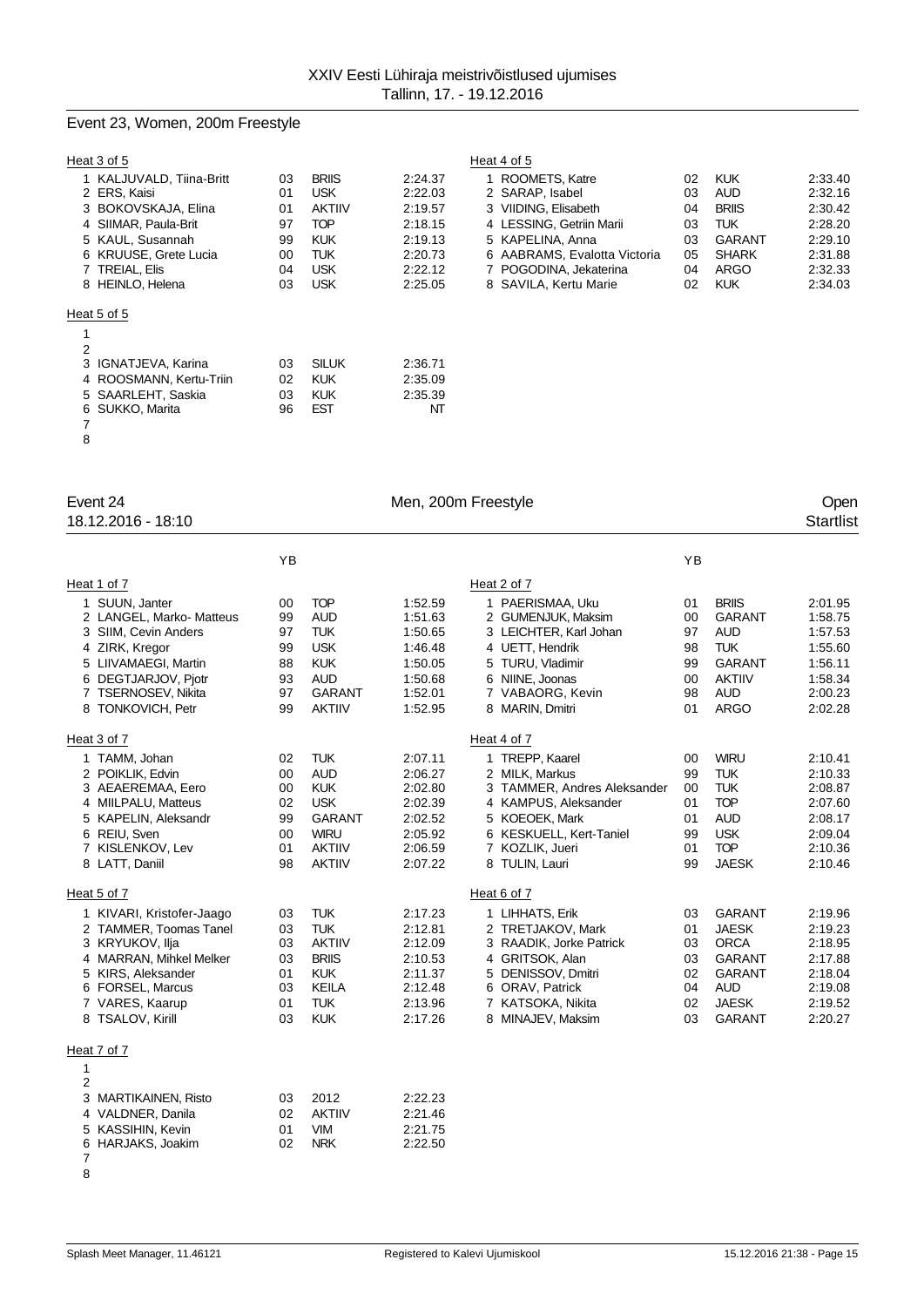## Event 23, Women, 200m Freestyle

**Heat 3 of 5**

| Lane | Name | YB | Club | Time |
|---|---|---|---|---|
| 1 | KALJUVALD, Tiina-Britt | 03 | BRIIS | 2:24.37 |
| 2 | ERS, Kaisi | 01 | USK | 2:22.03 |
| 3 | BOKOVSKAJA, Elina | 01 | AKTIIV | 2:19.57 |
| 4 | SIIMAR, Paula-Brit | 97 | TOP | 2:18.15 |
| 5 | KAUL, Susannah | 99 | KUK | 2:19.13 |
| 6 | KRUUSE, Grete Lucia | 00 | TUK | 2:20.73 |
| 7 | TREIAL, Elis | 04 | USK | 2:22.12 |
| 8 | HEINLO, Helena | 03 | USK | 2:25.05 |

**Heat 4 of 5**

| Lane | Name | YB | Club | Time |
|---|---|---|---|---|
| 1 | ROOMETS, Katre | 02 | KUK | 2:33.40 |
| 2 | SARAP, Isabel | 03 | AUD | 2:32.16 |
| 3 | VIIDING, Elisabeth | 04 | BRIIS | 2:30.42 |
| 4 | LESSING, Getriin Marii | 03 | TUK | 2:28.20 |
| 5 | KAPELINA, Anna | 03 | GARANT | 2:29.10 |
| 6 | AABRAMS, Evalotta Victoria | 05 | SHARK | 2:31.88 |
| 7 | POGODINA, Jekaterina | 04 | ARGO | 2:32.33 |
| 8 | SAVILA, Kertu Marie | 02 | KUK | 2:34.03 |

**Heat 5 of 5**

| Lane | Name | YB | Club | Time |
|---|---|---|---|---|
| 1 | | | | |
| 2 | | | | |
| 3 | IGNATJEVA, Karina | 03 | SILUK | 2:36.71 |
| 4 | ROOSMANN, Kertu-Triin | 02 | KUK | 2:35.09 |
| 5 | SAARLEHT, Saskia | 03 | KUK | 2:35.39 |
| 6 | SUKKO, Marita | 96 | EST | NT |
| 7 | | | | |
| 8 | | | | |

## Event 24 Men, 200m Freestyle Open

18.12.2016 - 18:10 Startlist

**Heat 1 of 7**

| Lane | Name | YB | Club | Time |
|---|---|---|---|---|
| 1 | SUUN, Janter | 00 | TOP | 1:52.59 |
| 2 | LANGEL, Marko- Matteus | 99 | AUD | 1:51.63 |
| 3 | SIIM, Cevin Anders | 97 | TUK | 1:50.65 |
| 4 | ZIRK, Kregor | 99 | USK | 1:46.48 |
| 5 | LIIVAMAEGI, Martin | 88 | KUK | 1:50.05 |
| 6 | DEGTJARJOV, Pjotr | 93 | AUD | 1:50.68 |
| 7 | TSERNOSEV, Nikita | 97 | GARANT | 1:52.01 |
| 8 | TONKOVICH, Petr | 99 | AKTIIV | 1:52.95 |

**Heat 2 of 7**

| Lane | Name | YB | Club | Time |
|---|---|---|---|---|
| 1 | PAERISMAA, Uku | 01 | BRIIS | 2:01.95 |
| 2 | GUMENJUK, Maksim | 00 | GARANT | 1:58.75 |
| 3 | LEICHTER, Karl Johan | 97 | AUD | 1:57.53 |
| 4 | UETT, Hendrik | 98 | TUK | 1:55.60 |
| 5 | TURU, Vladimir | 99 | GARANT | 1:56.11 |
| 6 | NIINE, Joonas | 00 | AKTIIV | 1:58.34 |
| 7 | VABAORG, Kevin | 98 | AUD | 2:00.23 |
| 8 | MARIN, Dmitri | 01 | ARGO | 2:02.28 |

**Heat 3 of 7**

| Lane | Name | YB | Club | Time |
|---|---|---|---|---|
| 1 | TAMM, Johan | 02 | TUK | 2:07.11 |
| 2 | POIKLIK, Edvin | 00 | AUD | 2:06.27 |
| 3 | AEAEREMAA, Eero | 00 | KUK | 2:02.80 |
| 4 | MIILPALU, Matteus | 02 | USK | 2:02.39 |
| 5 | KAPELIN, Aleksandr | 99 | GARANT | 2:02.52 |
| 6 | REIU, Sven | 00 | WIRU | 2:05.92 |
| 7 | KISLENKOV, Lev | 01 | AKTIIV | 2:06.59 |
| 8 | LATT, Daniil | 98 | AKTIIV | 2:07.22 |

**Heat 4 of 7**

| Lane | Name | YB | Club | Time |
|---|---|---|---|---|
| 1 | TREPP, Kaarel | 00 | WIRU | 2:10.41 |
| 2 | MILK, Markus | 99 | TUK | 2:10.33 |
| 3 | TAMMER, Andres Aleksander | 00 | TUK | 2:08.87 |
| 4 | KAMPUS, Aleksander | 01 | TOP | 2:07.60 |
| 5 | KOEOEK, Mark | 01 | AUD | 2:08.17 |
| 6 | KESKUELL, Kert-Taniel | 99 | USK | 2:09.04 |
| 7 | KOZLIK, Jueri | 01 | TOP | 2:10.36 |
| 8 | TULIN, Lauri | 99 | JAESK | 2:10.46 |

**Heat 5 of 7**

| Lane | Name | YB | Club | Time |
|---|---|---|---|---|
| 1 | KIVARI, Kristofer-Jaago | 03 | TUK | 2:17.23 |
| 2 | TAMMER, Toomas Tanel | 03 | TUK | 2:12.81 |
| 3 | KRYUKOV, Ilja | 03 | AKTIIV | 2:12.09 |
| 4 | MARRAN, Mihkel Melker | 03 | BRIIS | 2:10.53 |
| 5 | KIRS, Aleksander | 01 | KUK | 2:11.37 |
| 6 | FORSEL, Marcus | 03 | KEILA | 2:12.48 |
| 7 | VARES, Kaarup | 01 | TUK | 2:13.96 |
| 8 | TSALOV, Kirill | 03 | KUK | 2:17.26 |

**Heat 6 of 7**

| Lane | Name | YB | Club | Time |
|---|---|---|---|---|
| 1 | LIHHATS, Erik | 03 | GARANT | 2:19.96 |
| 2 | TRETJAKOV, Mark | 01 | JAESK | 2:19.23 |
| 3 | RAADIK, Jorke Patrick | 03 | ORCA | 2:18.95 |
| 4 | GRITSOK, Alan | 03 | GARANT | 2:17.88 |
| 5 | DENISSOV, Dmitri | 02 | GARANT | 2:18.04 |
| 6 | ORAV, Patrick | 04 | AUD | 2:19.08 |
| 7 | KATSOKA, Nikita | 02 | JAESK | 2:19.52 |
| 8 | MINAJEV, Maksim | 03 | GARANT | 2:20.27 |

**Heat 7 of 7**

| Lane | Name | YB | Club | Time |
|---|---|---|---|---|
| 1 | | | | |
| 2 | | | | |
| 3 | MARTIKAINEN, Risto | 03 | 2012 | 2:22.23 |
| 4 | VALDNER, Danila | 02 | AKTIIV | 2:21.46 |
| 5 | KASSIHIN, Kevin | 01 | VIM | 2:21.75 |
| 6 | HARJAKS, Joakim | 02 | NRK | 2:22.50 |
| 7 | | | | |
| 8 | | | | |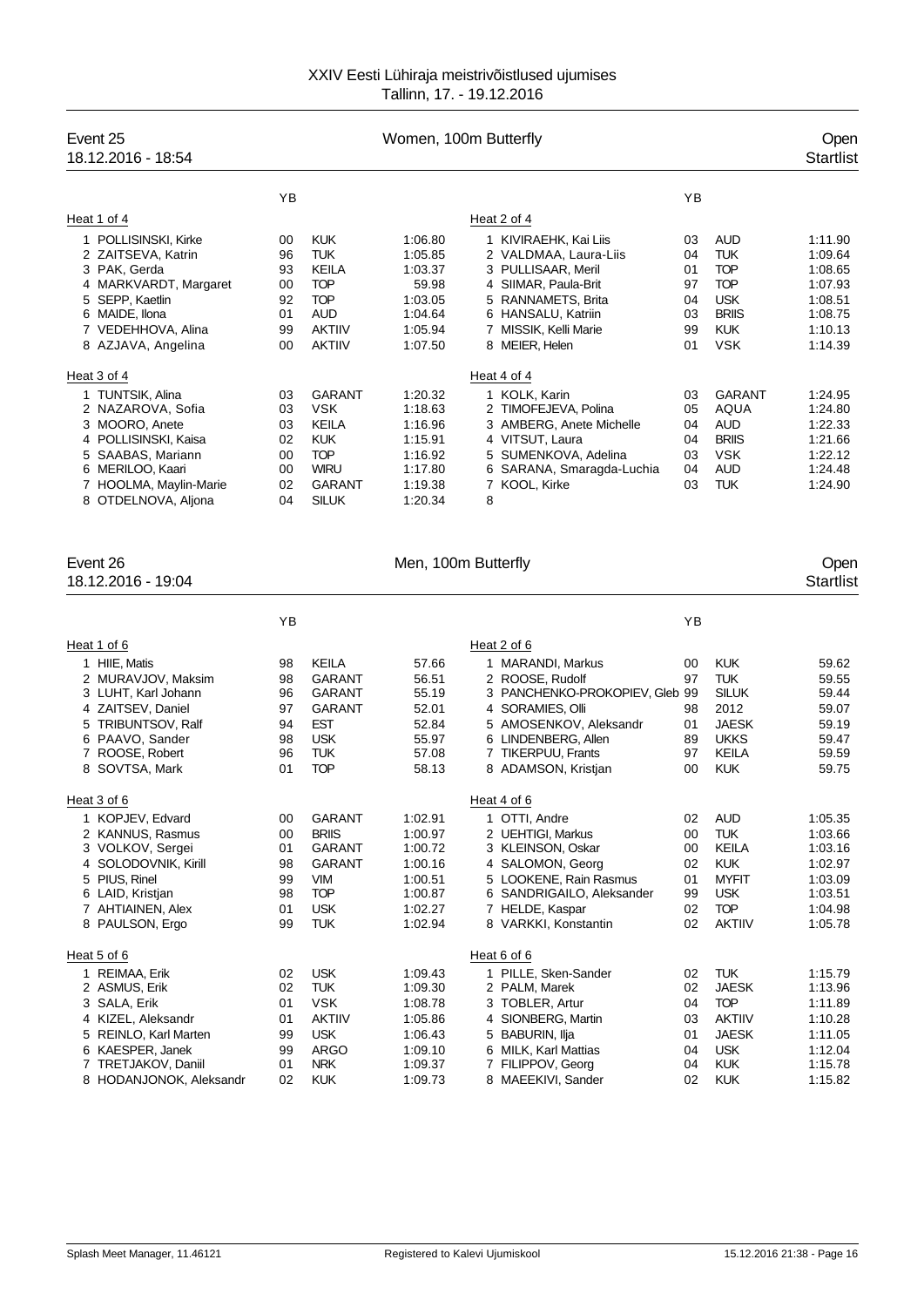# XXIV Eesti Lühiraja meistrivõistlused ujumises

Tallinn, 17. - 19.12.2016

## Event 25 — Women, 100m Butterfly — Open

18.12.2016 - 18:54 — Startlist

### Heat 1 of 4

| | Name | YB | Club | Time |
|---|---|---|---|---|
| 1 | POLLISINSKI, Kirke | 00 | KUK | 1:06.80 |
| 2 | ZAITSEVA, Katrin | 96 | TUK | 1:05.85 |
| 3 | PAK, Gerda | 93 | KEILA | 1:03.37 |
| 4 | MARKVARDT, Margaret | 00 | TOP | 59.98 |
| 5 | SEPP, Kaetlin | 92 | TOP | 1:03.05 |
| 6 | MAIDE, Ilona | 01 | AUD | 1:04.64 |
| 7 | VEDEHHOVA, Alina | 99 | AKTIIV | 1:05.94 |
| 8 | AZJAVA, Angelina | 00 | AKTIIV | 1:07.50 |

### Heat 2 of 4

| | Name | YB | Club | Time |
|---|---|---|---|---|
| 1 | KIVIRAEHK, Kai Liis | 03 | AUD | 1:11.90 |
| 2 | VALDMAA, Laura-Liis | 04 | TUK | 1:09.64 |
| 3 | PULLISAAR, Meril | 01 | TOP | 1:08.65 |
| 4 | SIIMAR, Paula-Brit | 97 | TOP | 1:07.93 |
| 5 | RANNAMETS, Brita | 04 | USK | 1:08.51 |
| 6 | HANSALU, Katriin | 03 | BRIIS | 1:08.75 |
| 7 | MISSIK, Kelli Marie | 99 | KUK | 1:10.13 |
| 8 | MEIER, Helen | 01 | VSK | 1:14.39 |

### Heat 3 of 4

| | Name | YB | Club | Time |
|---|---|---|---|---|
| 1 | TUNTSIK, Alina | 03 | GARANT | 1:20.32 |
| 2 | NAZAROVA, Sofia | 03 | VSK | 1:18.63 |
| 3 | MOORO, Anete | 03 | KEILA | 1:16.96 |
| 4 | POLLISINSKI, Kaisa | 02 | KUK | 1:15.91 |
| 5 | SAABAS, Mariann | 00 | TOP | 1:16.92 |
| 6 | MERILOO, Kaari | 00 | WIRU | 1:17.80 |
| 7 | HOOLMA, Maylin-Marie | 02 | GARANT | 1:19.38 |
| 8 | OTDELNOVA, Aljona | 04 | SILUK | 1:20.34 |

### Heat 4 of 4

| | Name | YB | Club | Time |
|---|---|---|---|---|
| 1 | KOLK, Karin | 03 | GARANT | 1:24.95 |
| 2 | TIMOFEJEVA, Polina | 05 | AQUA | 1:24.80 |
| 3 | AMBERG, Anete Michelle | 04 | AUD | 1:22.33 |
| 4 | VITSUT, Laura | 04 | BRIIS | 1:21.66 |
| 5 | SUMENKOVA, Adelina | 03 | VSK | 1:22.12 |
| 6 | SARANA, Smaragda-Luchia | 04 | AUD | 1:24.48 |
| 7 | KOOL, Kirke | 03 | TUK | 1:24.90 |
| 8 | | | | |

## Event 26 — Men, 100m Butterfly — Open

18.12.2016 - 19:04 — Startlist

### Heat 1 of 6

| | Name | YB | Club | Time |
|---|---|---|---|---|
| 1 | HIIE, Matis | 98 | KEILA | 57.66 |
| 2 | MURAVJOV, Maksim | 98 | GARANT | 56.51 |
| 3 | LUHT, Karl Johann | 96 | GARANT | 55.19 |
| 4 | ZAITSEV, Daniel | 97 | GARANT | 52.01 |
| 5 | TRIBUNTSOV, Ralf | 94 | EST | 52.84 |
| 6 | PAAVO, Sander | 98 | USK | 55.97 |
| 7 | ROOSE, Robert | 96 | TUK | 57.08 |
| 8 | SOVTSA, Mark | 01 | TOP | 58.13 |

### Heat 2 of 6

| | Name | YB | Club | Time |
|---|---|---|---|---|
| 1 | MARANDI, Markus | 00 | KUK | 59.62 |
| 2 | ROOSE, Rudolf | 97 | TUK | 59.55 |
| 3 | PANCHENKO-PROKOPIEV, Gleb | 99 | SILUK | 59.44 |
| 4 | SORAMIES, Olli | 98 | 2012 | 59.07 |
| 5 | AMOSENKOV, Aleksandr | 01 | JAESK | 59.19 |
| 6 | LINDENBERG, Allen | 89 | UKKS | 59.47 |
| 7 | TIKERPUU, Frants | 97 | KEILA | 59.59 |
| 8 | ADAMSON, Kristjan | 00 | KUK | 59.75 |

### Heat 3 of 6

| | Name | YB | Club | Time |
|---|---|---|---|---|
| 1 | KOPJEV, Edvard | 00 | GARANT | 1:02.91 |
| 2 | KANNUS, Rasmus | 00 | BRIIS | 1:00.97 |
| 3 | VOLKOV, Sergei | 01 | GARANT | 1:00.72 |
| 4 | SOLODOVNIK, Kirill | 98 | GARANT | 1:00.16 |
| 5 | PIUS, Rinel | 99 | VIM | 1:00.51 |
| 6 | LAID, Kristjan | 98 | TOP | 1:00.87 |
| 7 | AHTIAINEN, Alex | 01 | USK | 1:02.27 |
| 8 | PAULSON, Ergo | 99 | TUK | 1:02.94 |

### Heat 4 of 6

| | Name | YB | Club | Time |
|---|---|---|---|---|
| 1 | OTTI, Andre | 02 | AUD | 1:05.35 |
| 2 | UEHTIGI, Markus | 00 | TUK | 1:03.66 |
| 3 | KLEINSON, Oskar | 00 | KEILA | 1:03.16 |
| 4 | SALOMON, Georg | 02 | KUK | 1:02.97 |
| 5 | LOOKENE, Rain Rasmus | 01 | MYFIT | 1:03.09 |
| 6 | SANDRIGAILO, Aleksander | 99 | USK | 1:03.51 |
| 7 | HELDE, Kaspar | 02 | TOP | 1:04.98 |
| 8 | VARKKI, Konstantin | 02 | AKTIIV | 1:05.78 |

### Heat 5 of 6

| | Name | YB | Club | Time |
|---|---|---|---|---|
| 1 | REIMAA, Erik | 02 | USK | 1:09.43 |
| 2 | ASMUS, Erik | 02 | TUK | 1:09.30 |
| 3 | SALA, Erik | 01 | VSK | 1:08.78 |
| 4 | KIZEL, Aleksandr | 01 | AKTIIV | 1:05.86 |
| 5 | REINLO, Karl Marten | 99 | USK | 1:06.43 |
| 6 | KAESPER, Janek | 99 | ARGO | 1:09.10 |
| 7 | TRETJAKOV, Daniil | 01 | NRK | 1:09.37 |
| 8 | HODANJONOK, Aleksandr | 02 | KUK | 1:09.73 |

### Heat 6 of 6

| | Name | YB | Club | Time |
|---|---|---|---|---|
| 1 | PILLE, Sken-Sander | 02 | TUK | 1:15.79 |
| 2 | PALM, Marek | 02 | JAESK | 1:13.96 |
| 3 | TOBLER, Artur | 04 | TOP | 1:11.89 |
| 4 | SIONBERG, Martin | 03 | AKTIIV | 1:10.28 |
| 5 | BABURIN, Ilja | 01 | JAESK | 1:11.05 |
| 6 | MILK, Karl Mattias | 04 | USK | 1:12.04 |
| 7 | FILIPPOV, Georg | 04 | KUK | 1:15.78 |
| 8 | MAEEKIVI, Sander | 02 | KUK | 1:15.82 |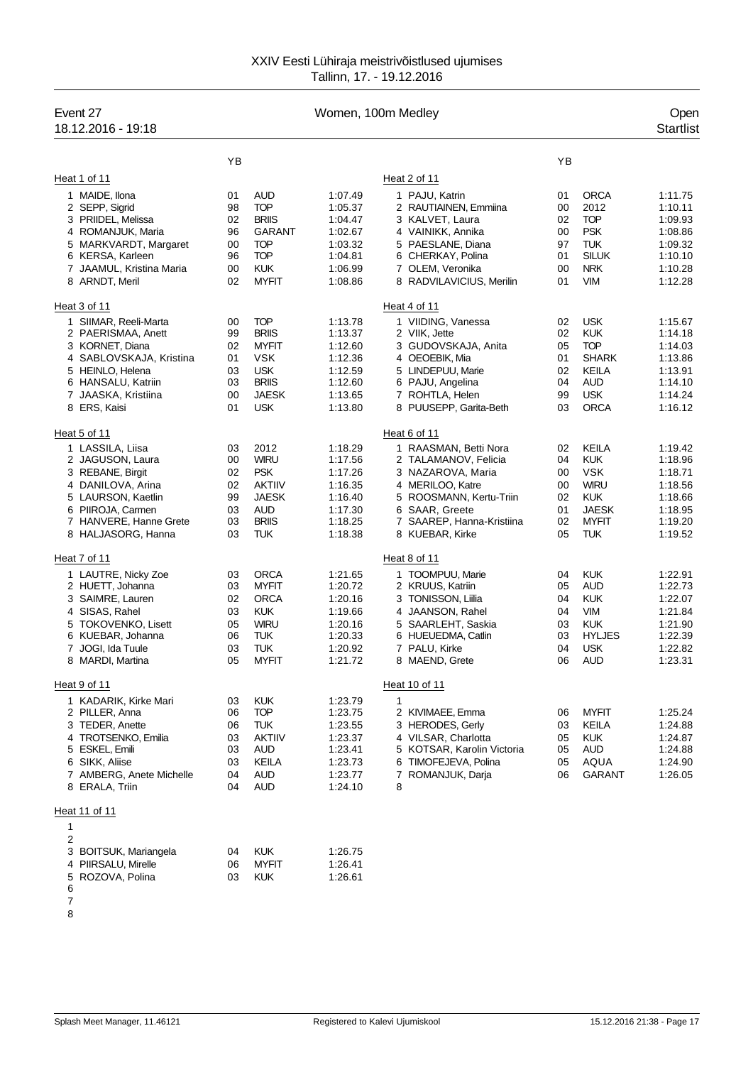XXIV Eesti Lühiraja meistrivõistlused ujumises
Tallinn, 17. - 19.12.2016

## Event 27 — Women, 100m Medley — Open — Startlist

18.12.2016 - 19:18

### Heat 1 of 11

| | Name | YB | Club | Time |
|---|---|---|---|---|
| 1 | MAIDE, Ilona | 01 | AUD | 1:07.49 |
| 2 | SEPP, Sigrid | 98 | TOP | 1:05.37 |
| 3 | PRIIDEL, Melissa | 02 | BRIIS | 1:04.47 |
| 4 | ROMANJUK, Maria | 96 | GARANT | 1:02.67 |
| 5 | MARKVARDT, Margaret | 00 | TOP | 1:03.32 |
| 6 | KERSA, Karleen | 96 | TOP | 1:04.81 |
| 7 | JAAMUL, Kristina Maria | 00 | KUK | 1:06.99 |
| 8 | ARNDT, Meril | 02 | MYFIT | 1:08.86 |

### Heat 2 of 11

| | Name | YB | Club | Time |
|---|---|---|---|---|
| 1 | PAJU, Katrin | 01 | ORCA | 1:11.75 |
| 2 | RAUTIAINEN, Emmiina | 00 | 2012 | 1:10.11 |
| 3 | KALVET, Laura | 02 | TOP | 1:09.93 |
| 4 | VAINIKK, Annika | 00 | PSK | 1:08.86 |
| 5 | PAESLANE, Diana | 97 | TUK | 1:09.32 |
| 6 | CHERKAY, Polina | 01 | SILUK | 1:10.10 |
| 7 | OLEM, Veronika | 00 | NRK | 1:10.28 |
| 8 | RADVILAVICIUS, Merilin | 01 | VIM | 1:12.28 |

### Heat 3 of 11

| | Name | YB | Club | Time |
|---|---|---|---|---|
| 1 | SIIMAR, Reeli-Marta | 00 | TOP | 1:13.78 |
| 2 | PAERISMAA, Anett | 99 | BRIIS | 1:13.37 |
| 3 | KORNET, Diana | 02 | MYFIT | 1:12.60 |
| 4 | SABLOVSKAJA, Kristina | 01 | VSK | 1:12.36 |
| 5 | HEINLO, Helena | 03 | USK | 1:12.59 |
| 6 | HANSALU, Katriin | 03 | BRIIS | 1:12.60 |
| 7 | JAASKA, Kristiina | 00 | JAESK | 1:13.65 |
| 8 | ERS, Kaisi | 01 | USK | 1:13.80 |

### Heat 4 of 11

| | Name | YB | Club | Time |
|---|---|---|---|---|
| 1 | VIIDING, Vanessa | 02 | USK | 1:15.67 |
| 2 | VIIK, Jette | 02 | KUK | 1:14.18 |
| 3 | GUDOVSKAJA, Anita | 05 | TOP | 1:14.03 |
| 4 | OEOEBIK, Mia | 01 | SHARK | 1:13.86 |
| 5 | LINDEPUU, Marie | 02 | KEILA | 1:13.91 |
| 6 | PAJU, Angelina | 04 | AUD | 1:14.10 |
| 7 | ROHTLA, Helen | 99 | USK | 1:14.24 |
| 8 | PUUSEPP, Garita-Beth | 03 | ORCA | 1:16.12 |

### Heat 5 of 11

| | Name | YB | Club | Time |
|---|---|---|---|---|
| 1 | LASSILA, Liisa | 03 | 2012 | 1:18.29 |
| 2 | JAGUSON, Laura | 00 | WIRU | 1:17.56 |
| 3 | REBANE, Birgit | 02 | PSK | 1:17.26 |
| 4 | DANILOVA, Arina | 02 | AKTIIV | 1:16.35 |
| 5 | LAURSON, Kaetlin | 99 | JAESK | 1:16.40 |
| 6 | PIIROJA, Carmen | 03 | AUD | 1:17.30 |
| 7 | HANVERE, Hanne Grete | 03 | BRIIS | 1:18.25 |
| 8 | HALJASORG, Hanna | 03 | TUK | 1:18.38 |

### Heat 6 of 11

| | Name | YB | Club | Time |
|---|---|---|---|---|
| 1 | RAASMAN, Betti Nora | 02 | KEILA | 1:19.42 |
| 2 | TALAMANOV, Felicia | 04 | KUK | 1:18.96 |
| 3 | NAZAROVA, Maria | 00 | VSK | 1:18.71 |
| 4 | MERILOO, Katre | 00 | WIRU | 1:18.56 |
| 5 | ROOSMANN, Kertu-Triin | 02 | KUK | 1:18.66 |
| 6 | SAAR, Greete | 01 | JAESK | 1:18.95 |
| 7 | SAAREP, Hanna-Kristiina | 02 | MYFIT | 1:19.20 |
| 8 | KUEBAR, Kirke | 05 | TUK | 1:19.52 |

### Heat 7 of 11

| | Name | YB | Club | Time |
|---|---|---|---|---|
| 1 | LAUTRE, Nicky Zoe | 03 | ORCA | 1:21.65 |
| 2 | HUETT, Johanna | 03 | MYFIT | 1:20.72 |
| 3 | SAIMRE, Lauren | 02 | ORCA | 1:20.16 |
| 4 | SISAS, Rahel | 03 | KUK | 1:19.66 |
| 5 | TOKOVENKO, Lisett | 05 | WIRU | 1:20.16 |
| 6 | KUEBAR, Johanna | 06 | TUK | 1:20.33 |
| 7 | JOGI, Ida Tuule | 03 | TUK | 1:20.92 |
| 8 | MARDI, Martina | 05 | MYFIT | 1:21.72 |

### Heat 8 of 11

| | Name | YB | Club | Time |
|---|---|---|---|---|
| 1 | TOOMPUU, Marie | 04 | KUK | 1:22.91 |
| 2 | KRUUS, Katriin | 05 | AUD | 1:22.73 |
| 3 | TONISSON, Liilia | 04 | KUK | 1:22.07 |
| 4 | JAANSON, Rahel | 04 | VIM | 1:21.84 |
| 5 | SAARLEHT, Saskia | 03 | KUK | 1:21.90 |
| 6 | HUEUEDMA, Catlin | 03 | HYLJES | 1:22.39 |
| 7 | PALU, Kirke | 04 | USK | 1:22.82 |
| 8 | MAEND, Grete | 06 | AUD | 1:23.31 |

### Heat 9 of 11

| | Name | YB | Club | Time |
|---|---|---|---|---|
| 1 | KADARIK, Kirke Mari | 03 | KUK | 1:23.79 |
| 2 | PILLER, Anna | 06 | TOP | 1:23.75 |
| 3 | TEDER, Anette | 06 | TUK | 1:23.55 |
| 4 | TROTSENKO, Emilia | 03 | AKTIIV | 1:23.37 |
| 5 | ESKEL, Emili | 03 | AUD | 1:23.41 |
| 6 | SIKK, Aliise | 03 | KEILA | 1:23.73 |
| 7 | AMBERG, Anete Michelle | 04 | AUD | 1:23.77 |
| 8 | ERALA, Triin | 04 | AUD | 1:24.10 |

### Heat 10 of 11

| | Name | YB | Club | Time |
|---|---|---|---|---|
| 1 | | | | |
| 2 | KIVIMAEE, Emma | 06 | MYFIT | 1:25.24 |
| 3 | HERODES, Gerly | 03 | KEILA | 1:24.88 |
| 4 | VILSAR, Charlotta | 05 | KUK | 1:24.87 |
| 5 | KOTSAR, Karolin Victoria | 05 | AUD | 1:24.88 |
| 6 | TIMOFEJEVA, Polina | 05 | AQUA | 1:24.90 |
| 7 | ROMANJUK, Darja | 06 | GARANT | 1:26.05 |
| 8 | | | | |

### Heat 11 of 11

| | Name | YB | Club | Time |
|---|---|---|---|---|
| 1 | | | | |
| 2 | | | | |
| 3 | BOITSUK, Mariangela | 04 | KUK | 1:26.75 |
| 4 | PIIRSALU, Mirelle | 06 | MYFIT | 1:26.41 |
| 5 | ROZOVA, Polina | 03 | KUK | 1:26.61 |
| 6 | | | | |
| 7 | | | | |
| 8 | | | | |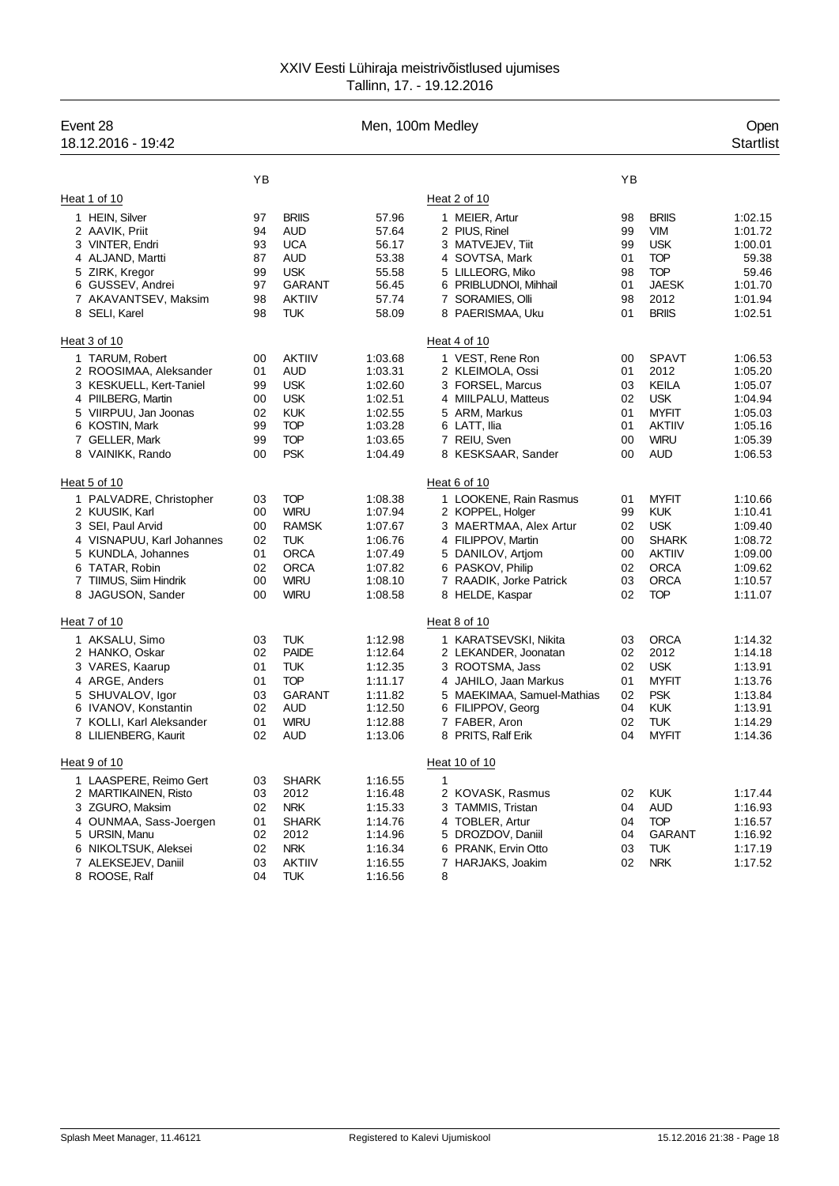# XXIV Eesti Lühiraja meistrivõistlused ujumises

Tallinn, 17. - 19.12.2016

## Event 28 — Men, 100m Medley — Open

18.12.2016 - 19:42

Startlist

### Heat 1 of 10

| | Name | YB | Club | Time |
|---|---|---|---|---|
| 1 | HEIN, Silver | 97 | BRIIS | 57.96 |
| 2 | AAVIK, Priit | 94 | AUD | 57.64 |
| 3 | VINTER, Endri | 93 | UCA | 56.17 |
| 4 | ALJAND, Martti | 87 | AUD | 53.38 |
| 5 | ZIRK, Kregor | 99 | USK | 55.58 |
| 6 | GUSSEV, Andrei | 97 | GARANT | 56.45 |
| 7 | AKAVANTSEV, Maksim | 98 | AKTIIV | 57.74 |
| 8 | SELI, Karel | 98 | TUK | 58.09 |

### Heat 2 of 10

| | Name | YB | Club | Time |
|---|---|---|---|---|
| 1 | MEIER, Artur | 98 | BRIIS | 1:02.15 |
| 2 | PIUS, Rinel | 99 | VIM | 1:01.72 |
| 3 | MATVEJEV, Tiit | 99 | USK | 1:00.01 |
| 4 | SOVTSA, Mark | 01 | TOP | 59.38 |
| 5 | LILLEORG, Miko | 98 | TOP | 59.46 |
| 6 | PRIBLUDNOI, Mihhail | 01 | JAESK | 1:01.70 |
| 7 | SORAMIES, Olli | 98 | 2012 | 1:01.94 |
| 8 | PAERISMAA, Uku | 01 | BRIIS | 1:02.51 |

### Heat 3 of 10

| | Name | YB | Club | Time |
|---|---|---|---|---|
| 1 | TARUM, Robert | 00 | AKTIIV | 1:03.68 |
| 2 | ROOSIMAA, Aleksander | 01 | AUD | 1:03.31 |
| 3 | KESKUELL, Kert-Taniel | 99 | USK | 1:02.60 |
| 4 | PIILBERG, Martin | 00 | USK | 1:02.51 |
| 5 | VIIRPUU, Jan Joonas | 02 | KUK | 1:02.55 |
| 6 | KOSTIN, Mark | 99 | TOP | 1:03.28 |
| 7 | GELLER, Mark | 99 | TOP | 1:03.65 |
| 8 | VAINIKK, Rando | 00 | PSK | 1:04.49 |

### Heat 4 of 10

| | Name | YB | Club | Time |
|---|---|---|---|---|
| 1 | VEST, Rene Ron | 00 | SPAVT | 1:06.53 |
| 2 | KLEIMOLA, Ossi | 01 | 2012 | 1:05.20 |
| 3 | FORSEL, Marcus | 03 | KEILA | 1:05.07 |
| 4 | MIILPALU, Matteus | 02 | USK | 1:04.94 |
| 5 | ARM, Markus | 01 | MYFIT | 1:05.03 |
| 6 | LATT, Ilia | 01 | AKTIIV | 1:05.16 |
| 7 | REIU, Sven | 00 | WIRU | 1:05.39 |
| 8 | KESKSAAR, Sander | 00 | AUD | 1:06.53 |

### Heat 5 of 10

| | Name | YB | Club | Time |
|---|---|---|---|---|
| 1 | PALVADRE, Christopher | 03 | TOP | 1:08.38 |
| 2 | KUUSIK, Karl | 00 | WIRU | 1:07.94 |
| 3 | SEI, Paul Arvid | 00 | RAMSK | 1:07.67 |
| 4 | VISNAPUU, Karl Johannes | 02 | TUK | 1:06.76 |
| 5 | KUNDLA, Johannes | 01 | ORCA | 1:07.49 |
| 6 | TATAR, Robin | 02 | ORCA | 1:07.82 |
| 7 | TIIMUS, Siim Hindrik | 00 | WIRU | 1:08.10 |
| 8 | JAGUSON, Sander | 00 | WIRU | 1:08.58 |

### Heat 6 of 10

| | Name | YB | Club | Time |
|---|---|---|---|---|
| 1 | LOOKENE, Rain Rasmus | 01 | MYFIT | 1:10.66 |
| 2 | KOPPEL, Holger | 99 | KUK | 1:10.41 |
| 3 | MAERTMAA, Alex Artur | 02 | USK | 1:09.40 |
| 4 | FILIPPOV, Martin | 00 | SHARK | 1:08.72 |
| 5 | DANILOV, Artjom | 00 | AKTIIV | 1:09.00 |
| 6 | PASKOV, Philip | 02 | ORCA | 1:09.62 |
| 7 | RAADIK, Jorke Patrick | 03 | ORCA | 1:10.57 |
| 8 | HELDE, Kaspar | 02 | TOP | 1:11.07 |

### Heat 7 of 10

| | Name | YB | Club | Time |
|---|---|---|---|---|
| 1 | AKSALU, Simo | 03 | TUK | 1:12.98 |
| 2 | HANKO, Oskar | 02 | PAIDE | 1:12.64 |
| 3 | VARES, Kaarup | 01 | TUK | 1:12.35 |
| 4 | ARGE, Anders | 01 | TOP | 1:11.17 |
| 5 | SHUVALOV, Igor | 03 | GARANT | 1:11.82 |
| 6 | IVANOV, Konstantin | 02 | AUD | 1:12.50 |
| 7 | KOLLI, Karl Aleksander | 01 | WIRU | 1:12.88 |
| 8 | LILIENBERG, Kaurit | 02 | AUD | 1:13.06 |

### Heat 8 of 10

| | Name | YB | Club | Time |
|---|---|---|---|---|
| 1 | KARATSEVSKI, Nikita | 03 | ORCA | 1:14.32 |
| 2 | LEKANDER, Joonatan | 02 | 2012 | 1:14.18 |
| 3 | ROOTSMA, Jass | 02 | USK | 1:13.91 |
| 4 | JAHILO, Jaan Markus | 01 | MYFIT | 1:13.76 |
| 5 | MAEKIMAA, Samuel-Mathias | 02 | PSK | 1:13.84 |
| 6 | FILIPPOV, Georg | 04 | KUK | 1:13.91 |
| 7 | FABER, Aron | 02 | TUK | 1:14.29 |
| 8 | PRITS, Ralf Erik | 04 | MYFIT | 1:14.36 |

### Heat 9 of 10

| | Name | YB | Club | Time |
|---|---|---|---|---|
| 1 | LAASPERE, Reimo Gert | 03 | SHARK | 1:16.55 |
| 2 | MARTIKAINEN, Risto | 03 | 2012 | 1:16.48 |
| 3 | ZGURO, Maksim | 02 | NRK | 1:15.33 |
| 4 | OUNMAA, Sass-Joergen | 01 | SHARK | 1:14.76 |
| 5 | URSIN, Manu | 02 | 2012 | 1:14.96 |
| 6 | NIKOLTSUK, Aleksei | 02 | NRK | 1:16.34 |
| 7 | ALEKSEJEV, Daniil | 03 | AKTIIV | 1:16.55 |
| 8 | ROOSE, Ralf | 04 | TUK | 1:16.56 |

### Heat 10 of 10

| | Name | YB | Club | Time |
|---|---|---|---|---|
| 1 | | | | |
| 2 | KOVASK, Rasmus | 02 | KUK | 1:17.44 |
| 3 | TAMMIS, Tristan | 04 | AUD | 1:16.93 |
| 4 | TOBLER, Artur | 04 | TOP | 1:16.57 |
| 5 | DROZDOV, Daniil | 04 | GARANT | 1:16.92 |
| 6 | PRANK, Ervin Otto | 03 | TUK | 1:17.19 |
| 7 | HARJAKS, Joakim | 02 | NRK | 1:17.52 |
| 8 | | | | |

Splash Meet Manager, 11.46121 — Registered to Kalevi Ujumiskool — 15.12.2016 21:38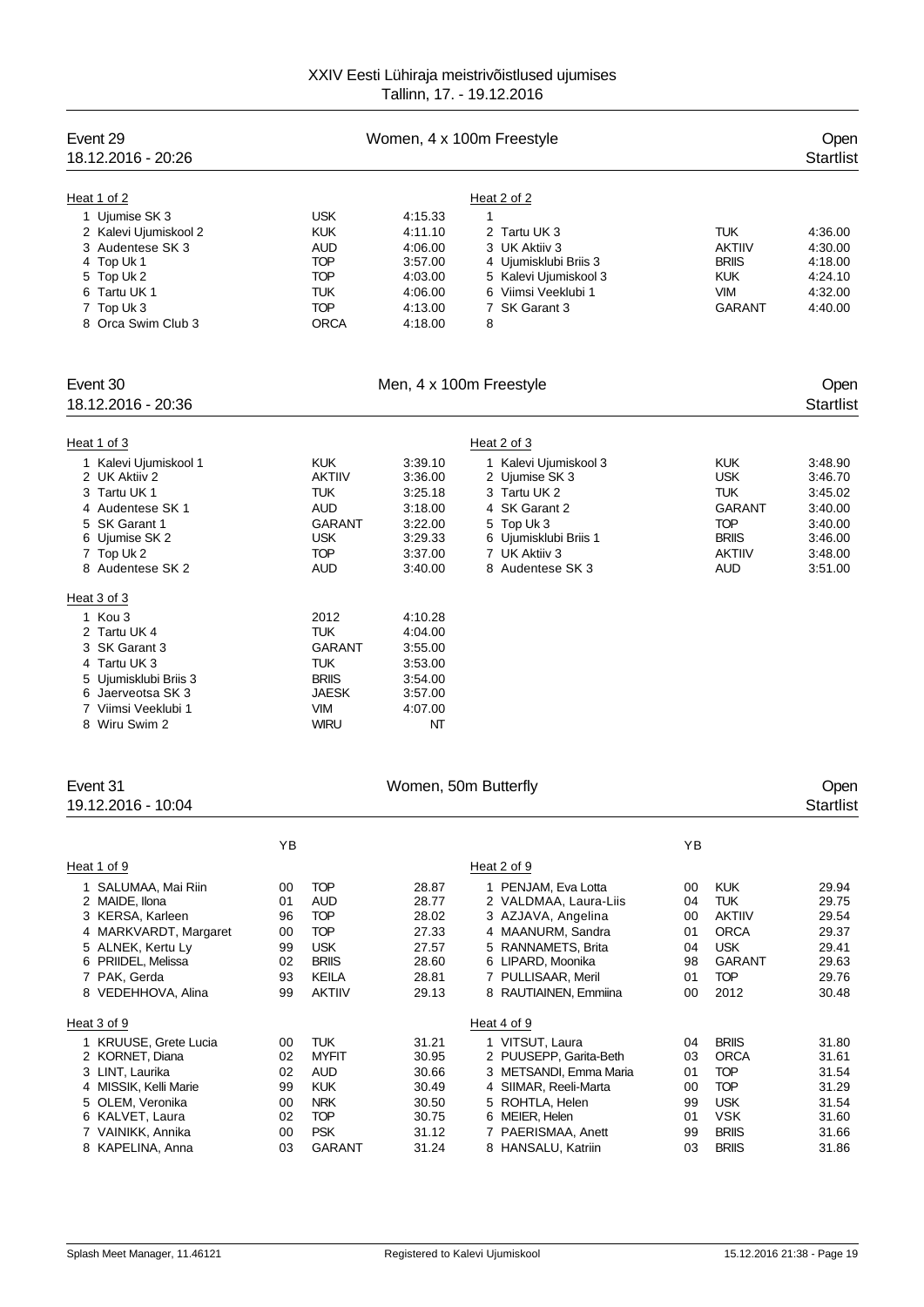XXIV Eesti Lühiraja meistrivõistlused ujumises
Tallinn, 17. - 19.12.2016

## Event 29 — Women, 4 x 100m Freestyle — Open
18.12.2016 - 20:26 — Startlist

**Heat 1 of 2**

| Lane | Team | Club | Time |
|---|---|---|---|
| 1 | Ujumise SK 3 | USK | 4:15.33 |
| 2 | Kalevi Ujumiskool 2 | KUK | 4:11.10 |
| 3 | Audentese SK 3 | AUD | 4:06.00 |
| 4 | Top Uk 1 | TOP | 3:57.00 |
| 5 | Top Uk 2 | TOP | 4:03.00 |
| 6 | Tartu UK 1 | TUK | 4:06.00 |
| 7 | Top Uk 3 | TOP | 4:13.00 |
| 8 | Orca Swim Club 3 | ORCA | 4:18.00 |

**Heat 2 of 2**

| Lane | Team | Club | Time |
|---|---|---|---|
| 1 | | | |
| 2 | Tartu UK 3 | TUK | 4:36.00 |
| 3 | UK Aktiiv 3 | AKTIIV | 4:30.00 |
| 4 | Ujumisklubi Briis 3 | BRIIS | 4:18.00 |
| 5 | Kalevi Ujumiskool 3 | KUK | 4:24.10 |
| 6 | Viimsi Veeklubi 1 | VIM | 4:32.00 |
| 7 | SK Garant 3 | GARANT | 4:40.00 |
| 8 | | | |

## Event 30 — Men, 4 x 100m Freestyle — Open
18.12.2016 - 20:36 — Startlist

**Heat 1 of 3**

| Lane | Team | Club | Time |
|---|---|---|---|
| 1 | Kalevi Ujumiskool 1 | KUK | 3:39.10 |
| 2 | UK Aktiiv 2 | AKTIIV | 3:36.00 |
| 3 | Tartu UK 1 | TUK | 3:25.18 |
| 4 | Audentese SK 1 | AUD | 3:18.00 |
| 5 | SK Garant 1 | GARANT | 3:22.00 |
| 6 | Ujumise SK 2 | USK | 3:29.33 |
| 7 | Top Uk 2 | TOP | 3:37.00 |
| 8 | Audentese SK 2 | AUD | 3:40.00 |

**Heat 2 of 3**

| Lane | Team | Club | Time |
|---|---|---|---|
| 1 | Kalevi Ujumiskool 3 | KUK | 3:48.90 |
| 2 | Ujumise SK 3 | USK | 3:46.70 |
| 3 | Tartu UK 2 | TUK | 3:45.02 |
| 4 | SK Garant 2 | GARANT | 3:40.00 |
| 5 | Top Uk 3 | TOP | 3:40.00 |
| 6 | Ujumisklubi Briis 1 | BRIIS | 3:46.00 |
| 7 | UK Aktiiv 3 | AKTIIV | 3:48.00 |
| 8 | Audentese SK 3 | AUD | 3:51.00 |

**Heat 3 of 3**

| Lane | Team | Club | Time |
|---|---|---|---|
| 1 | Kou 3 | 2012 | 4:10.28 |
| 2 | Tartu UK 4 | TUK | 4:04.00 |
| 3 | SK Garant 3 | GARANT | 3:55.00 |
| 4 | Tartu UK 3 | TUK | 3:53.00 |
| 5 | Ujumisklubi Briis 3 | BRIIS | 3:54.00 |
| 6 | Jaerveotsa SK 3 | JAESK | 3:57.00 |
| 7 | Viimsi Veeklubi 1 | VIM | 4:07.00 |
| 8 | Wiru Swim 2 | WIRU | NT |

## Event 31 — Women, 50m Butterfly — Open
19.12.2016 - 10:04 — Startlist

**Heat 1 of 9**

| Lane | Name | YB | Club | Time |
|---|---|---|---|---|
| 1 | SALUMAA, Mai Riin | 00 | TOP | 28.87 |
| 2 | MAIDE, Ilona | 01 | AUD | 28.77 |
| 3 | KERSA, Karleen | 96 | TOP | 28.02 |
| 4 | MARKVARDT, Margaret | 00 | TOP | 27.33 |
| 5 | ALNEK, Kertu Ly | 99 | USK | 27.57 |
| 6 | PRIIDEL, Melissa | 02 | BRIIS | 28.60 |
| 7 | PAK, Gerda | 93 | KEILA | 28.81 |
| 8 | VEDEHHOVA, Alina | 99 | AKTIIV | 29.13 |

**Heat 2 of 9**

| Lane | Name | YB | Club | Time |
|---|---|---|---|---|
| 1 | PENJAM, Eva Lotta | 00 | KUK | 29.94 |
| 2 | VALDMAA, Laura-Liis | 04 | TUK | 29.75 |
| 3 | AZJAVA, Angelina | 00 | AKTIIV | 29.54 |
| 4 | MAANURM, Sandra | 01 | ORCA | 29.37 |
| 5 | RANNAMETS, Brita | 04 | USK | 29.41 |
| 6 | LIPARD, Moonika | 98 | GARANT | 29.63 |
| 7 | PULLISAAR, Meril | 01 | TOP | 29.76 |
| 8 | RAUTIAINEN, Emmiina | 00 | 2012 | 30.48 |

**Heat 3 of 9**

| Lane | Name | YB | Club | Time |
|---|---|---|---|---|
| 1 | KRUUSE, Grete Lucia | 00 | TUK | 31.21 |
| 2 | KORNET, Diana | 02 | MYFIT | 30.95 |
| 3 | LINT, Laurika | 02 | AUD | 30.66 |
| 4 | MISSIK, Kelli Marie | 99 | KUK | 30.49 |
| 5 | OLEM, Veronika | 00 | NRK | 30.50 |
| 6 | KALVET, Laura | 02 | TOP | 30.75 |
| 7 | VAINIKK, Annika | 00 | PSK | 31.12 |
| 8 | KAPELINA, Anna | 03 | GARANT | 31.24 |

**Heat 4 of 9**

| Lane | Name | YB | Club | Time |
|---|---|---|---|---|
| 1 | VITSUT, Laura | 04 | BRIIS | 31.80 |
| 2 | PUUSEPP, Garita-Beth | 03 | ORCA | 31.61 |
| 3 | METSANDI, Emma Maria | 01 | TOP | 31.54 |
| 4 | SIIMAR, Reeli-Marta | 00 | TOP | 31.29 |
| 5 | ROHTLA, Helen | 99 | USK | 31.54 |
| 6 | MEIER, Helen | 01 | VSK | 31.60 |
| 7 | PAERISMAA, Anett | 99 | BRIIS | 31.66 |
| 8 | HANSALU, Katriin | 03 | BRIIS | 31.86 |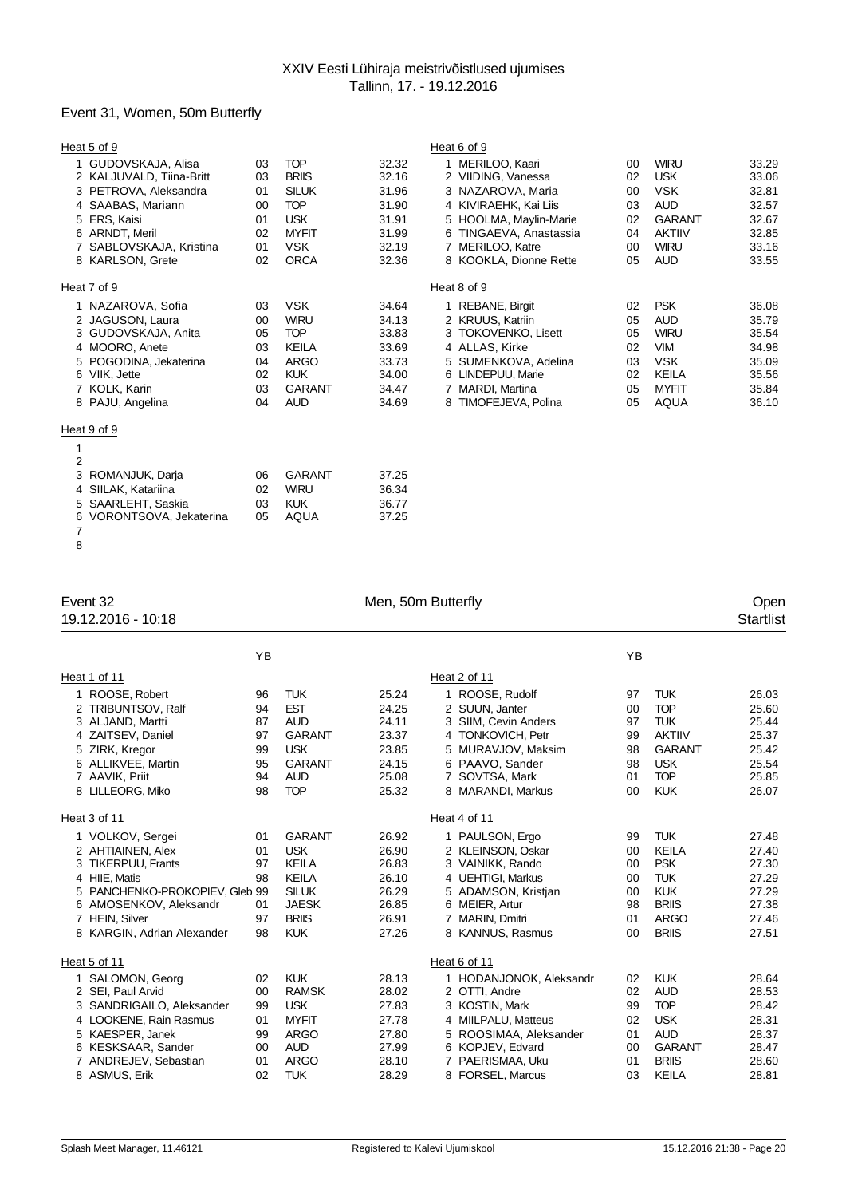## Event 31, Women, 50m Butterfly

### Heat 5 of 9

| | Name | YB | Club | Time |
|---|---|---|---|---|
| 1 | GUDOVSKAJA, Alisa | 03 | TOP | 32.32 |
| 2 | KALJUVALD, Tiina-Britt | 03 | BRIIS | 32.16 |
| 3 | PETROVA, Aleksandra | 01 | SILUK | 31.96 |
| 4 | SAABAS, Mariann | 00 | TOP | 31.90 |
| 5 | ERS, Kaisi | 01 | USK | 31.91 |
| 6 | ARNDT, Meril | 02 | MYFIT | 31.99 |
| 7 | SABLOVSKAJA, Kristina | 01 | VSK | 32.19 |
| 8 | KARLSON, Grete | 02 | ORCA | 32.36 |

### Heat 6 of 9

| | Name | YB | Club | Time |
|---|---|---|---|---|
| 1 | MERILOO, Kaari | 00 | WIRU | 33.29 |
| 2 | VIIDING, Vanessa | 02 | USK | 33.06 |
| 3 | NAZAROVA, Maria | 00 | VSK | 32.81 |
| 4 | KIVIRAEHK, Kai Liis | 03 | AUD | 32.57 |
| 5 | HOOLMA, Maylin-Marie | 02 | GARANT | 32.67 |
| 6 | TINGAEVA, Anastassia | 04 | AKTIIV | 32.85 |
| 7 | MERILOO, Katre | 00 | WIRU | 33.16 |
| 8 | KOOKLA, Dionne Rette | 05 | AUD | 33.55 |

### Heat 7 of 9

| | Name | YB | Club | Time |
|---|---|---|---|---|
| 1 | NAZAROVA, Sofia | 03 | VSK | 34.64 |
| 2 | JAGUSON, Laura | 00 | WIRU | 34.13 |
| 3 | GUDOVSKAJA, Anita | 05 | TOP | 33.83 |
| 4 | MOORO, Anete | 03 | KEILA | 33.69 |
| 5 | POGODINA, Jekaterina | 04 | ARGO | 33.73 |
| 6 | VIIK, Jette | 02 | KUK | 34.00 |
| 7 | KOLK, Karin | 03 | GARANT | 34.47 |
| 8 | PAJU, Angelina | 04 | AUD | 34.69 |

### Heat 8 of 9

| | Name | YB | Club | Time |
|---|---|---|---|---|
| 1 | REBANE, Birgit | 02 | PSK | 36.08 |
| 2 | KRUUS, Katriin | 05 | AUD | 35.79 |
| 3 | TOKOVENKO, Lisett | 05 | WIRU | 35.54 |
| 4 | ALLAS, Kirke | 02 | VIM | 34.98 |
| 5 | SUMENKOVA, Adelina | 03 | VSK | 35.09 |
| 6 | LINDEPUU, Marie | 02 | KEILA | 35.56 |
| 7 | MARDI, Martina | 05 | MYFIT | 35.84 |
| 8 | TIMOFEJEVA, Polina | 05 | AQUA | 36.10 |

### Heat 9 of 9

| | Name | YB | Club | Time |
|---|---|---|---|---|
| 1 | | | | |
| 2 | | | | |
| 3 | ROMANJUK, Darja | 06 | GARANT | 37.25 |
| 4 | SIILAK, Katariina | 02 | WIRU | 36.34 |
| 5 | SAARLEHT, Saskia | 03 | KUK | 36.77 |
| 6 | VORONTSOVA, Jekaterina | 05 | AQUA | 37.25 |
| 7 | | | | |
| 8 | | | | |

## Event 32 — Men, 50m Butterfly — Open

19.12.2016 - 10:18 — Startlist

### Heat 1 of 11

| | Name | YB | Club | Time |
|---|---|---|---|---|
| 1 | ROOSE, Robert | 96 | TUK | 25.24 |
| 2 | TRIBUNTSOV, Ralf | 94 | EST | 24.25 |
| 3 | ALJAND, Martti | 87 | AUD | 24.11 |
| 4 | ZAITSEV, Daniel | 97 | GARANT | 23.37 |
| 5 | ZIRK, Kregor | 99 | USK | 23.85 |
| 6 | ALLIKVEE, Martin | 95 | GARANT | 24.15 |
| 7 | AAVIK, Priit | 94 | AUD | 25.08 |
| 8 | LILLEORG, Miko | 98 | TOP | 25.32 |

### Heat 2 of 11

| | Name | YB | Club | Time |
|---|---|---|---|---|
| 1 | ROOSE, Rudolf | 97 | TUK | 26.03 |
| 2 | SUUN, Janter | 00 | TOP | 25.60 |
| 3 | SIIM, Cevin Anders | 97 | TUK | 25.44 |
| 4 | TONKOVICH, Petr | 99 | AKTIIV | 25.37 |
| 5 | MURAVJOV, Maksim | 98 | GARANT | 25.42 |
| 6 | PAAVO, Sander | 98 | USK | 25.54 |
| 7 | SOVTSA, Mark | 01 | TOP | 25.85 |
| 8 | MARANDI, Markus | 00 | KUK | 26.07 |

### Heat 3 of 11

| | Name | YB | Club | Time |
|---|---|---|---|---|
| 1 | VOLKOV, Sergei | 01 | GARANT | 26.92 |
| 2 | AHTIAINEN, Alex | 01 | USK | 26.90 |
| 3 | TIKERPUU, Frants | 97 | KEILA | 26.83 |
| 4 | HIIE, Matis | 98 | KEILA | 26.10 |
| 5 | PANCHENKO-PROKOPIEV, Gleb | 99 | SILUK | 26.29 |
| 6 | AMOSENKOV, Aleksandr | 01 | JAESK | 26.85 |
| 7 | HEIN, Silver | 97 | BRIIS | 26.91 |
| 8 | KARGIN, Adrian Alexander | 98 | KUK | 27.26 |

### Heat 4 of 11

| | Name | YB | Club | Time |
|---|---|---|---|---|
| 1 | PAULSON, Ergo | 99 | TUK | 27.48 |
| 2 | KLEINSON, Oskar | 00 | KEILA | 27.40 |
| 3 | VAINIKK, Rando | 00 | PSK | 27.30 |
| 4 | UEHTIGI, Markus | 00 | TUK | 27.29 |
| 5 | ADAMSON, Kristjan | 00 | KUK | 27.29 |
| 6 | MEIER, Artur | 98 | BRIIS | 27.38 |
| 7 | MARIN, Dmitri | 01 | ARGO | 27.46 |
| 8 | KANNUS, Rasmus | 00 | BRIIS | 27.51 |

### Heat 5 of 11

| | Name | YB | Club | Time |
|---|---|---|---|---|
| 1 | SALOMON, Georg | 02 | KUK | 28.13 |
| 2 | SEI, Paul Arvid | 00 | RAMSK | 28.02 |
| 3 | SANDRIGAILO, Aleksander | 99 | USK | 27.83 |
| 4 | LOOKENE, Rain Rasmus | 01 | MYFIT | 27.78 |
| 5 | KAESPER, Janek | 99 | ARGO | 27.80 |
| 6 | KESKSAAR, Sander | 00 | AUD | 27.99 |
| 7 | ANDREJEV, Sebastian | 01 | ARGO | 28.10 |
| 8 | ASMUS, Erik | 02 | TUK | 28.29 |

### Heat 6 of 11

| | Name | YB | Club | Time |
|---|---|---|---|---|
| 1 | HODANJONOK, Aleksandr | 02 | KUK | 28.64 |
| 2 | OTTI, Andre | 02 | AUD | 28.53 |
| 3 | KOSTIN, Mark | 99 | TOP | 28.42 |
| 4 | MIILPALU, Matteus | 02 | USK | 28.31 |
| 5 | ROOSIMAA, Aleksander | 01 | AUD | 28.37 |
| 6 | KOPJEV, Edvard | 00 | GARANT | 28.47 |
| 7 | PAERISMAA, Uku | 01 | BRIIS | 28.60 |
| 8 | FORSEL, Marcus | 03 | KEILA | 28.81 |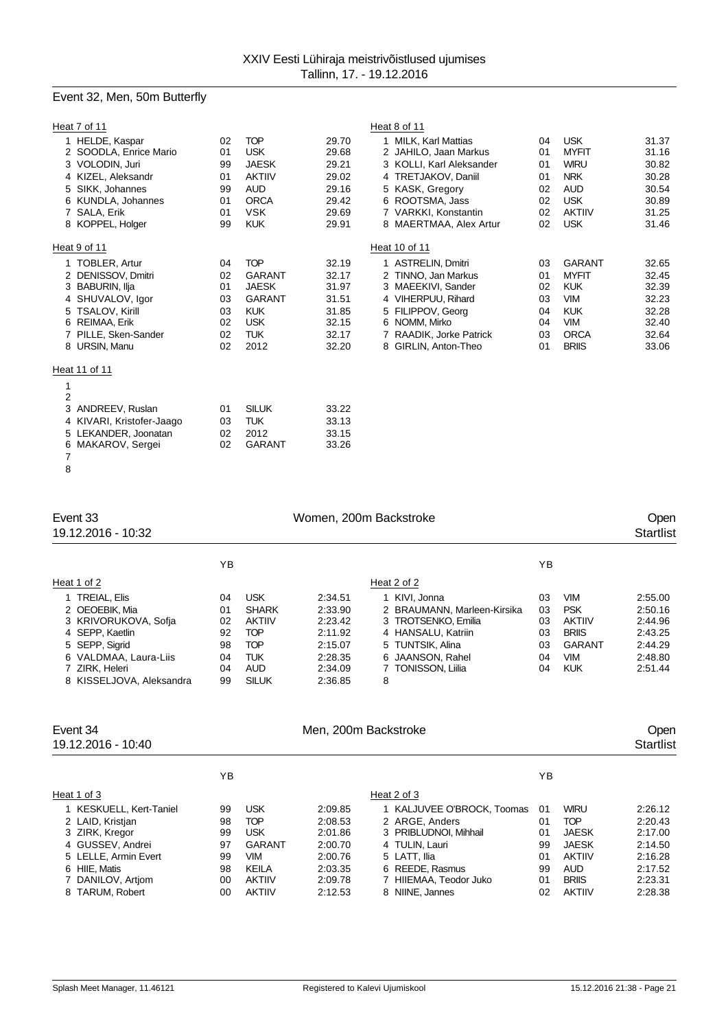XXIV Eesti Lühiraja meistrivõistlused ujumises
Tallinn, 17. - 19.12.2016

## Event 32, Men, 50m Butterfly

**Heat 7 of 11**

| | Name | YB | Club | Time |
|---|---|---|---|---|
| 1 | HELDE, Kaspar | 02 | TOP | 29.70 |
| 2 | SOODLA, Enrice Mario | 01 | USK | 29.68 |
| 3 | VOLODIN, Juri | 99 | JAESK | 29.21 |
| 4 | KIZEL, Aleksandr | 01 | AKTIIV | 29.02 |
| 5 | SIKK, Johannes | 99 | AUD | 29.16 |
| 6 | KUNDLA, Johannes | 01 | ORCA | 29.42 |
| 7 | SALA, Erik | 01 | VSK | 29.69 |
| 8 | KOPPEL, Holger | 99 | KUK | 29.91 |

**Heat 8 of 11**

| | Name | YB | Club | Time |
|---|---|---|---|---|
| 1 | MILK, Karl Mattias | 04 | USK | 31.37 |
| 2 | JAHILO, Jaan Markus | 01 | MYFIT | 31.16 |
| 3 | KOLLI, Karl Aleksander | 01 | WIRU | 30.82 |
| 4 | TRETJAKOV, Daniil | 01 | NRK | 30.28 |
| 5 | KASK, Gregory | 02 | AUD | 30.54 |
| 6 | ROOTSMA, Jass | 02 | USK | 30.89 |
| 7 | VARKKI, Konstantin | 02 | AKTIIV | 31.25 |
| 8 | MAERTMAA, Alex Artur | 02 | USK | 31.46 |

**Heat 9 of 11**

| | Name | YB | Club | Time |
|---|---|---|---|---|
| 1 | TOBLER, Artur | 04 | TOP | 32.19 |
| 2 | DENISSOV, Dmitri | 02 | GARANT | 32.17 |
| 3 | BABURIN, Ilja | 01 | JAESK | 31.97 |
| 4 | SHUVALOV, Igor | 03 | GARANT | 31.51 |
| 5 | TSALOV, Kirill | 03 | KUK | 31.85 |
| 6 | REIMAA, Erik | 02 | USK | 32.15 |
| 7 | PILLE, Sken-Sander | 02 | TUK | 32.17 |
| 8 | URSIN, Manu | 02 | 2012 | 32.20 |

**Heat 10 of 11**

| | Name | YB | Club | Time |
|---|---|---|---|---|
| 1 | ASTRELIN, Dmitri | 03 | GARANT | 32.65 |
| 2 | TINNO, Jan Markus | 01 | MYFIT | 32.45 |
| 3 | MAEEKIVI, Sander | 02 | KUK | 32.39 |
| 4 | VIHERPUU, Rihard | 03 | VIM | 32.23 |
| 5 | FILIPPOV, Georg | 04 | KUK | 32.28 |
| 6 | NOMM, Mirko | 04 | VIM | 32.40 |
| 7 | RAADIK, Jorke Patrick | 03 | ORCA | 32.64 |
| 8 | GIRLIN, Anton-Theo | 01 | BRIIS | 33.06 |

**Heat 11 of 11**

| | Name | YB | Club | Time |
|---|---|---|---|---|
| 1 | | | | |
| 2 | | | | |
| 3 | ANDREEV, Ruslan | 01 | SILUK | 33.22 |
| 4 | KIVARI, Kristofer-Jaago | 03 | TUK | 33.13 |
| 5 | LEKANDER, Joonatan | 02 | 2012 | 33.15 |
| 6 | MAKAROV, Sergei | 02 | GARANT | 33.26 |
| 7 | | | | |
| 8 | | | | |

## Event 33 — Women, 200m Backstroke — Open

19.12.2016 - 10:32 — Startlist

**Heat 1 of 2**

| | Name | YB | Club | Time |
|---|---|---|---|---|
| 1 | TREIAL, Elis | 04 | USK | 2:34.51 |
| 2 | OEOEBIK, Mia | 01 | SHARK | 2:33.90 |
| 3 | KRIVORUKOVA, Sofja | 02 | AKTIIV | 2:23.42 |
| 4 | SEPP, Kaetlin | 92 | TOP | 2:11.92 |
| 5 | SEPP, Sigrid | 98 | TOP | 2:15.07 |
| 6 | VALDMAA, Laura-Liis | 04 | TUK | 2:28.35 |
| 7 | ZIRK, Heleri | 04 | AUD | 2:34.09 |
| 8 | KISSELJOVA, Aleksandra | 99 | SILUK | 2:36.85 |

**Heat 2 of 2**

| | Name | YB | Club | Time |
|---|---|---|---|---|
| 1 | KIVI, Jonna | 03 | VIM | 2:55.00 |
| 2 | BRAUMANN, Marleen-Kirsika | 03 | PSK | 2:50.16 |
| 3 | TROTSENKO, Emilia | 03 | AKTIIV | 2:44.96 |
| 4 | HANSALU, Katriin | 03 | BRIIS | 2:43.25 |
| 5 | TUNTSIK, Alina | 03 | GARANT | 2:44.29 |
| 6 | JAANSON, Rahel | 04 | VIM | 2:48.80 |
| 7 | TONISSON, Liilia | 04 | KUK | 2:51.44 |
| 8 | | | | |

## Event 34 — Men, 200m Backstroke — Open

19.12.2016 - 10:40 — Startlist

**Heat 1 of 3**

| | Name | YB | Club | Time |
|---|---|---|---|---|
| 1 | KESKUELL, Kert-Taniel | 99 | USK | 2:09.85 |
| 2 | LAID, Kristjan | 98 | TOP | 2:08.53 |
| 3 | ZIRK, Kregor | 99 | USK | 2:01.86 |
| 4 | GUSSEV, Andrei | 97 | GARANT | 2:00.70 |
| 5 | LELLE, Armin Evert | 99 | VIM | 2:00.76 |
| 6 | HIIE, Matis | 98 | KEILA | 2:03.35 |
| 7 | DANILOV, Artjom | 00 | AKTIIV | 2:09.78 |
| 8 | TARUM, Robert | 00 | AKTIIV | 2:12.53 |

**Heat 2 of 3**

| | Name | YB | Club | Time |
|---|---|---|---|---|
| 1 | KALJUVEE O'BROCK, Toomas | 01 | WIRU | 2:26.12 |
| 2 | ARGE, Anders | 01 | TOP | 2:20.43 |
| 3 | PRIBLUDNOI, Mihhail | 01 | JAESK | 2:17.00 |
| 4 | TULIN, Lauri | 99 | JAESK | 2:14.50 |
| 5 | LATT, Ilia | 01 | AKTIIV | 2:16.28 |
| 6 | REEDE, Rasmus | 99 | AUD | 2:17.52 |
| 7 | HIIEMAA, Teodor Juko | 01 | BRIIS | 2:23.31 |
| 8 | NIINE, Jannes | 02 | AKTIIV | 2:28.38 |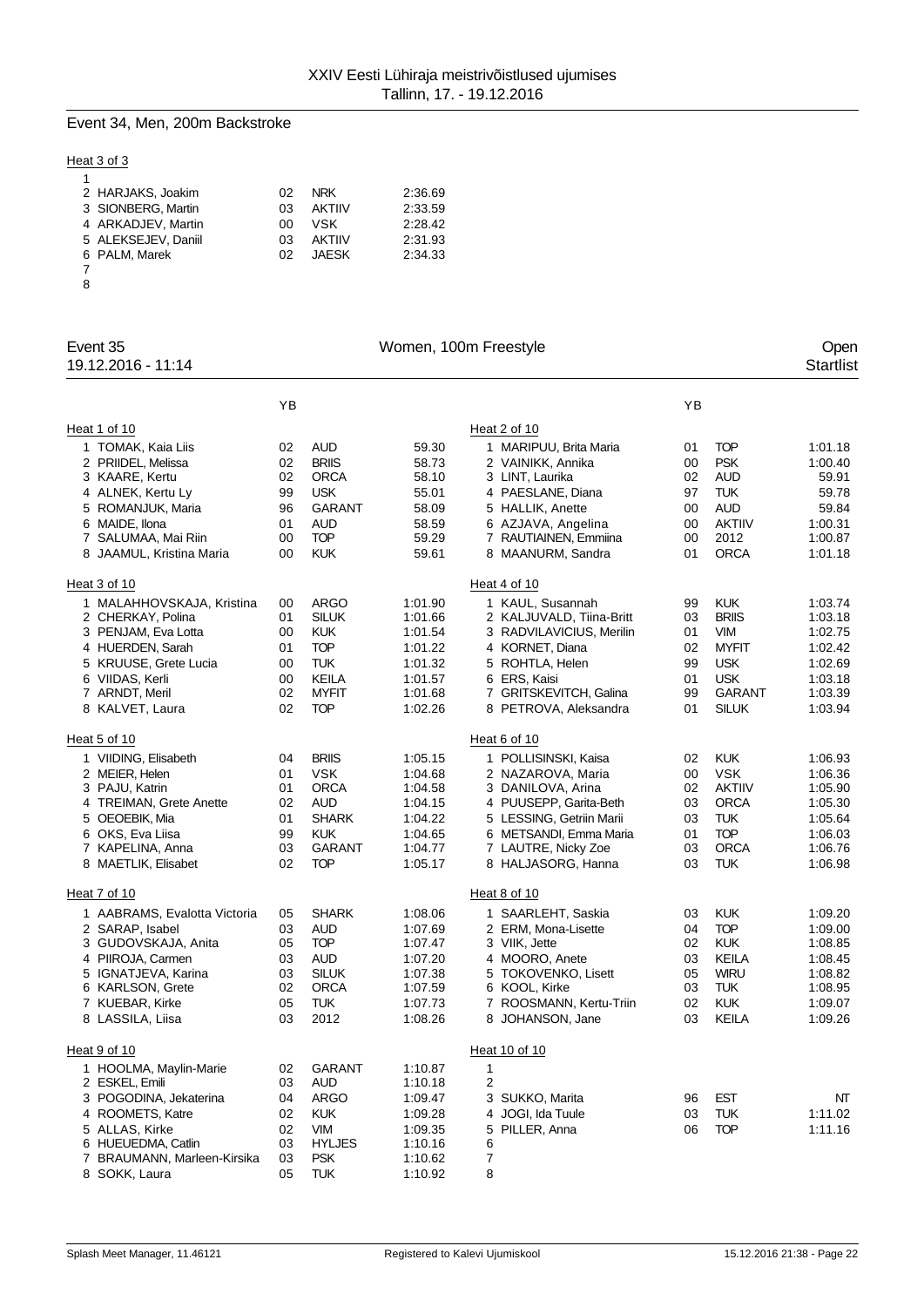## Event 34, Men, 200m Backstroke

Heat 3 of 3

| Lane | Name | YB | Club | Time |
|---|---|---|---|---|
| 1 | | | | |
| 2 | HARJAKS, Joakim | 02 | NRK | 2:36.69 |
| 3 | SIONBERG, Martin | 03 | AKTIIV | 2:33.59 |
| 4 | ARKADJEV, Martin | 00 | VSK | 2:28.42 |
| 5 | ALEKSEJEV, Daniil | 03 | AKTIIV | 2:31.93 |
| 6 | PALM, Marek | 02 | JAESK | 2:34.33 |
| 7 | | | | |
| 8 | | | | |

## Event 35 — Women, 100m Freestyle — Open

19.12.2016 - 11:14 — Startlist

Heat 1 of 10

| Lane | Name | YB | Club | Time |
|---|---|---|---|---|
| 1 | TOMAK, Kaia Liis | 02 | AUD | 59.30 |
| 2 | PRIIDEL, Melissa | 02 | BRIIS | 58.73 |
| 3 | KAARE, Kertu | 02 | ORCA | 58.10 |
| 4 | ALNEK, Kertu Ly | 99 | USK | 55.01 |
| 5 | ROMANJUK, Maria | 96 | GARANT | 58.09 |
| 6 | MAIDE, Ilona | 01 | AUD | 58.59 |
| 7 | SALUMAA, Mai Riin | 00 | TOP | 59.29 |
| 8 | JAAMUL, Kristina Maria | 00 | KUK | 59.61 |

Heat 2 of 10

| Lane | Name | YB | Club | Time |
|---|---|---|---|---|
| 1 | MARIPUU, Brita Maria | 01 | TOP | 1:01.18 |
| 2 | VAINIKK, Annika | 00 | PSK | 1:00.40 |
| 3 | LINT, Laurika | 02 | AUD | 59.91 |
| 4 | PAESLANE, Diana | 97 | TUK | 59.78 |
| 5 | HALLIK, Anette | 00 | AUD | 59.84 |
| 6 | AZJAVA, Angelina | 00 | AKTIIV | 1:00.31 |
| 7 | RAUTIAINEN, Emmiina | 00 | 2012 | 1:00.87 |
| 8 | MAANURM, Sandra | 01 | ORCA | 1:01.18 |

Heat 3 of 10

| Lane | Name | YB | Club | Time |
|---|---|---|---|---|
| 1 | MALAHHOVSKAJA, Kristina | 00 | ARGO | 1:01.90 |
| 2 | CHERKAY, Polina | 01 | SILUK | 1:01.66 |
| 3 | PENJAM, Eva Lotta | 00 | KUK | 1:01.54 |
| 4 | HUERDEN, Sarah | 01 | TOP | 1:01.22 |
| 5 | KRUUSE, Grete Lucia | 00 | TUK | 1:01.32 |
| 6 | VIIDAS, Kerli | 00 | KEILA | 1:01.57 |
| 7 | ARNDT, Meril | 02 | MYFIT | 1:01.68 |
| 8 | KALVET, Laura | 02 | TOP | 1:02.26 |

Heat 4 of 10

| Lane | Name | YB | Club | Time |
|---|---|---|---|---|
| 1 | KAUL, Susannah | 99 | KUK | 1:03.74 |
| 2 | KALJUVALD, Tiina-Britt | 03 | BRIIS | 1:03.18 |
| 3 | RADVILAVICIUS, Merilin | 01 | VIM | 1:02.75 |
| 4 | KORNET, Diana | 02 | MYFIT | 1:02.42 |
| 5 | ROHTLA, Helen | 99 | USK | 1:02.69 |
| 6 | ERS, Kaisi | 01 | USK | 1:03.18 |
| 7 | GRITSKEVITCH, Galina | 99 | GARANT | 1:03.39 |
| 8 | PETROVA, Aleksandra | 01 | SILUK | 1:03.94 |

Heat 5 of 10

| Lane | Name | YB | Club | Time |
|---|---|---|---|---|
| 1 | VIIDING, Elisabeth | 04 | BRIIS | 1:05.15 |
| 2 | MEIER, Helen | 01 | VSK | 1:04.68 |
| 3 | PAJU, Katrin | 01 | ORCA | 1:04.58 |
| 4 | TREIMAN, Grete Anette | 02 | AUD | 1:04.15 |
| 5 | OEOEBIK, Mia | 01 | SHARK | 1:04.22 |
| 6 | OKS, Eva Liisa | 99 | KUK | 1:04.65 |
| 7 | KAPELINA, Anna | 03 | GARANT | 1:04.77 |
| 8 | MAETLIK, Elisabet | 02 | TOP | 1:05.17 |

Heat 6 of 10

| Lane | Name | YB | Club | Time |
|---|---|---|---|---|
| 1 | POLLISINSKI, Kaisa | 02 | KUK | 1:06.93 |
| 2 | NAZAROVA, Maria | 00 | VSK | 1:06.36 |
| 3 | DANILOVA, Arina | 02 | AKTIIV | 1:05.90 |
| 4 | PUUSEPP, Garita-Beth | 03 | ORCA | 1:05.30 |
| 5 | LESSING, Getriin Marii | 03 | TUK | 1:05.64 |
| 6 | METSANDI, Emma Maria | 01 | TOP | 1:06.03 |
| 7 | LAUTRE, Nicky Zoe | 03 | ORCA | 1:06.76 |
| 8 | HALJASORG, Hanna | 03 | TUK | 1:06.98 |

Heat 7 of 10

| Lane | Name | YB | Club | Time |
|---|---|---|---|---|
| 1 | AABRAMS, Evalotta Victoria | 05 | SHARK | 1:08.06 |
| 2 | SARAP, Isabel | 03 | AUD | 1:07.69 |
| 3 | GUDOVSKAJA, Anita | 05 | TOP | 1:07.47 |
| 4 | PIIROJA, Carmen | 03 | AUD | 1:07.20 |
| 5 | IGNATJEVA, Karina | 03 | SILUK | 1:07.38 |
| 6 | KARLSON, Grete | 02 | ORCA | 1:07.59 |
| 7 | KUEBAR, Kirke | 05 | TUK | 1:07.73 |
| 8 | LASSILA, Liisa | 03 | 2012 | 1:08.26 |

Heat 8 of 10

| Lane | Name | YB | Club | Time |
|---|---|---|---|---|
| 1 | SAARLEHT, Saskia | 03 | KUK | 1:09.20 |
| 2 | ERM, Mona-Lisette | 04 | TOP | 1:09.00 |
| 3 | VIIK, Jette | 02 | KUK | 1:08.85 |
| 4 | MOORO, Anete | 03 | KEILA | 1:08.45 |
| 5 | TOKOVENKO, Lisett | 05 | WIRU | 1:08.82 |
| 6 | KOOL, Kirke | 03 | TUK | 1:08.95 |
| 7 | ROOSMANN, Kertu-Triin | 02 | KUK | 1:09.07 |
| 8 | JOHANSON, Jane | 03 | KEILA | 1:09.26 |

Heat 9 of 10

| Lane | Name | YB | Club | Time |
|---|---|---|---|---|
| 1 | HOOLMA, Maylin-Marie | 02 | GARANT | 1:10.87 |
| 2 | ESKEL, Emili | 03 | AUD | 1:10.18 |
| 3 | POGODINA, Jekaterina | 04 | ARGO | 1:09.47 |
| 4 | ROOMETS, Katre | 02 | KUK | 1:09.28 |
| 5 | ALLAS, Kirke | 02 | VIM | 1:09.35 |
| 6 | HUEUEDMA, Catlin | 03 | HYLJES | 1:10.16 |
| 7 | BRAUMANN, Marleen-Kirsika | 03 | PSK | 1:10.62 |
| 8 | SOKK, Laura | 05 | TUK | 1:10.92 |

Heat 10 of 10

| Lane | Name | YB | Club | Time |
|---|---|---|---|---|
| 1 | | | | |
| 2 | | | | |
| 3 | SUKKO, Marita | 96 | EST | NT |
| 4 | JOGI, Ida Tuule | 03 | TUK | 1:11.02 |
| 5 | PILLER, Anna | 06 | TOP | 1:11.16 |
| 6 | | | | |
| 7 | | | | |
| 8 | | | | |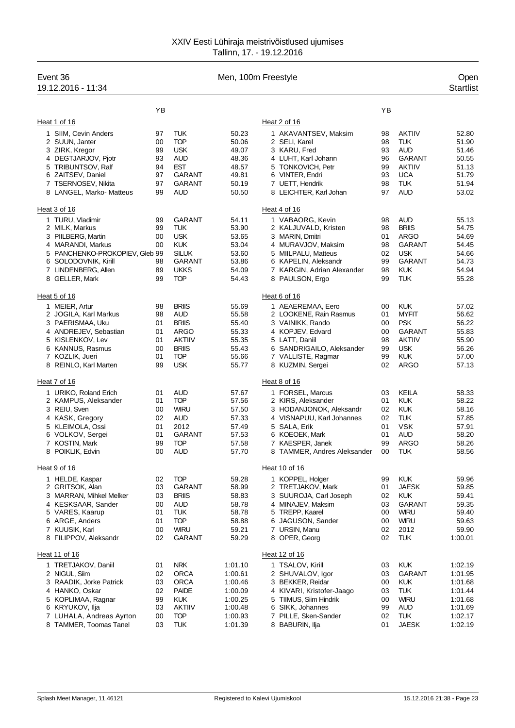# XXIV Eesti Lühiraja meistrivõistlused ujumises

Tallinn, 17. - 19.12.2016

**Event 36** — Men, 100m Freestyle — Open

19.12.2016 - 11:34 — Startlist

### Heat 1 of 16

| | Name | YB | Club | Time |
|---|---|---|---|---|
| 1 | SIIM, Cevin Anders | 97 | TUK | 50.23 |
| 2 | SUUN, Janter | 00 | TOP | 50.06 |
| 3 | ZIRK, Kregor | 99 | USK | 49.07 |
| 4 | DEGTJARJOV, Pjotr | 93 | AUD | 48.36 |
| 5 | TRIBUNTSOV, Ralf | 94 | EST | 48.57 |
| 6 | ZAITSEV, Daniel | 97 | GARANT | 49.81 |
| 7 | TSERNOSEV, Nikita | 97 | GARANT | 50.19 |
| 8 | LANGEL, Marko- Matteus | 99 | AUD | 50.50 |

### Heat 2 of 16

| | Name | YB | Club | Time |
|---|---|---|---|---|
| 1 | AKAVANTSEV, Maksim | 98 | AKTIIV | 52.80 |
| 2 | SELI, Karel | 98 | TUK | 51.90 |
| 3 | KARU, Fred | 93 | AUD | 51.46 |
| 4 | LUHT, Karl Johann | 96 | GARANT | 50.55 |
| 5 | TONKOVICH, Petr | 99 | AKTIIV | 51.13 |
| 6 | VINTER, Endri | 93 | UCA | 51.79 |
| 7 | UETT, Hendrik | 98 | TUK | 51.94 |
| 8 | LEICHTER, Karl Johan | 97 | AUD | 53.02 |

### Heat 3 of 16

| | Name | YB | Club | Time |
|---|---|---|---|---|
| 1 | TURU, Vladimir | 99 | GARANT | 54.11 |
| 2 | MILK, Markus | 99 | TUK | 53.90 |
| 3 | PIILBERG, Martin | 00 | USK | 53.65 |
| 4 | MARANDI, Markus | 00 | KUK | 53.04 |
| 5 | PANCHENKO-PROKOPIEV, Gleb | 99 | SILUK | 53.60 |
| 6 | SOLODOVNIK, Kirill | 98 | GARANT | 53.86 |
| 7 | LINDENBERG, Allen | 89 | UKKS | 54.09 |
| 8 | GELLER, Mark | 99 | TOP | 54.43 |

### Heat 4 of 16

| | Name | YB | Club | Time |
|---|---|---|---|---|
| 1 | VABAORG, Kevin | 98 | AUD | 55.13 |
| 2 | KALJUVALD, Kristen | 98 | BRIIS | 54.75 |
| 3 | MARIN, Dmitri | 01 | ARGO | 54.69 |
| 4 | MURAVJOV, Maksim | 98 | GARANT | 54.45 |
| 5 | MIILPALU, Matteus | 02 | USK | 54.66 |
| 6 | KAPELIN, Aleksandr | 99 | GARANT | 54.73 |
| 7 | KARGIN, Adrian Alexander | 98 | KUK | 54.94 |
| 8 | PAULSON, Ergo | 99 | TUK | 55.28 |

### Heat 5 of 16

| | Name | YB | Club | Time |
|---|---|---|---|---|
| 1 | MEIER, Artur | 98 | BRIIS | 55.69 |
| 2 | JOGILA, Karl Markus | 98 | AUD | 55.58 |
| 3 | PAERISMAA, Uku | 01 | BRIIS | 55.40 |
| 4 | ANDREJEV, Sebastian | 01 | ARGO | 55.33 |
| 5 | KISLENKOV, Lev | 01 | AKTIIV | 55.35 |
| 6 | KANNUS, Rasmus | 00 | BRIIS | 55.43 |
| 7 | KOZLIK, Jueri | 01 | TOP | 55.66 |
| 8 | REINLO, Karl Marten | 99 | USK | 55.77 |

### Heat 6 of 16

| | Name | YB | Club | Time |
|---|---|---|---|---|
| 1 | AEAEREMAA, Eero | 00 | KUK | 57.02 |
| 2 | LOOKENE, Rain Rasmus | 01 | MYFIT | 56.62 |
| 3 | VAINIKK, Rando | 00 | PSK | 56.22 |
| 4 | KOPJEV, Edvard | 00 | GARANT | 55.83 |
| 5 | LATT, Daniil | 98 | AKTIIV | 55.90 |
| 6 | SANDRIGAILO, Aleksander | 99 | USK | 56.26 |
| 7 | VALLISTE, Ragmar | 99 | KUK | 57.00 |
| 8 | KUZMIN, Sergei | 02 | ARGO | 57.13 |

### Heat 7 of 16

| | Name | YB | Club | Time |
|---|---|---|---|---|
| 1 | URIKO, Roland Erich | 01 | AUD | 57.67 |
| 2 | KAMPUS, Aleksander | 01 | TOP | 57.56 |
| 3 | REIU, Sven | 00 | WIRU | 57.50 |
| 4 | KASK, Gregory | 02 | AUD | 57.33 |
| 5 | KLEIMOLA, Ossi | 01 | 2012 | 57.49 |
| 6 | VOLKOV, Sergei | 01 | GARANT | 57.53 |
| 7 | KOSTIN, Mark | 99 | TOP | 57.58 |
| 8 | POIKLIK, Edvin | 00 | AUD | 57.70 |

### Heat 8 of 16

| | Name | YB | Club | Time |
|---|---|---|---|---|
| 1 | FORSEL, Marcus | 03 | KEILA | 58.33 |
| 2 | KIRS, Aleksander | 01 | KUK | 58.22 |
| 3 | HODANJONOK, Aleksandr | 02 | KUK | 58.16 |
| 4 | VISNAPUU, Karl Johannes | 02 | TUK | 57.85 |
| 5 | SALA, Erik | 01 | VSK | 57.91 |
| 6 | KOEOEK, Mark | 01 | AUD | 58.20 |
| 7 | KAESPER, Janek | 99 | ARGO | 58.26 |
| 8 | TAMMER, Andres Aleksander | 00 | TUK | 58.56 |

### Heat 9 of 16

| | Name | YB | Club | Time |
|---|---|---|---|---|
| 1 | HELDE, Kaspar | 02 | TOP | 59.28 |
| 2 | GRITSOK, Alan | 03 | GARANT | 58.99 |
| 3 | MARRAN, Mihkel Melker | 03 | BRIIS | 58.83 |
| 4 | KESKSAAR, Sander | 00 | AUD | 58.78 |
| 5 | VARES, Kaarup | 01 | TUK | 58.78 |
| 6 | ARGE, Anders | 01 | TOP | 58.88 |
| 7 | KUUSIK, Karl | 00 | WIRU | 59.21 |
| 8 | FILIPPOV, Aleksandr | 02 | GARANT | 59.29 |

### Heat 10 of 16

| | Name | YB | Club | Time |
|---|---|---|---|---|
| 1 | KOPPEL, Holger | 99 | KUK | 59.96 |
| 2 | TRETJAKOV, Mark | 01 | JAESK | 59.85 |
| 3 | SUUROJA, Carl Joseph | 02 | KUK | 59.41 |
| 4 | MINAJEV, Maksim | 03 | GARANT | 59.35 |
| 5 | TREPP, Kaarel | 00 | WIRU | 59.40 |
| 6 | JAGUSON, Sander | 00 | WIRU | 59.63 |
| 7 | URSIN, Manu | 02 | 2012 | 59.90 |
| 8 | OPER, Georg | 02 | TUK | 1:00.01 |

### Heat 11 of 16

| | Name | YB | Club | Time |
|---|---|---|---|---|
| 1 | TRETJAKOV, Daniil | 01 | NRK | 1:01.10 |
| 2 | NIGUL, Siim | 02 | ORCA | 1:00.61 |
| 3 | RAADIK, Jorke Patrick | 03 | ORCA | 1:00.46 |
| 4 | HANKO, Oskar | 02 | PAIDE | 1:00.09 |
| 5 | KOPLIMAA, Ragnar | 99 | KUK | 1:00.25 |
| 6 | KRYUKOV, Ilja | 03 | AKTIIV | 1:00.48 |
| 7 | LUHALA, Andreas Ayrton | 00 | TOP | 1:00.93 |
| 8 | TAMMER, Toomas Tanel | 03 | TUK | 1:01.39 |

### Heat 12 of 16

| | Name | YB | Club | Time |
|---|---|---|---|---|
| 1 | TSALOV, Kirill | 03 | KUK | 1:02.19 |
| 2 | SHUVALOV, Igor | 03 | GARANT | 1:01.95 |
| 3 | BEKKER, Reidar | 00 | KUK | 1:01.68 |
| 4 | KIVARI, Kristofer-Jaago | 03 | TUK | 1:01.44 |
| 5 | TIIMUS, Siim Hindrik | 00 | WIRU | 1:01.68 |
| 6 | SIKK, Johannes | 99 | AUD | 1:01.69 |
| 7 | PILLE, Sken-Sander | 02 | TUK | 1:02.17 |
| 8 | BABURIN, Ilja | 01 | JAESK | 1:02.19 |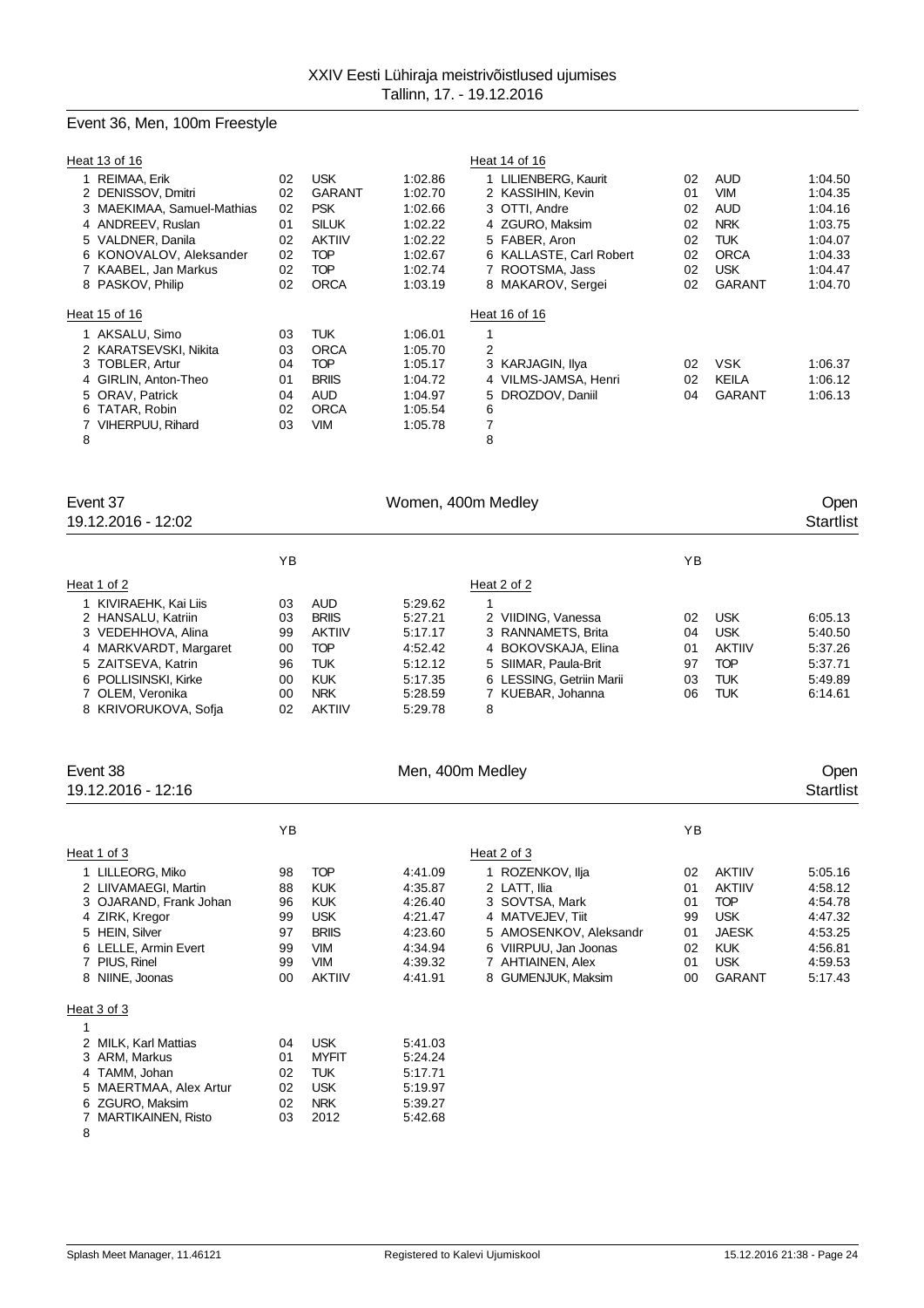# XXIV Eesti Lühiraja meistrivõistlused ujumises
Tallinn, 17. - 19.12.2016

## Event 36, Men, 100m Freestyle

**Heat 13 of 16**

| | Name | YB | Club | Time |
|---|---|---|---|---|
| 1 | REIMAA, Erik | 02 | USK | 1:02.86 |
| 2 | DENISSOV, Dmitri | 02 | GARANT | 1:02.70 |
| 3 | MAEKIMAA, Samuel-Mathias | 02 | PSK | 1:02.66 |
| 4 | ANDREEV, Ruslan | 01 | SILUK | 1:02.22 |
| 5 | VALDNER, Danila | 02 | AKTIIV | 1:02.22 |
| 6 | KONOVALOV, Aleksander | 02 | TOP | 1:02.67 |
| 7 | KAABEL, Jan Markus | 02 | TOP | 1:02.74 |
| 8 | PASKOV, Philip | 02 | ORCA | 1:03.19 |

**Heat 14 of 16**

| | Name | YB | Club | Time |
|---|---|---|---|---|
| 1 | LILIENBERG, Kaurit | 02 | AUD | 1:04.50 |
| 2 | KASSIHIN, Kevin | 01 | VIM | 1:04.35 |
| 3 | OTTI, Andre | 02 | AUD | 1:04.16 |
| 4 | ZGURO, Maksim | 02 | NRK | 1:03.75 |
| 5 | FABER, Aron | 02 | TUK | 1:04.07 |
| 6 | KALLASTE, Carl Robert | 02 | ORCA | 1:04.33 |
| 7 | ROOTSMA, Jass | 02 | USK | 1:04.47 |
| 8 | MAKAROV, Sergei | 02 | GARANT | 1:04.70 |

**Heat 15 of 16**

| | Name | YB | Club | Time |
|---|---|---|---|---|
| 1 | AKSALU, Simo | 03 | TUK | 1:06.01 |
| 2 | KARATSEVSKI, Nikita | 03 | ORCA | 1:05.70 |
| 3 | TOBLER, Artur | 04 | TOP | 1:05.17 |
| 4 | GIRLIN, Anton-Theo | 01 | BRIIS | 1:04.72 |
| 5 | ORAV, Patrick | 04 | AUD | 1:04.97 |
| 6 | TATAR, Robin | 02 | ORCA | 1:05.54 |
| 7 | VIHERPUU, Rihard | 03 | VIM | 1:05.78 |
| 8 | | | | |

**Heat 16 of 16**

| | Name | YB | Club | Time |
|---|---|---|---|---|
| 1 | | | | |
| 2 | | | | |
| 3 | KARJAGIN, Ilya | 02 | VSK | 1:06.37 |
| 4 | VILMS-JAMSA, Henri | 02 | KEILA | 1:06.12 |
| 5 | DROZDOV, Daniil | 04 | GARANT | 1:06.13 |
| 6 | | | | |
| 7 | | | | |
| 8 | | | | |

## Event 37 — Women, 400m Medley — Open
19.12.2016 - 12:02 — Startlist

**Heat 1 of 2**

| | Name | YB | Club | Time |
|---|---|---|---|---|
| 1 | KIVIRAEHK, Kai Liis | 03 | AUD | 5:29.62 |
| 2 | HANSALU, Katriin | 03 | BRIIS | 5:27.21 |
| 3 | VEDEHHOVA, Alina | 99 | AKTIIV | 5:17.17 |
| 4 | MARKVARDT, Margaret | 00 | TOP | 4:52.42 |
| 5 | ZAITSEVA, Katrin | 96 | TUK | 5:12.12 |
| 6 | POLLISINSKI, Kirke | 00 | KUK | 5:17.35 |
| 7 | OLEM, Veronika | 00 | NRK | 5:28.59 |
| 8 | KRIVORUKOVA, Sofja | 02 | AKTIIV | 5:29.78 |

**Heat 2 of 2**

| | Name | YB | Club | Time |
|---|---|---|---|---|
| 1 | | | | |
| 2 | VIIDING, Vanessa | 02 | USK | 6:05.13 |
| 3 | RANNAMETS, Brita | 04 | USK | 5:40.50 |
| 4 | BOKOVSKAJA, Elina | 01 | AKTIIV | 5:37.26 |
| 5 | SIIMAR, Paula-Brit | 97 | TOP | 5:37.71 |
| 6 | LESSING, Getriin Marii | 03 | TUK | 5:49.89 |
| 7 | KUEBAR, Johanna | 06 | TUK | 6:14.61 |
| 8 | | | | |

## Event 38 — Men, 400m Medley — Open
19.12.2016 - 12:16 — Startlist

**Heat 1 of 3**

| | Name | YB | Club | Time |
|---|---|---|---|---|
| 1 | LILLEORG, Miko | 98 | TOP | 4:41.09 |
| 2 | LIIVAMAEGI, Martin | 88 | KUK | 4:35.87 |
| 3 | OJARAND, Frank Johan | 96 | KUK | 4:26.40 |
| 4 | ZIRK, Kregor | 99 | USK | 4:21.47 |
| 5 | HEIN, Silver | 97 | BRIIS | 4:23.60 |
| 6 | LELLE, Armin Evert | 99 | VIM | 4:34.94 |
| 7 | PIUS, Rinel | 99 | VIM | 4:39.32 |
| 8 | NIINE, Joonas | 00 | AKTIIV | 4:41.91 |

**Heat 2 of 3**

| | Name | YB | Club | Time |
|---|---|---|---|---|
| 1 | ROZENKOV, Ilja | 02 | AKTIIV | 5:05.16 |
| 2 | LATT, Ilia | 01 | AKTIIV | 4:58.12 |
| 3 | SOVTSA, Mark | 01 | TOP | 4:54.78 |
| 4 | MATVEJEV, Tiit | 99 | USK | 4:47.32 |
| 5 | AMOSENKOV, Aleksandr | 01 | JAESK | 4:53.25 |
| 6 | VIIRPUU, Jan Joonas | 02 | KUK | 4:56.81 |
| 7 | AHTIAINEN, Alex | 01 | USK | 4:59.53 |
| 8 | GUMENJUK, Maksim | 00 | GARANT | 5:17.43 |

**Heat 3 of 3**

| | Name | YB | Club | Time |
|---|---|---|---|---|
| 1 | | | | |
| 2 | MILK, Karl Mattias | 04 | USK | 5:41.03 |
| 3 | ARM, Markus | 01 | MYFIT | 5:24.24 |
| 4 | TAMM, Johan | 02 | TUK | 5:17.71 |
| 5 | MAERTMAA, Alex Artur | 02 | USK | 5:19.97 |
| 6 | ZGURO, Maksim | 02 | NRK | 5:39.27 |
| 7 | MARTIKAINEN, Risto | 03 | 2012 | 5:42.68 |
| 8 | | | | |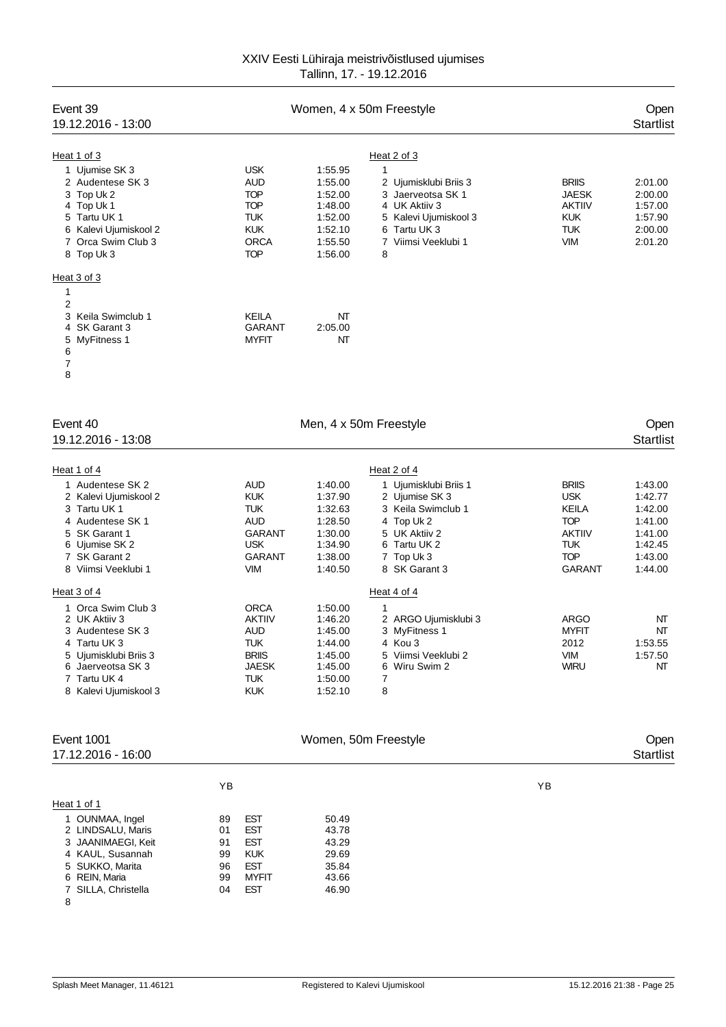XXIV Eesti Lühiraja meistrivõistlused ujumises
Tallinn, 17. - 19.12.2016

## Event 39 — Women, 4 x 50m Freestyle — Open

19.12.2016 - 13:00 — Startlist

**Heat 1 of 3**

| Lane | Team | Code | Time |
|---|---|---|---|
| 1 | Ujumise SK 3 | USK | 1:55.95 |
| 2 | Audentese SK 3 | AUD | 1:55.00 |
| 3 | Top Uk 2 | TOP | 1:52.00 |
| 4 | Top Uk 1 | TOP | 1:48.00 |
| 5 | Tartu UK 1 | TUK | 1:52.00 |
| 6 | Kalevi Ujumiskool 2 | KUK | 1:52.10 |
| 7 | Orca Swim Club 3 | ORCA | 1:55.50 |
| 8 | Top Uk 3 | TOP | 1:56.00 |

**Heat 2 of 3**

| Lane | Team | Code | Time |
|---|---|---|---|
| 1 | | | |
| 2 | Ujumisklubi Briis 3 | BRIIS | 2:01.00 |
| 3 | Jaerveotsa SK 1 | JAESK | 2:00.00 |
| 4 | UK Aktiiv 3 | AKTIIV | 1:57.00 |
| 5 | Kalevi Ujumiskool 3 | KUK | 1:57.90 |
| 6 | Tartu UK 3 | TUK | 2:00.00 |
| 7 | Viimsi Veeklubi 1 | VIM | 2:01.20 |
| 8 | | | |

**Heat 3 of 3**

| Lane | Team | Code | Time |
|---|---|---|---|
| 1 | | | |
| 2 | | | |
| 3 | Keila Swimclub 1 | KEILA | NT |
| 4 | SK Garant 3 | GARANT | 2:05.00 |
| 5 | MyFitness 1 | MYFIT | NT |
| 6 | | | |
| 7 | | | |
| 8 | | | |

## Event 40 — Men, 4 x 50m Freestyle — Open

19.12.2016 - 13:08 — Startlist

**Heat 1 of 4**

| Lane | Team | Code | Time |
|---|---|---|---|
| 1 | Audentese SK 2 | AUD | 1:40.00 |
| 2 | Kalevi Ujumiskool 2 | KUK | 1:37.90 |
| 3 | Tartu UK 1 | TUK | 1:32.63 |
| 4 | Audentese SK 1 | AUD | 1:28.50 |
| 5 | SK Garant 1 | GARANT | 1:30.00 |
| 6 | Ujumise SK 2 | USK | 1:34.90 |
| 7 | SK Garant 2 | GARANT | 1:38.00 |
| 8 | Viimsi Veeklubi 1 | VIM | 1:40.50 |

**Heat 2 of 4**

| Lane | Team | Code | Time |
|---|---|---|---|
| 1 | Ujumisklubi Briis 1 | BRIIS | 1:43.00 |
| 2 | Ujumise SK 3 | USK | 1:42.77 |
| 3 | Keila Swimclub 1 | KEILA | 1:42.00 |
| 4 | Top Uk 2 | TOP | 1:41.00 |
| 5 | UK Aktiiv 2 | AKTIIV | 1:41.00 |
| 6 | Tartu UK 2 | TUK | 1:42.45 |
| 7 | Top Uk 3 | TOP | 1:43.00 |
| 8 | SK Garant 3 | GARANT | 1:44.00 |

**Heat 3 of 4**

| Lane | Team | Code | Time |
|---|---|---|---|
| 1 | Orca Swim Club 3 | ORCA | 1:50.00 |
| 2 | UK Aktiiv 3 | AKTIIV | 1:46.20 |
| 3 | Audentese SK 3 | AUD | 1:45.00 |
| 4 | Tartu UK 3 | TUK | 1:44.00 |
| 5 | Ujumisklubi Briis 3 | BRIIS | 1:45.00 |
| 6 | Jaerveotsa SK 3 | JAESK | 1:45.00 |
| 7 | Tartu UK 4 | TUK | 1:50.00 |
| 8 | Kalevi Ujumiskool 3 | KUK | 1:52.10 |

**Heat 4 of 4**

| Lane | Team | Code | Time |
|---|---|---|---|
| 1 | | | |
| 2 | ARGO Ujumisklubi 3 | ARGO | NT |
| 3 | MyFitness 1 | MYFIT | NT |
| 4 | Kou 3 | 2012 | 1:53.55 |
| 5 | Viimsi Veeklubi 2 | VIM | 1:57.50 |
| 6 | Wiru Swim 2 | WIRU | NT |
| 7 | | | |
| 8 | | | |

## Event 1001 — Women, 50m Freestyle — Open

17.12.2016 - 16:00 — Startlist

**Heat 1 of 1**

| Lane | Name | YB | Club | Time |
|---|---|---|---|---|
| 1 | OUNMAA, Ingel | 89 | EST | 50.49 |
| 2 | LINDSALU, Maris | 01 | EST | 43.78 |
| 3 | JAANIMAEGI, Keit | 91 | EST | 43.29 |
| 4 | KAUL, Susannah | 99 | KUK | 29.69 |
| 5 | SUKKO, Marita | 96 | EST | 35.84 |
| 6 | REIN, Maria | 99 | MYFIT | 43.66 |
| 7 | SILLA, Christella | 04 | EST | 46.90 |
| 8 | | | | |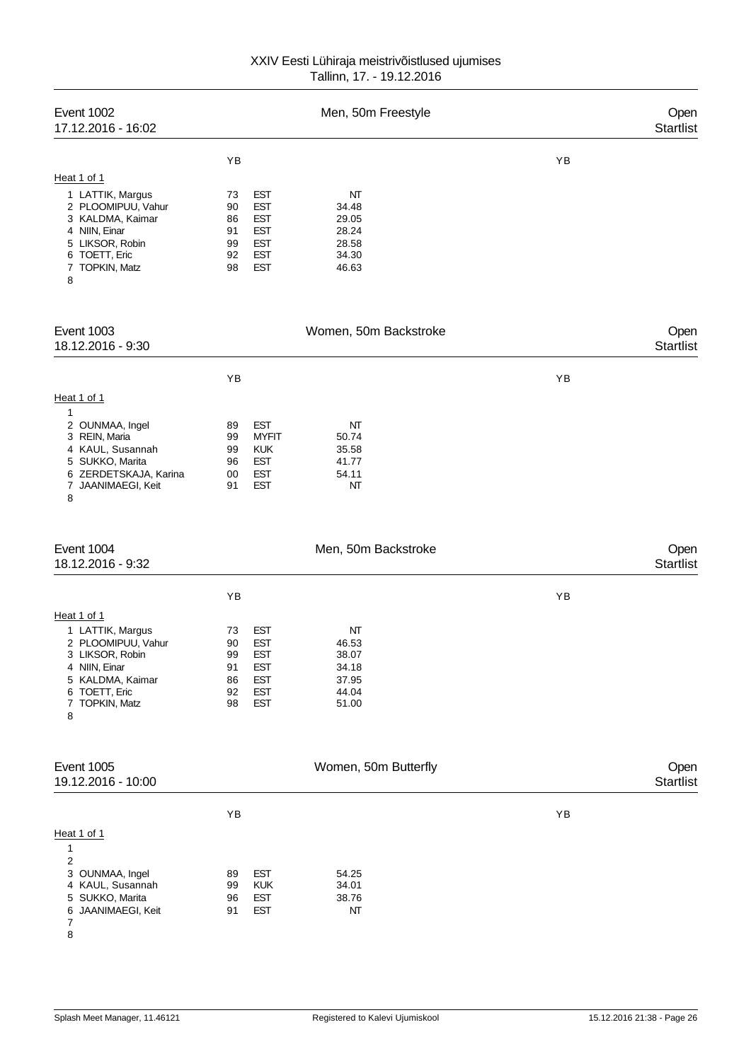XXIV Eesti Lühiraja meistrivõistlused ujumises
Tallinn, 17. - 19.12.2016

## Event 1002 — Men, 50m Freestyle — Open Startlist
17.12.2016 - 16:02

Heat 1 of 1

| Lane | Name | YB | Club | Time |
|---|---|---|---|---|
| 1 | LATTIK, Margus | 73 | EST | NT |
| 2 | PLOOMIPUU, Vahur | 90 | EST | 34.48 |
| 3 | KALDMA, Kaimar | 86 | EST | 29.05 |
| 4 | NIIN, Einar | 91 | EST | 28.24 |
| 5 | LIKSOR, Robin | 99 | EST | 28.58 |
| 6 | TOETT, Eric | 92 | EST | 34.30 |
| 7 | TOPKIN, Matz | 98 | EST | 46.63 |
| 8 | | | | |

## Event 1003 — Women, 50m Backstroke — Open Startlist
18.12.2016 - 9:30

Heat 1 of 1

| Lane | Name | YB | Club | Time |
|---|---|---|---|---|
| 1 | | | | |
| 2 | OUNMAA, Ingel | 89 | EST | NT |
| 3 | REIN, Maria | 99 | MYFIT | 50.74 |
| 4 | KAUL, Susannah | 99 | KUK | 35.58 |
| 5 | SUKKO, Marita | 96 | EST | 41.77 |
| 6 | ZERDETSKAJA, Karina | 00 | EST | 54.11 |
| 7 | JAANIMAEGI, Keit | 91 | EST | NT |
| 8 | | | | |

## Event 1004 — Men, 50m Backstroke — Open Startlist
18.12.2016 - 9:32

Heat 1 of 1

| Lane | Name | YB | Club | Time |
|---|---|---|---|---|
| 1 | LATTIK, Margus | 73 | EST | NT |
| 2 | PLOOMIPUU, Vahur | 90 | EST | 46.53 |
| 3 | LIKSOR, Robin | 99 | EST | 38.07 |
| 4 | NIIN, Einar | 91 | EST | 34.18 |
| 5 | KALDMA, Kaimar | 86 | EST | 37.95 |
| 6 | TOETT, Eric | 92 | EST | 44.04 |
| 7 | TOPKIN, Matz | 98 | EST | 51.00 |
| 8 | | | | |

## Event 1005 — Women, 50m Butterfly — Open Startlist
19.12.2016 - 10:00

Heat 1 of 1

| Lane | Name | YB | Club | Time |
|---|---|---|---|---|
| 1 | | | | |
| 2 | | | | |
| 3 | OUNMAA, Ingel | 89 | EST | 54.25 |
| 4 | KAUL, Susannah | 99 | KUK | 34.01 |
| 5 | SUKKO, Marita | 96 | EST | 38.76 |
| 6 | JAANIMAEGI, Keit | 91 | EST | NT |
| 7 | | | | |
| 8 | | | | |

Splash Meet Manager, 11.46121 — Registered to Kalevi Ujumiskool — 15.12.2016 21:38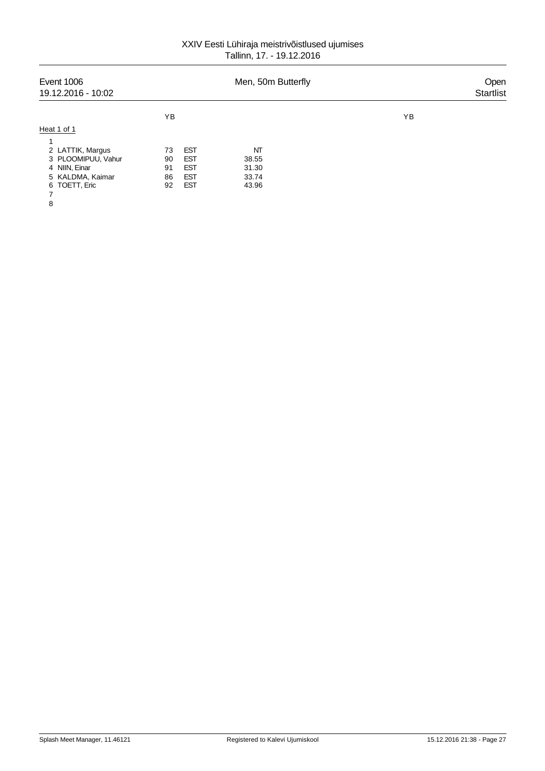# XXIV Eesti Lühiraja meistrivõistlused ujumises
Tallinn, 17. - 19.12.2016

| Event 1006 | Men, 50m Butterfly | Open |
| --- | --- | --- |
| 19.12.2016 - 10:02 | | Startlist |

Heat 1 of 1

| Lane | Name | YB | Nat | Time |
| --- | --- | --- | --- | --- |
| 1 | | | | |
| 2 | LATTIK, Margus | 73 | EST | NT |
| 3 | PLOOMIPUU, Vahur | 90 | EST | 38.55 |
| 4 | NIIN, Einar | 91 | EST | 31.30 |
| 5 | KALDMA, Kaimar | 86 | EST | 33.74 |
| 6 | TOETT, Eric | 92 | EST | 43.96 |
| 7 | | | | |
| 8 | | | | |